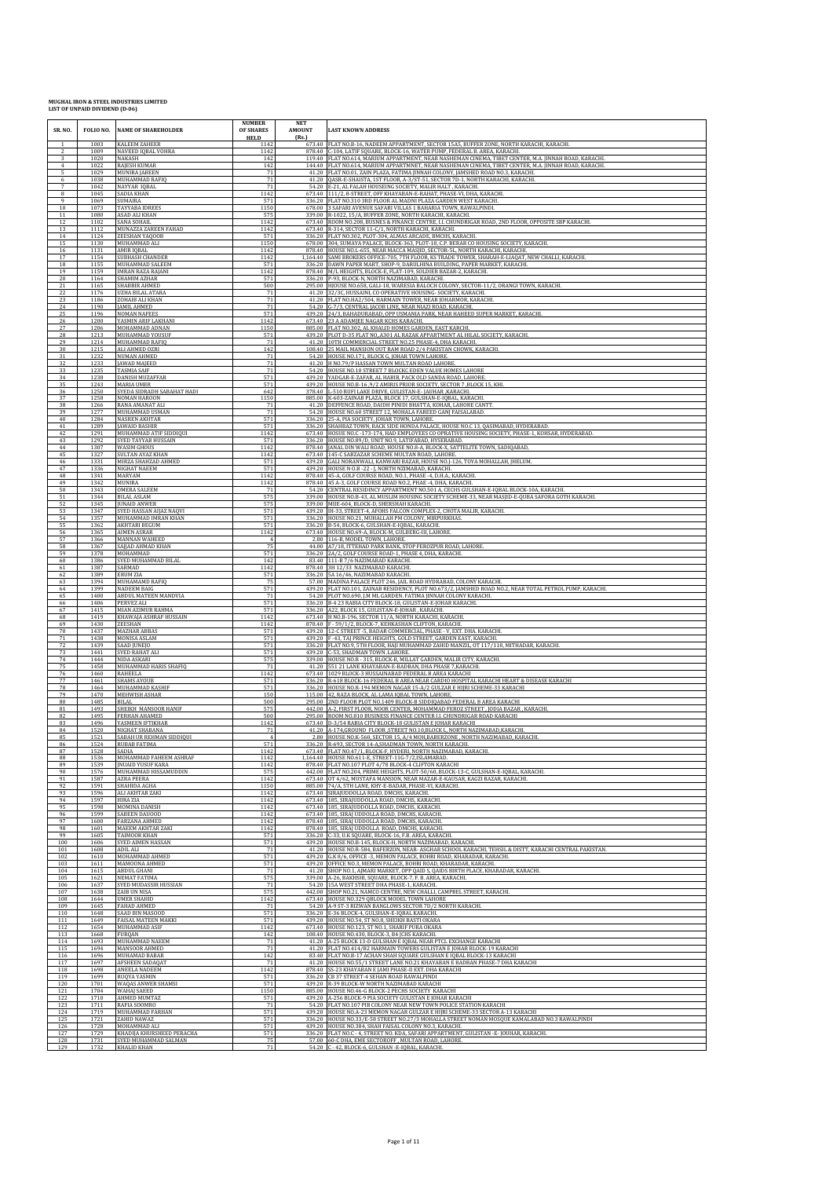**MUGHAL IRON & STEEL INDUSTRIES LIMITED**
**LIST OF UNPAID DIVIDEND (D-06)**

| SR. NO. | FOLIO NO. | NAME OF SHAREHOLDER | NUMBER OF SHARES HELD | NET AMOUNT (Rs.) | LAST KNOWN ADDRESS |
|---|---|---|---|---|---|
| 1 | 1003 | KALEEM ZAHEER | 1142 | 673.40 | FLAT NO.B-16, NADEEM APPARTMENT, SECTOR 15A5, BUFFER ZONE, NORTH KARACHI, KARACHI. |
| 2 | 1009 | NAVEED IQBAL VOHRA | 1142 | 878.40 | C-104, LATIF SQUARE, BLOCK-16, WATER PUMP, FEDERAL B. AREA, KARACHI. |
| 3 | 1020 | NAKASH | 142 | 119.40 | FLAT NO.614, MARIUM APPARTMENT, NEAR NASHEMAN CINEMA, TIBET CENTER, M.A. JINNAH ROAD, KARACHI. |
| 4 | 1022 | RAJESH KUMAR | 142 | 144.40 | FLAT NO.614, MARIUM APPARTMNET, NEAR NASHEMAN CINEMA, TIBET CENTER, M.A. JINNAH ROAD, KARACHI. |
| 5 | 1029 | MUNIRA JABEEN | 71 | 41.20 | FLAT NO.01, ZAIN PLAZA, FATIMA JINNAH COLONY, JAMSHED ROAD NO.3, KARACHI. |
| 6 | 1038 | MUHAMMAD RAFIQ | 71 | 41.20 | QASR-E-SHAISTA, 1ST FLOOR, A-3/ST-51, SECTOR 7D-1, NORTH KARACHI, KARACHI. |
| 7 | 1042 | NAYYAR IQBAL | 71 | 54.20 | E-21, AL FALAH HOUSEING SOCIETY, MALIR HALT, KARACHI. |
| 8 | 1045 | SADIA KHAN | 1142 | 673.40 | 111/2, 8-STREET, OFF KHAYABAN-E-RAHAT, PHASE-VI, DHA, KARACHI. |
| 9 | 1069 | SUMAIRA | 571 | 336.20 | FLAT NO.310 3RD FLOOR AL MADNI PLAZA GARDEN WEST KARACHI. |
| 10 | 1073 | TAYYABA IDREES | 1150 | 678.00 | 3 SAFARI AVENUE SAFARI VILLAS 1 BAHARIA TOWN, RAWALPINDI. |
| 11 | 1080 | ASAD ALI KHAN | 575 | 339.00 | R-1022, 15/A, BUFFER ZONE, NORTH KARACHI, KARACHI. |
| 12 | 1102 | SANA SOHAIL | 1142 | 673.40 | ROOM NO.208, BUSNES & FINANCE CENTRE, I.I. CHUNDRIGAR ROAD, 2ND FLOOR, OPPOSITE SBP KARACHI. |
| 13 | 1112 | MUNAZZA ZAREEN FAHAD | 1142 | 673.40 | R-314, SECTOR 11-C/1, NORTH KARACHI, KARACHI. |
| 14 | 1124 | ZEESHAN YAQOOB | 571 | 336.20 | FLAT NO.302, PLOT-304, ALMAS ARCADE, BMCHS, KARACHI. |
| 15 | 1130 | MUHAMMAD ALI | 1150 | 678.00 | 304, SUMAYA PALACE, BLOCK-363, PLOT-18, C.P. BERAR CO HOUSING SOCIETY, KARACHI. |
| 16 | 1131 | AMIR IQBAL | 1142 | 878.40 | HOUSE NO.L-655, NEAR MACCA MASJID, SECTOR-5L, NORTH KARACHI, KARACHI. |
| 17 | 1154 | SUBHASH CHANDER | 1142 | 1,164.40 | SAMI BROKERS OFFICE-705, 7TH FLOOR, KS TRADE TOWER, SHARAH-E-LIAQAT, NEW CHALLI, KARACHI. |
| 18 | 1155 | MUHAMMAD SALEEM | 571 | 336.20 | DAWN PAPER MART, SHOP-9, DARULHINA BUILDING, PAPER MARKET, KARACHI. |
| 19 | 1159 | IMRAN RAZA RAJANI | 1142 | 878.40 | M/L HEIGHTS, BLOCK-E, FLAT-109, SOLDIER BAZAR-2, KARACHI. |
| 20 | 1164 | SHAMIM AZHAR | 571 | 336.20 | P-93, BLOCK-N, NORTH NAZIMABAD, KARACHI. |
| 21 | 1165 | SHABBIR AHMED | 500 | 295.00 | HOUSE NO.658, GALI-18, WARESIA BALOCH COLONY, SECTOR-11/2, ORANGI TOWN, KARACHI. |
| 22 | 1176 | UZMA BILAL ATARA | 71 | 41.20 | 32/3C, HUSSAINI, CO OPERATIVE HOUSING- SOCIETY, KARACHI. |
| 23 | 1186 | ZOHAIB ALI KHAN | 71 | 41.20 | FLAT NO.HA2/504, HARMAIN TOWER, NEAR JOHARMOR, KARACHI. |
| 24 | 1190 | JAMIL AHMED | 71 | 54.20 | G-7/3, CENTRAL JACOB LINE, NEAR NIAZI ROAD, KARACHI. |
| 25 | 1196 | NOMAN NAFEES | 571 | 439.20 | 24/3, BAHADURABAD, OPP USMANIA PARK, NEAR HAHEED SUPER MARKET, KARACHI. |
| 26 | 1200 | YASMIN ARIF LAKHANI | 1142 | 673.40 | 23 A ADAMJEE NAGAR KCHS KARACHI. |
| 27 | 1206 | MOHAMMAD ADNAN | 1150 | 885.00 | FLAT NO.302, AL KHALID HOMES GARDEN, EAST KARCHI. |
| 28 | 1213 | MUHAMMAD YOUSUF | 571 | 439.20 | PLOT D-35 FLAT NO.,A301 AL RAZAK APPARTMENT AL HILAL SOCIETY, KARACHI. |
| 29 | 1214 | MUHAMMAD RAFIQ | 71 | 41.20 | 10TH COMMERCIAL STREET NO.25 PHASE-4, DHA KARACHI. |
| 30 | 1215 | ALI AHMED OZRI | 142 | 108.40 | 25 MAIL MANSION OUT RAM ROAD 2/4 PAKISTAN CHOWK, KARACHI. |
| 31 | 1232 | NUMAN AHMED | 71 | 54.20 | HOUSE NO.171, BLOCK G, JOHAR TOWN LAHORE. |
| 32 | 1233 | JAWAD MAJEED | 71 | 41.20 | H NO.79/P HASSAN TOWN MULTAN ROAD LAHORE. |
| 33 | 1235 | TASMIA SAIF | 71 | 54.20 | HOUSE NO.10 STREET 7 BLOCK C EDEN VALUE HOMES LAHORE |
| 34 | 1238 | DANISH MUZAFFAR | 571 | 439.20 | YADGAR-E-ZAFAR, AL HABIB, PACK OLD SANDA ROAD, LAHORE. |
| 35 | 1243 | MARIA UMER | 571 | 439.20 | HOUSE NO.B-16 ,9/2 AMIRIS PRIOR SOCIETY, SECTOR 7, BLOCK 15, KHI. |
| 36 | 1250 | SYEDA SIDRADH SABAHAT HADI | 642 | 378.40 | L-510 RUFI LAKE DRIVE, GULISTAN-E- JAUHAR ,KARACHI. |
| 37 | 1258 | NOMAN HAROON | 1150 | 885.00 | R-603-ZAINAB PLAZA, BLOCK 17, GULSHAN-E-IQBAL, KARACHI. |
| 38 | 1266 | RANA AMANAT ALI | 71 | 41.20 | DEFFENCE ROAD, DAIDH PINIDI BHATTA, KOHAR, LAHORE CANTT. |
| 39 | 1277 | MUHAMMAD USMAN | 71 | 54.20 | HOUSE NO.60 STREET 12, MOHALA FAREED GANJ FAISALABAD. |
| 40 | 1284 | NASREN AKHTAR | 571 | 336.20 | 25-A, PIA SOCIETY, JOHAR TOWN, LAHORE. |
| 41 | 1289 | JAWAID BASHIR | 571 | 336.20 | SHAHBAZ TOWN, BACK SIDE HONDA PALACE, HOUSE NO.C 13, QASIMABAD, HYDERABAD. |
| 42 | 1291 | MUHAMMAD ATIF SIDDIQUI | 1142 | 673.40 | HOUSE NO.C -173-174, HAD EMPLOYEES CO OPRATIVE HOUSING SOCIETY, PHASE-1, KOHSAR, HYDERABAD. |
| 43 | 1292 | SYED TAYYAB HUSSAIN | 571 | 336.20 | HOUSE NO.89/D, UNIT NO.9, LATIFABAD, HYSERABAD. |
| 44 | 1307 | WASIM GHOUS | 1142 | 878.40 | JANAL DIN WALI ROAD, HOUSE NO.8-A, BLOCK-X, SATTELITE TOWN, SADIQABAD, |
| 45 | 1327 | SULTAN AYAZ KHAN | 1142 | 673.40 | 145-C SABZAZAR SCHEME MULTAN ROAD, LAHORE. |
| 46 | 1331 | MIRZA SHAHZAD AHMED | 571 | 439.20 | GALI NORANWALI, KANWARI BAZAR, HOUSE NO.J-126, TOYA MOHALLAH, JHELUM. |
| 47 | 1336 | NIGHAT NAEEM | 571 | 439.20 | HOUSE N O.B -22 - J, NORTH NZIMABAD, KARACHI. |
| 48 | 1341 | MARYAM | 1142 | 878.40 | 45-A, GOLF COURSE ROAD, NO.1, PHASE -4, D.H.A., KARACHI. |
| 49 | 1342 | MUNIRA | 1142 | 878.40 | 45 A-3, GOLF COURSE ROAD NO.2, PHAE -4, DHA, KARACHI. |
| 50 | 1343 | OMERA SALEEM | 71 | 54.20 | CENTRAL RESIDINCY APPARTMENT NO.501 A, CECHS GULSHAN-E-IQBAL BLOCK-10A, KARACHI. |
| 51 | 1344 | BILAL ASLAM | 575 | 339.00 | HOUSE NO.B-43, AL MUSLIM HOUSING SOCIETY SCHEME-33, NEAR MASJID-E-QUBA SAFORA GOTH KARACHI. |
| 52 | 1345 | JUNAID ANWER | 575 | 339.00 | MHE-604, BLOCK-D, SHERSHAH KARACHI. |
| 53 | 1347 | SYED HASSAN AIJAZ NAQVI | 571 | 439.20 | IH-33, STREET-4, AFOHS FALCON COMPLEX-2, CHOTA MALIR, KARACHI. |
| 54 | 1357 | MUHAMMAD IMRAN KHAN | 571 | 336.20 | HOUSE NO.21, MUHALLAH PM COLONY, MIRPURKHAS. |
| 55 | 1362 | AKHTARI BEGUM | 571 | 336.20 | B-54, BLOCK-6, GULSHAN-E-IQBAL, KARACHI. |
| 56 | 1365 | AIMEN ASRAR | 1142 | 673.40 | HOUSE NO.69-A, BLOCK-M, GULBERG-III, LAHORE. |
| 57 | 1366 | MANNAN WAHEED | 4 | 2.80 | 116-B, MODEL TOWN, LAHORE. |
| 58 | 1367 | SAJJAD AHMAD KHAN | 75 | 44.00 | A7/18, ITTEHAD PARK BANK, STOP FEROZPUR ROAD, LAHORE. |
| 59 | 1378 | MOHAMMAD | 571 | 336.20 | 2A/2, GOLF COURSE ROAD-1, PHASE 4, DHA, KARACHI. |
| 60 | 1386 | SYED MUHAMMAD BILAL | 142 | 83.40 | 111-B 7/6 NAZIMABAD KARACHI. |
| 61 | 1387 | SARMAD | 1142 | 878.40 | 3H 12/33 NAZIMABAD KARACHI. |
| 62 | 1389 | ERUM ZIA | 571 | 336.20 | 5A 16/46, NAZIMABAD KARACHI. |
| 63 | 1394 | MUHAMAMD RAFIQ | 75 | 57.00 | MADINA PALACE PLOT 246, JAIL ROAD HYDRABAD, COLONY KARACHI. |
| 64 | 1399 | NADEEM BAIG | 571 | 439.20 | FLAT NO.101, ZAINAB RESIDENCY, PLOT NO.673/2, JAMSHED ROAD NO.2, NEAR TOTAL PETROL PUMP, KARACHI. |
| 65 | 1400 | ABDUL MATEEN MANDVIA | 71 | 54.20 | PLOT NO.690, J.M ML GARDEN. FATIMA JINNAH COLONY KARACHI. |
| 66 | 1406 | PERVEZ ALI | 571 | 336.20 | B-4 23 RABIA CITY BLOCK-18, GULISTAN-E-JOHAR KARACHI. |
| 67 | 1415 | MIAN AZIMUR RAHMA | 571 | 336.20 | A22, BLOCK 15, GULISTAN-E-JOHAR , KARACHI. |
| 68 | 1419 | KHAWAJA ASHRAF HUSSAIN | 1142 | 673.40 | H NO.R-196, SECTOR 11/A, NORTH KARACHI, KARACHI. |
| 69 | 1430 | ZEESHAN | 1142 | 878.40 | F - 59/1/2, BLOCK-7, KEHKASHAN CLIFTON, KARACHI. |
| 70 | 1437 | MAZHAR ABBAS | 571 | 439.20 | 12-C STREET -5, BADAR COMMERCIAL, PHASE - V, EXT. DHA. KARACHI. |
| 71 | 1438 | MONISA ASLAM | 571 | 439.20 | F -43, TAJ PRINCE HEIGHTS, GOLD STREET, GARDEN EAST, KARACHI. |
| 72 | 1439 | SAAD JUNEJO | 571 | 336.20 | FLAT NO.9, 5TH FLOOR, HAJI MUHAMMAD ZAHID MANZIL, OT 117/118, MITHADAR, KARACHI. |
| 73 | 1441 | SYED RAHAT ALI | 571 | 439.20 | C-53, SHADMAN TOWN ,LAHORE. |
| 74 | 1444 | NIDA ASKARI | 575 | 339.00 | HOUSE NO.R - 315, BLOCK-B, MILLAT GARDEN, MALIR CITY, KARACHI. |
| 75 | 1458 | MUHAMMAD HARIS SHAFIQ | 71 | 41.20 | 551 21 LANE KHAYABAN-E-BADBAN, DHA PHASE 7,KARACHI. |
| 76 | 1460 | RAHEELA | 1142 | 673.40 | 1029 BLOCK-3 HUSSAINABAD FEDERAL B AREA KARACHI |
| 77 | 1461 | SHAMS AYOUB | 571 | 336.20 | R-618 BLOCK-16 FEDERAL B AREA NEAR CARDIO HOSPITAL KARACHI HEART & DISEASE KARACHI |
| 78 | 1464 | MUHAMMAD KASHIF | 571 | 336.20 | HOUSE NO.R-194 MEMON NAGAR 15-A/2 GULZAR E HIJRI SCHEME-33 KARACHI |
| 79 | 1470 | MEHWISH ASHAR | 150 | 115.00 | 42, RAZA BLOCK, AL LAMA IQBAL TOWN, LAHORE. |
| 80 | 1485 | BILAL | 500 | 295.00 | 2ND FLOOR PLOT NO.1409 BLOCK-B SIDDIQABAD FEDERAL B AREA KARACHI |
| 81 | 1493 | SHEIKH MANSOOR HANIF | 575 | 442.00 | A-2, FIRST FLOOR, NOOR CENTER, MOHAMMAD FEROZ STREET , JODIA BAZAR , KARACHI. |
| 82 | 1495 | FERHAN AHAMED | 500 | 295.00 | ROOM NO.810 BUSINESS FINANCE CENTER I.I. CHUNDRIGAR ROAD KARACHI |
| 83 | 1496 | YASMEEN IFTIKHAR | 1142 | 673.40 | D-3/54 RABIA CITY BLOCK-18 GULISTAN E JOHAR KARACHI |
| 84 | 1520 | NIGHAT SHABANA | 71 | 41.20 | A-174,GROUND FLOOR ,STREET NO.10,BLOCK L, NORTH NAZIMABAD,KARACHI. |
| 85 | 1521 | SABAH UR REHMAN SIDDIQUI | 4 | 2.80 | HOUSE NO.K-560, SECTOR 15, A/4 MOH,BABERZONE , NORTH NAZIMABAD, KARACHI. |
| 86 | 1524 | RUBAB FATIMA | 571 | 336.20 | R-693, SECTOR 14-A,SHADMAN TOWN, NORTH KARACHI. |
| 87 | 1528 | SADIA | 1142 | 673.40 | FLAT NO.47/1, BLOCK-F, HYDERI, NORTH NAZIMABAD, KARACHI. |
| 88 | 1536 | MOHAMMAD FAHEEM ASHRAF | 1142 | 1,164.40 | HOUSE NO.611-E, STREET-11G-7/2,ISLAMABAD. |
| 89 | 1539 | JNUAID YUSUF KARA | 1142 | 878.40 | FLAT NO.107 PLOT 4/78 BLOCK-4 CLIFTON KARACHI |
| 90 | 1576 | MUHAMMAD HISSAMUDDIN | 575 | 442.00 | FLAT NO.204, PRIME HEIGHTS, PLOT-50/60, BLOCK-13-C, GULSHAN-E-IQBAL, KARACHI. |
| 91 | 1587 | AZRA PEERA | 1142 | 673.40 | OT 4/62, MUSTAFA MANSION, NEAR MAZAR-E-KAUSAR, KAGZI BAZAR, KARACHI. |
| 92 | 1591 | SHAHIDA AGHA | 1150 | 885.00 | 74/A, 5TH LANE, KHY-E-BADAR, PHASE-VI, KARACHI. |
| 93 | 1596 | ALI AKHTAR ZAKI | 1142 | 673.40 | SIRAJUDDOLLA ROAD, DMCHS, KARACHI. |
| 94 | 1597 | HIRA ZIA | 1142 | 673.40 | 185, SIRAJUDDOLLA ROAD, DMCHS, KARACHI. |
| 95 | 1598 | MOMINA DANISH | 1142 | 673.40 | 185, SIRAJUDDOLLA ROAD, DMCHS, KARACHI. |
| 96 | 1599 | SABEEN DAUOOD | 1142 | 673.40 | 185, SIRAJ UDDOLLA ROAD, DMCHS, KARACHI. |
| 97 | 1600 | FARZANA AHMED | 1142 | 878.40 | 185, SIRAJ UDDOLLA ROAD, DMCHS, KARACHI. |
| 98 | 1601 | MAEEM AKHTAR ZAKI | 1142 | 878.40 | 185, SIRAJ UDDOLLA ROAD, DMCHS, KARACHI. |
| 99 | 1605 | TAIMOOR KHAN | 571 | 336.20 | C-33, II.K SQUARE, BLOCK-16, F.B. AREA, KARACHI. |
| 100 | 1606 | SYED AIMEN HASSAN | 571 | 439.20 | HOUSE NO.B-145, BLOCK-H, NORTH NAZIMABAD, KARACHI. |
| 101 | 1608 | ADIL ALI | 71 | 41.20 | HOUSE NO.R-584, BAFERZON, NEAR- ASGHAR SCHOOL KARACHI, TEHSIL & DISTT, KARACHI CENTRAL PAKISTAN. |
| 102 | 1610 | MOHAMMAD AHMED | 571 | 439.20 | G.K 8/6, OFFICE -3, MEMON PALACE, BOHRI ROAD, KHARADAR, KARACHI. |
| 103 | 1611 | MAMOONA AHMED | 571 | 439.20 | OFFICE NO.3, MEMON PALACE, BOHRI ROAD, KHARADAR, KARACHI. |
| 104 | 1615 | ABDUL GHANI | 71 | 41.20 | SHOP NO.1, AJMARI MARKET, OPP QAID S, QAIDS BIRTH PLACE, KHARADAR, KARACHI. |
| 105 | 1621 | NEMAT FATIMA | 575 | 339.00 | A-26, BAKHSHI, SQUARE, BLOCK-7, F. B. AREA, KARACHI. |
| 106 | 1637 | SYED MUDASSIR HUSSIAN | 71 | 54.20 | 15A WEST STREET DHA PHASE-1, KARACHI. |
| 107 | 1638 | ZAIB UN NISA | 575 | 442.00 | SHOP NO.21, NAMCO CENTRE, NEW CHALLI, CAMPBEL STREET, KARACHI. |
| 108 | 1644 | UMER SHAHID | 1142 | 673.40 | HOUSE NO.329 QBLOCK MODEL TOWN LAHORE |
| 109 | 1645 | FAHAD AHMED | 71 | 54.20 | A-9 ST-3 RIZWAN BANGLOWS SECTOR 7D/2 NORTH KARACHI. |
| 110 | 1648 | SAAD BIN MASOOD | 571 | 336.20 | E-36 BLOCK-4, GULSHAN-E-IQBAL KARACHI. |
| 111 | 1649 | FAISAL MATEEN MAKKI | 571 | 439.20 | HOUSE NO.54, ST NO.8, SHEIKH BASTI OKARA |
| 112 | 1654 | MUHAMMAD ASIF | 1142 | 673.40 | HOUSE NO.123, ST NO.1, SHARIF PURA OKARA |
| 113 | 1668 | FURQAN | 142 | 108.40 | HOUSE NO.430, BLOCK-3, B4 JCHS KARACHI. |
| 114 | 1693 | MUHAMMAD NAEEM | 71 | 41.20 | A-25 BLOCK 13-D GULSHAN E IQBAL NEAR PTCL EXCHANGE KARACHI |
| 115 | 1694 | MANSOOR AHMED | 71 | 41.20 | FLAT NO.414/B2 HARMAIN TOWERS GULISTAN E JOHAR BLOCK-19 KARACHI |
| 116 | 1696 | MUHAMAD BABAR | 142 | 83.40 | FLAT NO.B-17 ACHAN SHAH SQUARE GULSHAN E IQBAL BLOCK-13 KARACHI |
| 117 | 1697 | AFSHEEN SADAQAT | 71 | 41.20 | HOUSE NO.55/1 STREET LANE NO.21 KHAYABAN E BADBAN PHASE-7 DHA KARACHI |
| 118 | 1698 | ANEELA NADEEM | 1142 | 878.40 | SS-23 KHAYABAN E JAMI PHASE-II EXT. DHA KARACHI |
| 119 | 1699 | RUQYA YASMIN | 571 | 336.20 | CB 37 STREET-4 SEHAN ROAD RAWALPINDI |
| 120 | 1701 | WAQAS ANWER SHAMSI | 571 | 439.20 | R-39 BLOCK-W NORTH NAZIMABAD KARACHI |
| 121 | 1704 | WAHAJ SAEED | 1150 | 885.00 | HOUSE NO.46-G BLOCK-2 PECHS SOCIETY KARACHI |
| 122 | 1710 | AHMED MUMTAZ | 571 | 439.20 | A-256 BLOCK-9 PIA SOCIETY GULISTAN E JOHAR KARACHI |
| 123 | 1711 | RAFIA SOOMRO | 71 | 54.20 | FLAT NO.107 PIB COLONY NEAR NEW TOWN POLICE STATION KARACHI |
| 124 | 1719 | MUHAMMAD FARHAN | 571 | 439.20 | HOUSE NO.A-23 MEMON NAGAR GULZAR E HIJRI SCHEME-33 SECTOR A-13 KARACHI |
| 125 | 1721 | ZAHID NAWAZ | 571 | 336.20 | HOUSE NO.33/E-58 STREET NO.27/3 MOHALLA STREET NOMAN MOSQUE KAMALABAD NO.3 RAWALPINDI |
| 126 | 1728 | MOHAMMAD ALI | 571 | 439.20 | HOUSE NO.384, SHAH FAISAL COLONY NO.3, KARACHI. |
| 127 | 1729 | KHADIJA KHURSHEED PERACHA | 571 | 336.20 | FLAT NO.C - 4, STREET NO. KDA, SAFARI APPARTMENT, GULISTAN -E- JOUHAR, KARACHI. |
| 128 | 1731 | SYED MUHAMMAD SALMAN | 75 | 57.00 | 60-C DHA, EME SECTOROFF , MULTAN ROAD, LAHORE. |
| 129 | 1732 | KHALID KHAN | 71 | 54.20 | C - 42, BLOCK-6, GULSHAN -E-IQBAL, KARACHI. |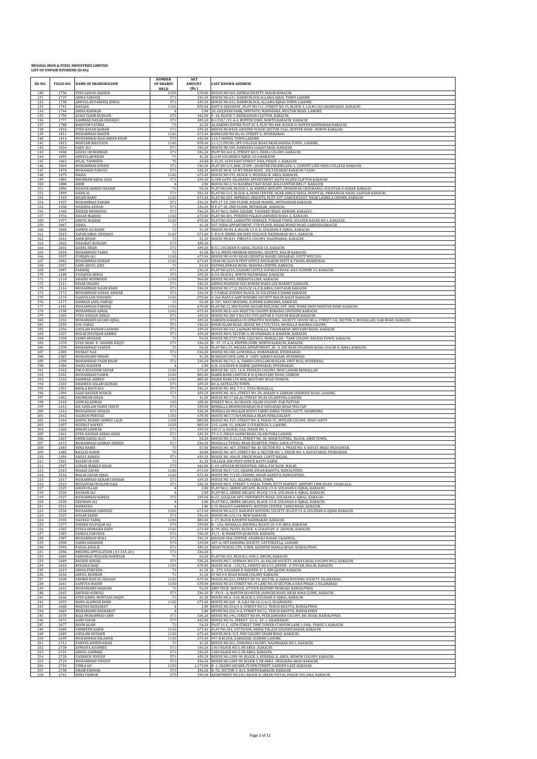**MUGHAL IRON & STEEL INDUSTRIES LIMITED**
**LIST OF UNPAID DIVIDEND (D-06)**

| SR. NO. | FOLIO NO. | NAME OF SHAREHOLDER | NUMBER OF SHARES HELD | NET AMOUNT (Rs.) | LAST KNOWN ADDRESS |
|---|---|---|---|---|---|
| 130 | 1736 | SYED JAWAD HAIDER | 1150 | 678.00 | HOSUE NO.269, JAFIRIA SOCIETY, MALIR KARACHI. |
| 131 | 1737 | AMNA FAROOQ | 571 | 336.20 | HOUSE NO.631, KARIM BLOCK ALLAMA IQBAL TOWN LAHORE |
| 132 | 1738 | ABDULLAH FAROOQ MIRZA | 571 | 439.20 | HOUSE NO.631, KARIM BLOCK, ALLAMA IQBAL TOWN, LAHORE. |
| 133 | 1741 | HASSAN | 1142 | 878.40 | BAIT-E-ZIQUDDIN , PLOT NO.311, STREET NO.19, BLOCK-3, L.B.M.C.H.S SHARFABAD, KARACHI. |
| 134 | 1744 | AMNA RAHMAN | 4 | 2.80 | 20, GULSHAN PARK, OPPOSITE, MANSOORA, MULTAN ROAD, LAHORE. |
| 135 | 1750 | AGHA TAHIR HUSSAIN | 575 | 442.00 | F-44, BLOCK-7, KEHKASHAN CLIFTON, KARACHI. |
| 136 | 1777 | HAMMAD HASAN SIDDIQUI | 571 | 439.20 | R-1150/ /15-A-4, BUFFER ZONE, NORTH KARACHI. KARACHI |
| 137 | 1788 | MARYUM FATIMA | 71 | 41.20 | AL KARIM CENTRE PLOT SC 4, FLAT NO.408, BLOCK-D, NORTH NAZIMABAD KARACHI. |
| 138 | 1810 | SYED HASAN QAMAR | 571 | 439.20 | HOUSE NO.R430, GROUND FLOOR ,SECTOR 15A2, BUFFER ZONE . NORTH KARACHI. |
| 139 | 1811 | MUHAMMAD NAEEM | 1142 | 673.40 | BANGLOW NO 86/A1 STREET 4, HYDERABAD. |
| 140 | 1814 | MUHAMMAD EJAZ AKBER KHAN | 575 | 442.00 | 112-C MODEL TOWN,LAHORE. |
| 141 | 1815 | MARYAM KHATOON | 1142 | 878.40 | 11-C/2 PECHS, OFF COLLEGE ROAD NEAR WAPDA TOWN , LAHORE. |
| 142 | 1824 | SAJID ALI | 571 | 336.20 | HOUSE NO.100, DAKHANA LIAQATABAD, KARACHI. |
| 143 | 1848 | ADEEL UR REHMAN | 571 | 336.20 | PLOT NO.463 A, STREET NO.3, DEHLI COLONY, KARACHI. |
| 144 | 1855 | ABDULLAH KHAN | 71 | 41.20 | A-249 GULSHAN E IQBAL 10-A KARACHI |
| 145 | 1862 | BILAL TANWEER | 75 | 44.00 | S-22/II, 16TH EAST STREET, DHA, PHASE-1, KARACHI. |
| 146 | 1869 | MUHAMMAD JUNAID | 571 | 336.20 | FLAT NO.115, KMC STAFF , QUARTER FIR BIRGADE-1, CEMENT LINE URDU COLLEGE KARACHI. |
| 147 | 1870 | MUHAMAD PARVEZ | 571 | 336.20 | HOUSE NO.K-10 MT KHAN ROAD , SULTANABAD KARACHI-74200. |
| 148 | 1875 | NAZIA | 1142 | 673.40 | HOUSE NO.195, BLOCK-3, FEDERAL B. AREA, KARACHI. |
| 149 | 1884 | KHURRAM IQBAL QAZI | 571 | 439.20 | A-5FB GATH ISLANAND APPARTMENT, BATH ISLAND CLIFTON KARACHI. |
| 150 | 1888 | AMIR | 4 | 2.80 | HOUSE NO.3/16 HASHMAT RAY ROAD ,KALI CENTER R85/7, KARACHI. |
| 151 | 1896 | NASEER AHMED SHAIKH | 71 | 54.20 | FLAT NO.608, BLOCK-3, AL KHIZRA HEIGHTS, MUNAWAR CHOURANGI, GULISTAN-E-JOHAR, KARACHI. |
| 152 | 1899 | HARILAL | 571 | 582.20 | FLAT NO.512, BLOCK-A, RENO CENTRE, NEAR ANKLE SERIA, HOSPITAL, PRIRANDAL RAOD, SADDAR KARACHI. |
| 153 | 1918 | BILQIS BANO | 1142 | 673.40 | FLAT NO.205, IMPERIAL HEIGHTS, PLOT-437, GARDEN EAST, NEAR LASBELA CHOWK, KARACHI |
| 154 | 1937 | MOHAMMAD ZABAIR | 571 | 336.20 | NPI-17-18, 2ND FLOOR, KOSAR MANZIL, MITHARDAR KARACHI. |
| 155 | 1938 | SHAHIDA ADNAN | 571 | 336.20 | N P-17-18, 2ND FLOOR, MITHADAR , KARACHI. |
| 156 | 1940 | KHIZER MEHMOOD | 571 | 336.20 | FLAT NO.5, BABA SQUARE, TAUHEED ROAD, KEMARI, KARAHCI. |
| 157 | 1976 | HASAN MAJEED | 1142 | 673.40 | FLAT NO.401, PURDESI PALACE JAMSHED ROAD, 2, KARACHI. |
| 158 | 1977 | ABDUL WAHAB | 1142 | 878.40 | FLAT NO.203, LAKHATNI TERRACE, PUNJAB TOWN, SOLDIER BAZAR NO.1, KARACHI. |
| 159 | 2007 | SIDRA | 71 | 41.20 | 507, FIDOI APPARTMENT, 5TH FLOOR, NASAQ WANJI ROAD, GARDEN KARACHI. |
| 160 | 2008 | AHMED ALI KHAN | 71 | 41.20 | HOUSE NO.84-A, BLCOK 13-D-II, GULSHAN-E-IQBAL, KARACHI. |
| 161 | 2015 | ZAFAR IQBAL SIDDIQUI | 1142 | 673.40 | I-B 6/9, BHIND SIR SYED COLLEGE NAZIMABAD NO.1, KARACHI. |
| 162 | 2016 | AMIR JEHAN | 71 | 41.20 | HOUSE NO.K41, FIRDOUS COLONY, NAZIMABAD, KARACHI. |
| 163 | 2023 | SHAUKAT HUSSAIN | 571 | 439.20 | |
| 164 | 2031 | ADEEL KHAN | 571 | 439.20 | B-51, GULSHAN-E-IQBAL, BLOCK 18, KARACHI. |
| 165 | 2034 | MUHAMMAD TARIQ | 71 | 41.20 | B/14, INDUS MEHRAN HOUSING, SOCIETY, MALIR KARACHI. |
| 166 | 2037 | FURQAN ALI | 1142 | 673.40 | HOUSE NO.419D NEAR CHISHTIA MASJID SHUJABAD DISTT MULTAN. |
| 167 | 2042 | MUHAMMAD ZUBAIR | 1142 | 673.40 | CHAK NO.2610 R POST OFFICE KUCHAKUR DISTT & TEHSIL KHANEWAL |
| 168 | 2057 | SAMI ABDUL AZIZ | 71 | 54.20 | FATIMA JINNAH ROAD, MADINA CENTRE, KARACHI. |
| 169 | 2097 | FAROOQ | 571 | 336.20 | FLAT NO.A210, GAZIANI CASTLE SUPARCO ROAD, KDA SCHEME 33, KARACHI. |
| 170 | 2100 | TAUQEER ABBAS | 571 | 439.20 | A-54, BLOCK J, NORTH NAZIMABAD, KARACHI. |
| 171 | 2110 | SHAHID MEHMOOD | 1150 | 966.00 | HOUSE NO.849, BIZERATA LINE, KARACHI. |
| 172 | 2111 | NISAR SHAIKH | 571 | 336.20 | AMINA MANSION OLD KUMAR WARA LEE MARKET KARACHI. |
| 173 | 2116 | MUHAMMAD NASIR KHAN | 571 | 336.20 | HOUSE NO.1712, BLOLCK 14, F.B.AREA, DASTAGIR KARACHI. |
| 174 | 2172 | MOHAMMAD SOHAIL ANWAR | 571 | 336.20 | F-5 FARAZ AVENUE BLOCK-20 GULISTAN E JOHAR KARACHI |
| 175 | 2174 | SAADULLAH SIDDIQUI | 1142 | 878.40 | A-266 RAFA E AAM HOUSING SOCIETY MALIR HALIT KARACHI |
| 176 | 2177 | HAMZAH JAZIL FARUQI | 71 | 54.20 | D-107, NAVY HOUSING, SCHEME ZAMZAMA, KARACHI. |
| 177 | 2181 | MUHAMMAD FAROOQ | 1150 | 678.00 | FLAT NO.12 3RD FLOOR SHOAIB BUILDING OPP. KMC WORK SHOP NISHTER ROAD KARACHI |
| 178 | 2190 | MOHAMMAD AJMAL | 1142 | 673.40 | HOUSE NO.D-666 BHATTAI COLONY KORANGI CROSSING KARACHI |
| 179 | 2205 | SYED HASSAN ABBAS | 571 | 439.20 | HOUSE NO.280 5 NO.553/595 JAFFAR E-TAYYAR MALIR KARACHI. |
| 180 | 2254 | MOHAMAMD JAVAID IQBAL | 571 | 439.20 | HAROON BAHARIA CO OPRATIVE HOUSING- SOCIETY, HOUSE NO.6, STREET-5.K, SECTOR-1, MOHALLAH, HAB ROAD, KARACHI. |
| 181 | 2255 | GUL FARAZ | 571 | 336.20 | NOOR ISLAM ROAD, HOUSE NO.1725/3324, MUHALLA MADINA COLONY, |
| 182 | 2256 | GHULAM HAIDER LASHARI | 571 | 439.20 | HOUSE NO.142, LASHARI MUHALLA, TAHANABAD, MEVASHS ROAD, KARACHI. |
| 183 | 2257 | MALIK ZULFIQAR AHMED | 571 | 439.20 | HOUSE NO.9, SECTOR-3, SR SHAHRAH-E-RAHEEM, KARACHI. |
| 184 | 2258 | ZAHID HUSSAIN | 71 | 54.20 | HOUSE NO.1727/898, GALI NO.4, MOHALLAH - TARK COLONY, BALDIA TOWN, KARACHI. |
| 185 | 2270 | SYED SHAN -E- HAIDER NAQVI | 571 | 336.20 | R - 47, 15 A/4, BUFFER ZONE, NORTH KARACHI, KARACHI. |
| 186 | 2278 | MUHAMMAD YASEEN | 71 | 54.20 | FLAT NO.115, MICASA APPARTMENT, BL -8, SIR SHAH SULEMAN ROAD, GULSH-E-IQBAL KARACHI. |
| 187 | 2285 | NUSRAT NAZ | 571 | 336.20 | HOUSE NO.188, GOWSHALA, USMANABAD, HYDERABAD. |
| 188 | 2287 | MOHAMAMD IMRAN | 71 | 41.20 | M HASAN CIVIL LINE, E -1289, SARAFA BAZAR, HYDERBAD. |
| 189 | 2290 | MUHAMMAD YASIN KHAN | 571 | 336.20 | HOUSE NO.712- A, TANDO GHULLAM HUSSAIN, UNIT NO.8, HYDERBAD, |
| 190 | 2304 | NAZIA NADEEM | 4 | 2.80 | A/8, GULSHAN-E-HABIB, QASIMABAD, HYDERABAD. |
| 191 | 2312 | UM-E-KULSOOM DEPAR | 1142 | 673.40 | HOUSE NO. 525, 14-B, PEOPLES COLONY, NEW LAHORI MOHALLAH |
| 192 | 2331 | MUHAMMAD FAHIM | 1150 | 885.00 | HABIB BANK LIMITED R-H-Q MILITARY ROAD, SUKKUR |
| 193 | 2332 | HAMMAD AHMED | 1150 | 885.00 | HABIB BANK LTD RHQ MILITARY ROAD SUKKUR. |
| 194 | 2343 | SHAHEED ASLAM JAURAH, | 571 | 439.20 | 60-A, SATELLITE TOWN, |
| 195 | 2351 | KHOLA MUSTAFA | 571 | 336.20 | HOUSE NO. BIX, 7-5-1, TOYA MOHALLA, |
| 196 | 2394 | SAAD BASEER WARCH | 571 | 439.20 | HOUSE NO. 461, STREET NO. 28, ASKARI-9, ZARRAR SHAHEED ROAD, LAHORE. |
| 197 | 2402 | KHURRAM ISRAR | 71 | 41.20 | HOUSE NO.17 JALAL STREET NO.84 ISLAMPURA LAHORE |
| 198 | 2410 | ASHFAQ AHMAD | 142 | 108.40 | STREET NO.6, ALI BLOCK, ISLAM COLONY, PAK PATTAN. |
| 199 | 2412 | KH. GHULAM FARID CHISTI | 575 | 339.00 | MOHALLA MEHMOODABAD OLD SHUJABAD ROAD MULTAN |
| 200 | 2414 | MUHAMMAD IRSHAD | 571 | 336.20 | MOHALLAH MULKAN KUDVI TARRU JABBA TEHSIL DISTT. NOSHEHRA |
| 201 | 2442 | SALMAN PERVAIZ | 1150 | 678.00 | HOUSE NO.17/369,MOHALA MIAN PORA,SIALKOT. |
| 202 | 2444 | ABDUL MOEED AHMED LACK | 1150 | 885.00 | HOUSE NO. F37, STREET NO. 8, PHASE-IV, OFFICER COLONY, WAH CANTT. |
| 203 | 2457 | NOZHAT HAFEEZ | 1150 | 885.00 | 215, LANE 12, ASKARI 5 GULBERGH-3, LAHORE. |
| 204 | 2460 | IMRAN SARWAR | 571 | 439.20 | 185/2-A, BLOCK, GAA, PHASE NO. 1, |
| 205 | 2461 | SYED ASGHAR ABBAS ABIDI | 571 | 439.20 | 75-S-5, OWAIS QARNI ROAD, ISLAM PURA LAHORE. |
| 206 | 2467 | UMER SAEED ALVI | 71 | 54.20 | HOUSE NO. E-21/2, STREET NO. 30, NOOR FATIMA, BLOCK, AMIN TOWN, |
| 207 | 2473 | MOHAMMAD ASHRAF SHEIKH | 571 | 336.20 | MOHALLA TEHSIL HEAD QUARTER, PINDI, GHEB ATTOCK. |
| 208 | 2483 | HINA HABIB | 75 | 57.00 | HOUSE NO. 407, STREET NO. 06 SECTOR NO. 1, PHASE NO. 4, HAYAT ABAD, RESHAWAR. |
| 209 | 2485 | KHALID HABIB | 75 | 44.00 | HOUSE NO. 407, STREET NO. 6, SECTOR NO. 1, PHASE NO. 4, HAYATABAD, PESHAWAR. |
| 210 | 2494 | ANEES AHMED | 571 | 439.20 | HOUSE NO. 406/B, DRIGH ROAD, CANTT BAZAR,. |
| 211 | 2501 | NIZAM UD DIN | 71 | 41.20 | VILLAGE AND POST OFFICE KATTI GARHI, |
| 212 | 2507 | GOHAR MAJEED KHAN | 575 | 442.00 | C-49, OFFICER RESIDENTIAL AREA, PAF BASE, MALIR, |
| 213 | 2515 | MAQAS ZAFAR | 1142 | 673.40 | HOUSE NO.F/135, CHANNI AWAN KAHUTA, RAWALPINDI. |
| 214 | 2516 | MALIK ZAFAR IQBAL | 1142 | 673.40 | HOUSE NO. F/135, CHANNI, AWAN-KAHUTA, RAWALPINDI. |
| 215 | 2517 | MUHAMMAD AKRAM CHOHAN | 571 | 439.20 | HOUSE NO. 921, ALLAMA IQBAL TOWN, |
| 216 | 2523 | MUZAFFAR HUSSAIN RAJA | 571 | 336.20 | HOUSE NO.5, STREET-3, FAZAL TOWN, BUTT MARKET, AIRPORT LINK ROAD, CHAKLALA. |
| 217 | 2525 | AMAN ULLAH | 4 | 2.80 | FLAT NO.2, AKBER ARCADE, BLOCK-13-B, GULSHAN-E-IQBAL, KARACHI. |
| 218 | 2526 | KASHAN ALI | 4 | 2.80 | FLAT NO.2, AKBER ARCADE, BLOCK-13-B, GULSHAN-E-IQBAL, KARACHI. |
| 219 | 2527 | MUHAMMAD HAMZA | 575 | 339.00 | B-23, ASSALAM APT, UNIVERSITY ROAD, GULSHAN-E-IQBAL, KARACHI. |
| 220 | 2530 | ZEESHAN ALI | 4 | 2.80 | FLAT NO.2, AKBER ARCADE, BLOCK-13-B, GULSHAN-E-IQBAL, KARACHI. |
| 221 | 2531 | HAMEEDA | 4 | 2.80 | C/O. MASCOT GARMENTS, MATEEN CENTER, TARIQ ROAD, KARACHI. |
| 222 | 2534 | MUHAMMAD SARFRAZ | 1142 | 673.40 | HOUSE NO.A223, RAILWAY HOUSING SOCIETY ,BLOCK 13-A, GULSHAN-E-IQBAL KARACHI. |
| 223 | 2537 | KOSAR ZAHID | 571 | 336.20 | HOUSE NO.125/14, NEW KARACHI. |
| 224 | 2555 | NAVEED TARIQ | 1150 | 885.00 | C-17, BLOCK R,NORTH NAZIMABAD ,KARACHI. |
| 225 | 2577 | SHEIKH ZULFIQAR ALI | 575 | 339.00 | R - 636, MOHALLA ANCHOLI, BLOCK-20, F.B AREA, KARACHI. |
| 226 | 2582 | SYEDA HUMAIRA ZAIDI | 1142 | 673.40 | A- 95, KDA, PLOTS, BLOCK- 4, GULISTAN -E -JAUHAR, KARACHI. |
| 227 | 2583 | ZAHIDA PARVEEN | 571 | 336.20 | 31/1 - B, MARKTIN QUARTER, KARACHI. |
| 228 | 2587 | MUHAMMAD WALI | 571 | 336.20 | HASSAN SILK CENTER, ANARKALI BAZAR, CHAKWAL. |
| 229 | 2590 | SAIMA SHAHEEN | 575 | 339.00 | 187-A, UET HOUSING SOCIETY, SATTOKATLA, LAHORE. |
| 230 | 2594 | FAISAL KHALIL | 571 | 439.20 | SHAFI TEXCEL LTD, 4.5KM, KAIWIND MANGA ROAD, RAWALPINDI. |
| 231 | 2596 | MISSING APPLICATION ( 03-545-28 ) | 571 | 336.20 | |
| 232 | 2604 | SARFARAZ HUSSAIN MAHESAR | 71 | 54.20 | FLAT NO.101, BLOCK-I, GOR 2, SMCHS, KARACHI. |
| 233 | 2609 | RASHID SOHAIL | 571 | 336.20 | HOUSE NO.7, SURWAY NO.371, AL FALAH SOCIETY, SHAH FAISAL COLONY NO.2, KARACHI. |
| 234 | 2618 | REHANA NAQI | 1150 | 678.00 | HOUSE NO.B - 132/52, SURVEY NO.615, JAFFER - E TIYYAR, MALIR, KARACHI. |
| 235 | 2619 | ABIDA PERVEEN | 71 | 41.20 | A - 273, GULSHAN-E-HADEED, P- 1, BIN QASIM, KARACHI. |
| 236 | 2636 | ABDUL REHMAN | 71 | 41.20 | ST NO.9 D ROAD BIHAR COLONY KARACHI |
| 237 | 2638 | SHEIKH RIAZ UL HASSAN | 1142 | 673.40 | HOUSE NO.222, STREET NO.10, SECTOR-A, ZARAJ HOUSING SOCIETY, ISLAMABAD. |
| 238 | 2641 | SANIYYA WASIM | 1150 | 678.00 | HOUSE NO.24 STREET NO.19 LANE NO.18 SECTOR-A DHA PHASE-2 ISLAMABAD |
| 239 | 2642 | MUHAMAMD HASHAM | 71 | 54.20 | ARIF TECH. SERVICE, ATTOCK REFINRY MORGAH, RAWALPINDI. |
| 240 | 2643 | ARSHAD ASIMALI | 571 | 336.20 | F-59/4 - A, MARTIN QUARTER, JAHNGIR ROAD, NEAR HINA CLINIC, KARACHI. |
| 241 | 2646 | SYED KAMIL MURTAZA NAQVI | 71 | 41.20 | HOUSE NO.A -618, BLOCK-3, GULSHAN-E-IQBAL, KARACHI. |
| 242 | 2651 | RANA ALAMGIR KHAN | 1142 | 673.40 | HOUSE NO.260 - B, GALI NO.16, G-6/2, ISLAMABAD. |
| 243 | 2668 | MADIHA BASHARAT | 4 | 2.80 | HOUSE NO.254/4 A, STREET NO.11, TENCH BHATTA, RAWALPINDI. |
| 244 | 2669 | MOHAMAMD BASHARAT | 4 | 2.80 | HPUSE NO.254/4-A, STREET NO.11, TENCH KHATTA, RAWALPINDI |
| 245 | 2670 | RAJA MUHAMMAD ARIF | 571 | 336.20 | HOUSE NO.196, STREET NO.09, PEER JAMSHED COLONY, KR; ROAD, RAWALPINDI. |
| 246 | 2672 | ASIM ZAFAR | 575 | 442.00 | HOUSE NO.76, STREET- 23, G- 10 -1, ISLAMABAD. |
| 247 | 2677 | NOOR ALAM | 71 | 54.20 | PLOT 31-C ,10TH STREET TIME TOWER STADIUM LANE 1 DHA , PHASE 5, KARACHI. |
| 248 | 2680 | UMBREEN HABIB | 1142 | 673.40 | FLAT NO.103, 1ST FLOOR, ABBAL PALACE SOLDIER BAZAR, KARACHI. |
| 249 | 2685 | GHULAM HUSSAIN | 1142 | 673.40 | HOUSE NO.E-3/3, PND COLONY GHARI ROAD ,KARACHI. |
| 250 | 2699 | MUHAMMAD DILAWER | 1142 | 673.40 | 997-B BLOCK, SABZAZAR, SCHEME LAHORE. |
| 251 | 2712 | PARVEZ AHMED KHAN | 71 | 41.20 | HOUSE NO.261, USMANIA COLONY, NAZIMABAD NO.1, KARACHI. |
| 252 | 2720 | SUMAIYA ADAMJEE | 571 | 336.20 | 1363 BLOCK NO.3, FB AREA , KARACHI. |
| 253 | 2721 | ABDUL SAMMAD | 571 | 336.20 | 1380 BLOCK NO.3, FB AREA, KARACHI. |
| 254 | 2728 | YASMEEN YOUSUF | 571 | 439.20 | HOUSE NO.1289-90, BLOCK-3, FEDERAL B. AREA, MEMON COLONY, KARACHI. |
| 255 | 2729 | MUHAMMAD YOUSUF | 571 | 336.20 | HOUSE NO.1289-90, BLOCK 3, FB AREA , HUSSAINA ABAD KARACHI. |
| 256 | 2734 | VIMLA JAI | 1150 | 1,173.00 | B -1, SHAMS SQUARE, FLYNN STREET, GARDEN EAST, KARACHI. |
| 257 | 2738 | UBAIR FAROOQ | 571 | 336.20 | R -92, SECTOR-5 -B/2, NORTH KARACHI, KARACHI. |
| 258 | 2741 | HINA TAIMUR | 575 | 339.00 | APARTMENT NO.103, BLOCK-B, CREEK VISTAS, PHASE-VIII, DHA, KARACHI. |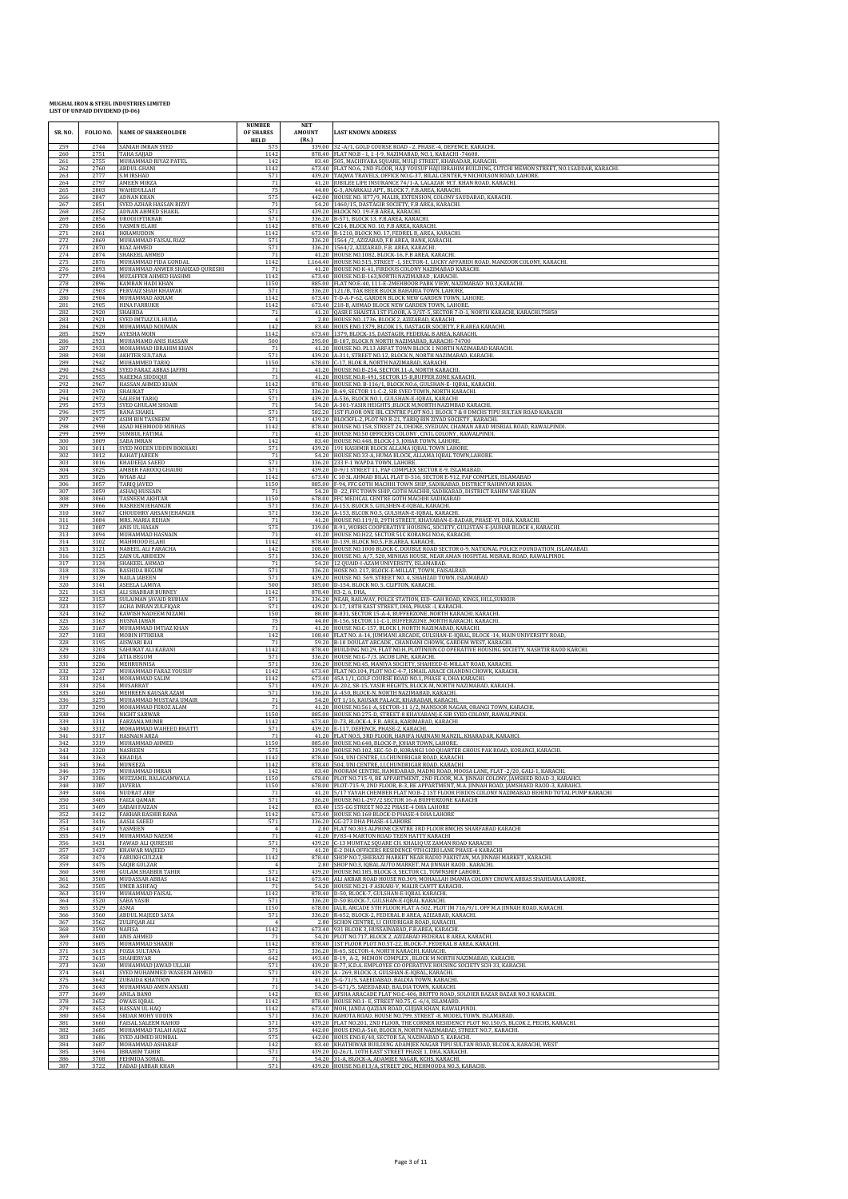**MUGHAL IRON & STEEL INDUSTRIES LIMITED**
**LIST OF UNPAID DIVIDEND (D-06)**

| SR. NO. | FOLIO NO. | NAME OF SHAREHOLDER | NUMBER OF SHARES HELD | NET AMOUNT (Rs.) | LAST KNOWN ADDRESS |
|---|---|---|---|---|---|
| 259 | 2744 | SANIAH IMRAN SYED | 575 | 339.00 | 32 -A/1, GOLD COURSE ROAD - 2, PHASE -4, DEFENCE, KARACHI. |
| 260 | 2751 | TAHA SAJJAD | 1142 | 878.40 | FLAT NO.B - 1, 1 -J-9, NAZIMABAD, NO.1, KARACHI -74600. |
| 261 | 2755 | MUHAMMAD RIYAZ PATEL | 142 | 83.40 | 105, MACHIYARA SQUARE, MULJI STREET, KHARADAR, KARACHI. |
| 262 | 2760 | ABDUL GHANI | 1142 | 673.40 | FLAT NO.6, 2ND FLOOR, HAJI YOUSUF HAJI IBRAHIM BUILDING, CUTCHI MEMON STREET, NO.1SADDAR, KARACHI. |
| 263 | 2777 | S.M IRSHAD | 571 | 439.20 | TAQWA TRAVELS, OFFICE NO.G-37, BILAL CENTER, 9 NICHOLSON ROAD, LAHORE. |
| 264 | 2797 | AMEEN MIRZA | 71 | 41.20 | UBILEE LIFE INSURANCE 74/1-A, LALAZAR M.T. KHAN ROAD, KARACHI. |
| 265 | 2803 | WAHIDULLAH | 75 | 44.00 | C-3, ANARKALI APT., BLOCK 7, F.B.AREA, KARACHI. |
| 266 | 2847 | ADNAN KHAN | 575 | 442.00 | HOUSE NO. H77/9, MALIR, EXTENSION, COLONY SAUDABAD, KARACHI. |
| 267 | 2851 | SYED AZHAR HASSAN RIZVI | 71 | 54.20 | 1460/15, DASTAGIR SOCIETY, F.B AREA, KARACHI. |
| 268 | 2852 | ADNAN AHMED SHAKIL | 571 | 439.20 | BLOCK NO. 19-F.B AREA, KARACHI. |
| 269 | 2854 | UROOJ IFTIKHAR | 571 | 336.20 | B-571, BLOCK 13, F.B.AREA, KARACHI. |
| 270 | 2856 | YASMIN ELAHI | 1142 | 878.40 | C214, BLOCK NO. 10, F.B AREA, KARACHI. |
| 271 | 2861 | IKRAMUDDIN | 1142 | 673.40 | R-1210, BLOCK NO. 17, FEDREL B, AREA, KARACHI. |
| 272 | 2869 | MUHAMMAD FAISAL RIAZ | 571 | 336.20 | 1564 /2, AZIZABAD, F.B AREA, BANK, KARACHI. |
| 273 | 2870 | RIAZ AHMED | 571 | 336.20 | 1564/2, AZIZABAD, F.B. AREA, KARACHI. |
| 274 | 2874 | SHAKEEL AHMED | 71 | 41.20 | HOUSE NO.1082, BLOCK-16, F.B AREA, KARACHI. |
| 275 | 2876 | MUHAMMAD FIDA GONDAL | 1142 | 1,164.40 | HOUSE NO.515, STREET -1, SECTOR-1, LUCKY AFFARIDI ROAD, MANZOOR COLONY, KARACHI. |
| 276 | 2893 | MUHAMMAD ANWER SHAHZAD QURESHI | 71 | 41.20 | HOUSE NO K-41, FIRDOUS COLONY NAZIMABAD KARACHI. |
| 277 | 2894 | MUZAFFER AHMED HASHMI | 1142 | 673.40 | HOUSE NO.B-163,NORTH NAZIMABAD , KARACHI. |
| 278 | 2896 | KAMRAN HADI KHAN | 1150 | 885.00 | FLAT NO.E-40, 111-E-2MEHBOOB PARK VIEW, NAZIMABAD NO.3,KARACHI. |
| 279 | 2903 | PERVAIZ SHAH KHAWAR | 571 | 336.20 | 121/B, TAK BEER BLOCK BAHARIA TOWN, LAHORE. |
| 280 | 2904 | MUHAMMAD AKRAM | 1142 | 673.40 | Y-D-A-P-62, GARDEN BLOCK NEW GARDEN TOWN, LAHORE. |
| 281 | 2905 | HINA FARRUKH | 1142 | 673.40 | 218-B, AHMAD BLOCK NEW GARDEN TOWN, LAHORE. |
| 282 | 2920 | SHAHIDA | 71 | 41.20 | QASR E SHAISTA 1ST FLOOR, A-3/ST-5, SECTOR 7-D-1, NORTH KARACHI, KARACHI.75850 |
| 283 | 2921 | SYED IMTIAZ UL HUDA | 4 | 2.80 | HOUSE NO..1736, BLOCK 2, AZIZABAD, KARACHI. |
| 284 | 2928 | MUHAMMAD NOUMAN | 142 | 83.40 | HOUS ENO.1379, BLCOK 15, DASTAGIR SOCIETY, F.B.AREA KARACHI. |
| 285 | 2929 | AYESHA MOIN | 1142 | 673.40 | 1379, BLOCK-15, DASTAGIR, FEDERAL B AREA, KARACHI. |
| 286 | 2931 | MUHAMAMD ANIS HASSAN | 500 | 295.00 | B-107, BLOCK N NORTH NAZIMABAD, KARACHI-74700 |
| 287 | 2933 | MOHAMMAD IBRAHIM KHAN | 71 | 41.20 | HOUSE NO. PL13 ARFAT TOWN BLOCK 1 NORTH NAZIMABAD KARACHI. |
| 288 | 2938 | AKHTER SULTANA | 571 | 439.20 | A-311, STREET NO.12, BLOCK N, NORTH NAZIMABAD, KARACHI. |
| 289 | 2942 | MUHAMMED TARIQ | 1150 | 678.00 | C-17, BLOCK R, NORTH NAZIMABAD, KARACHI. |
| 290 | 2943 | SYED FARAZ ABBAS JAFFRI | 71 | 41.20 | HOUSE NO.B-254, SECTOR 11-A, NORTH KARACHI. |
| 291 | 2955 | NAEEMA SIDDIQUI | 71 | 41.20 | HOUSE NO.R-491, SECTOR 15-B,BUFFER ZONE KARACHI. |
| 292 | 2967 | HASSAN AHMED KHAN | 1142 | 878.40 | HOUSE NO. B-116/1, BLOCK NO.6, GULSHAN-E- IQBAL, KARACHI. |
| 293 | 2970 | SHAUKAT | 571 | 336.20 | R-69, SECTOR 11-C-2, SIR SYED TOWN, NORTH KARACHI. |
| 294 | 2972 | SALEEM TARIQ | 571 | 439.20 | A-536, BLOCK NO.1, GULSHAN-E-IQBAL, KARACHI |
| 295 | 2973 | SYED GHULAM SHOAIB | 71 | 54.20 | A-301-YASIR HEIGHTS ,BLOCK M,NORTH NAZIMBAD KARACHI. |
| 296 | 2975 | RANA SHAKIL | 571 | 582.20 | 1ST FLOOR ONE IBL CENTRE PLOT NO.1 BLOCK 7 & 8 DMCHS TIPU SULTAN ROAD KARACHI |
| 297 | 2977 | ASIM BIN TASNEEM | 571 | 439.20 | BLOCKFL-2, PLOT NO R-21, TARIQ BIN ZIYAD SOCIETY , KARACHI. |
| 298 | 2998 | ASAD MEHMOOD MINHAS | 1142 | 878.40 | HOUSE NO.158, STREET 24, DHOKE, SYEDIAN, CHAMAN ABAD MISRIAL ROAD, RAWALPINDI. |
| 299 | 2999 | SUMBUL FATIMA | 71 | 41.20 | HOUSE NO.50 OFFICERS COLONY , CIVIL COLONY , RAWALPINDI. |
| 300 | 3009 | SABA IMRAN | 142 | 83.40 | HOUSE NO.448, BLOCK-J 3, JOHAR TOWN, LAHORE. |
| 301 | 3011 | SYED MOEEN UDDIN BOKHARI | 571 | 439.20 | 191 KASHMIR BLOCK ALLAMA IQBAL TOWN LAHORE. |
| 302 | 3012 | RAHAT JABEEN | 71 | 54.20 | HOUSE NO.33-A, HUMA BLOCK, ALLAMA IQBAL TOWN,LAHORE. |
| 303 | 3016 | KHADEEJA SAEED | 571 | 336.20 | 233 F-1 WAPDA TOWN, LAHORE. |
| 304 | 3025 | AMBER FAROOQ GHAURI | 571 | 439.20 | D-9/1 STREET 11, PAF COMPLEX SECTOR E-9, ISLAMABAD. |
| 305 | 3026 | WHAB ALI | 1142 | 673.40 | C 10 SL AHMAD BILAL FLAT D-516, SECTOR E-912, PAF COMPLEX, ISLAMABAD |
| 306 | 3057 | TARIQ JAVED | 1150 | 885.00 | F-94, FFC GOTH MACHHI TOWN SHIP, SADIKABAD, DISTRICT RAHIMYAR KHAN. |
| 307 | 3059 | ASHAQ HUSSAIN | 71 | 54.20 | D -22, FFC TOWN SHIP, GOTH MACHHI, SADIKABAD, DISTRICT RAHIM YAR KHAN |
| 308 | 3060 | TASNEEM AKHTAR | 1150 | 678.00 | FFC MEDICAL CENTRE GOTH MACHHI SADIKABAD |
| 309 | 3066 | NASREEN JEHANGIR | 571 | 336.20 | A-153, BLOCK 5, GULSHEN-E-IQBAL, KARACHI. |
| 310 | 3067 | CHOUDHRY AHSAN JEHANGIR | 571 | 336.20 | A-153, BLCOK NO.5, GULSHAN-E-IQBAL, KARACHI. |
| 311 | 3084 | MRS. MARIA REHAN | 71 | 41.20 | HOUSE NO.119/II, 29TH STREET, KHAYABAN-E-BADAR, PHASE-VI, DHA. KARACHI. |
| 312 | 3087 | ANIS UL HASAN | 575 | 339.00 | R-91, WORKS COOPERATIVE HOUSING, SOCIETY, GULISTAN-E-JAUHAR BLOCK 4, KARACHI. |
| 313 | 3094 | MUHAMMAD HASNAIN | 71 | 41.20 | HOUSE NO.H22, SECTOR 51C KORANGI NO.6, KARACHI. |
| 314 | 3102 | MAHMOOD ELAHI | 1142 | 878.40 | D-139, BLOCK NO.5, F.B.AREA, KARACHI. |
| 315 | 3121 | NABEEL ALI PARACHA | 142 | 108.40 | HOUSE NO.1000 BLOCK C, DOUBLE ROAD SECTOR 0-9, NATIONAL POLICE FOUNDATION, ISLAMABAD. |
| 316 | 3125 | ZAIN UL ABIDEEN | 571 | 336.20 | HOUSE NO. A/7, 520, MINHAS HOUSE, NEAR AMAN HOSPITAL MISRAIL ROAD, RAWALPINDI. |
| 317 | 3134 | SHAKEEL AHMAD | 71 | 54.20 | 12 QUAID-I-AZAM UNIVERSITY, ISLAMABAD. |
| 318 | 3136 | RASHIDA BEGUM | 571 | 336.20 | HOSE NO. 217, BLOCK-E-MILLAT, TOWN, FAISALBAD. |
| 319 | 3139 | NAILA JABEEN | 571 | 439.20 | HOUSE NO. 569, STREET NO. 4, SHAHZAD TOWN, ISLAMABAD |
| 320 | 3141 | ASEELA LAMIYA | 500 | 385.00 | D-154, BLOCK NO. 5, CLIFTON, KARACHI. |
| 321 | 3143 | ALI SHABBAR BURNEY | 1142 | 878.40 | 83-2, 6, DHA, |
| 322 | 3153 | SULAIMAN JAVAID RUBIAN | 571 | 336.20 | NEAR, RAILWAY, POLCE STATION, EID- GAH ROAD, KINGS, HILL,SUKKUR |
| 323 | 3157 | AGHA IMRAN ZULFIQAR | 571 | 439.20 | X-17, 18TH EAST STREET, DHA, PHASE -I, KARACHI. |
| 324 | 3162 | KAWISH NADEEM NIZAMI | 150 | 88.00 | R-831, SECTOR 15-A-4, BUFFERZONE ,NORTH KARACHI. KARACHI. |
| 325 | 3163 | HUSNA JAHAN | 75 | 44.00 | R-156, SECTOR 11-C-1, BUFFERZONE ,NORTH KARACHI. KARACHI. |
| 326 | 3167 | MUHAMMAD IMTIAZ KHAN | 71 | 41.20 | HOUSE NO.C-157, BLOCK I, NORTH NAZIMABAD, KARACHI. |
| 327 | 3183 | MOBIN IFTIKHAR | 142 | 108.40 | FLAT NO. A-14, JUMMANI ARCADE, GULSHAN-E-IQBAL, BLOCK -14, MAIN UNIVERSITY ROAD, |
| 328 | 3195 | AISWARI BAI | 71 | 59.20 | B-10 DOULAT ARCADE , CHANDANI CHOWK, GARDEM WEST, KARACHI. |
| 329 | 3203 | SAHUKAT ALI KABANI | 1142 | 878.40 | BUILDING NO.29, FLAT NO.H, PLOTINIUN CO OPERATIVE HOUSING SOCIETY, NASHTIR RAOD KARCHI. |
| 330 | 3204 | ATIA BEGUM | 571 | 336.20 | HOUSE NO.G-7/3, JACOB LINE, KARACHI. |
| 331 | 3236 | MEHRUNNISA | 571 | 336.20 | HOUSE NO.45, MANIYA SOCIETY, SHAHEED-E-MILLAT ROAD, KARACHI. |
| 332 | 3237 | MUHAMMAD FARAZ YOUSUF | 1142 | 673.40 | FLAT NO.104, PLOT NO.C-4-7, ISMAIL ARACE CHANDNI CHOWK, KARACHI. |
| 333 | 3241 | MOHAMMAD SALIM | 1142 | 673.40 | 45A 1/1, GOLF COURSE ROAD NO.1, PHASE 4, DHA KARACHI. |
| 334 | 3254 | MUSARRAT | 571 | 439.20 | A- 202, SB-15, YASIR HEGHTS, BLOCK-M, NORTH NAZIMABAD, KARACHI. |
| 335 | 3260 | MEHREEN KAUSAR AZAM | 571 | 336.20 | A -450, BLOCK-N, NORTH NAZIMABAD, KARACHI. |
| 336 | 3275 | MUHAMMAD MUSTAFA UMAIR | 71 | 54.20 | OT 1/16, KAUSAR PALACE, KHARADAR, KARACHI. |
| 337 | 3290 | MOHAMMAD FEROZ ALAM | 71 | 41.20 | HOUSE NO.561-A, SECTOR-11 1/2, MANSOOR NAGAR, ORANGI TOWN, KARACHI. |
| 338 | 3294 | NIGHT SARWAR | 1150 | 885.00 | HOUSE NO.275-D, STREET-8 KHAYABANI-E-SIR SYED COLONY, RAWALPINDI. |
| 339 | 3311 | FARZANA MUNIR | 1142 | 673.40 | D-73, BLOCK-4, F.B. AREA, KARIMABAD, KARACHI. |
| 340 | 3312 | MOHAMMAD WAHEED BHATTI | 571 | 439.20 | E-117, DEFENCE, PHASE-2, KARACHI. |
| 341 | 3317 | HASNAIN ARZA | 71 | 41.20 | FLAT NO.5, 3RD FLOOR, HANIFA HAJINANI MANZIL, KHARADAR, KARACHI. |
| 342 | 3319 | MUHAMMAD AHMED | 1150 | 885.00 | HOUSE NO.648, BLOCK-P, JOHAR TOWN, LAHORE. |
| 343 | 3320 | NASREEN | 575 | 339.00 | HOUSE NO.102, SEC-50-D, KORANGI 100 QUARTER GHOUS PAK ROAD, KORANGI, KARACHI. |
| 344 | 3363 | KHADIJA | 1142 | 878.40 | 504, UNI CENTRE, I.I.CHUNDRIGAR ROAD, KARACHI. |
| 345 | 3364 | MUNEEZA | 1142 | 878.40 | 504, UNI CENTRE, I.I.CHUNDRIGAR ROAD, KARACHI. |
| 346 | 3379 | MUHAMMAD IMRAN | 142 | 83.40 | NOORAM CENTRE, HAMIDABAD, MADNI ROAD, MOOSA LANE, FLAT -2/20, GALI-1, KARACHI. |
| 347 | 3386 | MUZZAMIL BALAGAMWALA | 1150 | 678.00 | PLOT NO.715-9, BE APPARTMENT, 2ND FLOOR, M.A. JINNAH COLONY, JAMSHED ROAD-3, KARAHCI. |
| 348 | 3387 | JAVERIA | 1150 | 678.00 | PLOT-715-9, 2ND FLOOR, B-3, BE APPARTMENT, M.A. JINNAH ROAD, JAMSHAED RAOD-3, KARAHCI. |
| 349 | 3404 | NUDRAT ARIF | 71 | 41.20 | 5/17 YAYAH CHEMBER FLAT NO.B-2 1ST FLOOR FIRDOS COLONY NAZIMABAD BEHIND TOTAL PUMP KARACHI |
| 350 | 3405 | FAIZA QAMAR | 571 | 336.20 | HOUSE NO.L-297/2 SECTOR 16-A BUFFERZONE KARACHI |
| 351 | 3409 | SABAH FAIZAN | 142 | 83.40 | 155-GG STREET NO.22 PHASE-4 DHA LAHORE |
| 352 | 3412 | FAKHAR BASHIR RANA | 1142 | 673.40 | HOUSE NO.168 BLOCK-D PHASE-4 DHA LAHORE |
| 353 | 3416 | AASIA SAEED | 571 | 336.20 | GG-273 DHA PHASE-4 LAHORE |
| 354 | 3417 | YASMEEN | 4 | 2.80 | FLAT NO.303 ALPHINE CENTRE 3RD FLOOR BMCHS SHARFABAD KARACHI |
| 355 | 3419 | MUHAMMAD NAEEM | 71 | 41.20 | F/83-4 MARTON ROAD TEEN HATTY KARACHI |
| 356 | 3431 | FAWAD ALI QURESHI | 571 | 439.20 | C-13 MUMTAZ SQUARE CH. KHALIQ UZ ZAMAN ROAD KARACHI |
| 357 | 3437 | KHAWAR MAJEED | 71 | 41.20 | E-2 DHA OFFICERS RESIDENCE 9TH GIZRI LANE PHASE-4 KARACHI |
| 358 | 3474 | FARUKH GULZAR | 1142 | 878.40 | SHOP NO.7,SHERAZI MARKET NEAR RADIO PAKISTAN, MA JINNAH MARKET , KARACHI. |
| 359 | 3475 | SAQIB GULZAR | 4 | 2.80 | SHOP NO.3, IQBAL AUTO MARKET, MA JINNAH RAOD , KARACHI. |
| 360 | 3498 | GULAM SHABBIR TAHIR | 571 | 439.20 | HOUSE NO.185, BLOCK-3, SECTOR C1, TOWNSHIP LAHORE. |
| 361 | 3500 | MUDASSAR ABBAS | 1142 | 673.40 | ALI AKBAR ROAD HOUSE NO.309, MOHALLAH IMAMIA COLONY CHOWK ABBAS SHAHDARA LAHORE. |
| 362 | 3505 | UMER ASHFAQ | 71 | 54.20 | HOUSE NO.21-F ASKARI-V, MALIR CANTT KARACHI. |
| 363 | 3519 | MUHAMMAD FAISAL | 1142 | 878.40 | D-50, BLOCK-7, GULSHAN-E-IQBAL KARACHI. |
| 364 | 3520 | SABA YASIR | 571 | 336.20 | D-50 BLOCK-7, GULSHAN-E-IQBAL KARACHI. |
| 365 | 3529 | ASMA | 1150 | 678.00 | JALIL ARCADE 5TH FLOOR FLAT A-502, PLOT JM 716/9/1, OFF M.A JINNAH ROAD, KARACHI. |
| 366 | 3560 | ABDUL MAJEED SAYA | 571 | 336.20 | R-652, BLOCK-2, FEDERAL B AREA, AZIZABAD, KARACHI. |
| 367 | 3562 | ZULFQAR ALI | 4 | 2.80 | SCHON CENTRE, I.I CHUDRIGAR ROAD, KARACHI. |
| 368 | 3590 | NAFISA | 1142 | 673.40 | 931 BLCOK 3, HUSSAINABAD, F.B.AREA, KARACHI. |
| 369 | 3600 | ANIS AHMED | 71 | 54.20 | PLOT NO.717, BLOCK 2, AZIZABAD FEDERAL B AREA, KARACHI. |
| 370 | 3605 | MUHAMMAD SHAKIR | 1142 | 878.40 | 1ST FLOOR PLOT NO.ST-22, BLOCK-7, FEDERAL B AREA, KARACHI. |
| 371 | 3613 | FOZIA SULTANA | 571 | 336.20 | R-65, SECTOR-4, NORTH KARACHI, KARACHI. |
| 372 | 3615 | SHAHERYAR | 642 | 493.40 | B-19, A-2, MEMON COMPLEX , BLOCK M NORTH NAZIMABAD, KARACHI. |
| 373 | 3630 | MUHAMMAD JAWAD ULLAH | 571 | 439.20 | R-77, K.D.A. EMPLOYEE CO OPERATIVE HOUSING SOCIETY SCH-33, KARACHI. |
| 374 | 3641 | SYED MUHAMMED WASEEM AHMED | 571 | 439.20 | A - 269, BLOCK-3, GULSHAN-E-IQBAL, KARACHI. |
| 375 | 3642 | ZUBAIDA KHATOON | 71 | 41.20 | 5-G-71/5, SAEEDABAD, BALDIA TOWN, KARACHI. |
| 376 | 3643 | MUHAMMAD AMIN ANSARI | 71 | 54.20 | 5-G71/5, SAEEDABAD, BALDIA TOWN, KARACHI. |
| 377 | 3649 | ANILA BANO | 142 | 83.40 | AFSHA ARACADE FLAT NO.C-406, BRITTO ROAD, SOLDIER BAZAR BAZAR NO.3 KARACHI. |
| 378 | 3652 | OWAIS IQBAL | 1142 | 878.40 | HOUSE NO.1- E, STREET NO.75, G -6/4, ISLAMABD. |
| 379 | 3653 | HASSAN UL HAQ | 1142 | 673.40 | MOH. JANDA QAZIAN ROAD, GUJJAR KHAN, RAWALPINDI. |
| 380 | 3654 | SRDAR MOHY UDDIN | 571 | 336.20 | KAHOTA ROAD, HOUSE NO.799, STREET -8, MODEL TOWN, ISLAMABAD. |
| 381 | 3660 | FAISAL SALEEM RAHOD | 571 | 439.20 | FLAT NO.201, 2ND FLOOR, THE CORNER RESIDENCY PLOT NO.150/5, BLCOK 2, PECHS, KARACHI. |
| 382 | 3685 | MUHAMMAD TALAH AIJAZ | 575 | 442.00 | HOUS ENO.A-560, BLOCK N, NORTH NAZIMABAD, STREET NO.7, KARACHI. |
| 383 | 3686 | SYED AHMED HUMBAL | 575 | 442.00 | HOUS ENO.B/48, SECTOR 5A, NAZIMABAD 5, KARACHI. |
| 384 | 3687 | MOHAMMAD ASHARAF | 142 | 83.40 | KHATHIWAR BUILDING ADAMJEE NAGAR TIPU SULTAN ROAD, BLCOK A, KARACHI, WEST |
| 385 | 3694 | IBRAHIM TAHIR | 571 | 439.20 | Q-26/1, 10TH EAST STREET PHASE 1, DHA, KARACHI. |
| 386 | 3708 | FEHMIDA SOHAIL | 71 | 54.20 | 11-A, BLOCK-A, ADAMJEE NAGAR, KCHS, KARACHI. |
| 387 | 3722 | FADAD JABBAR KHAN | 571 | 439.20 | HOUSE NO.813/A, STREET 28C, MEHMOODA NO.3, KARACHI. |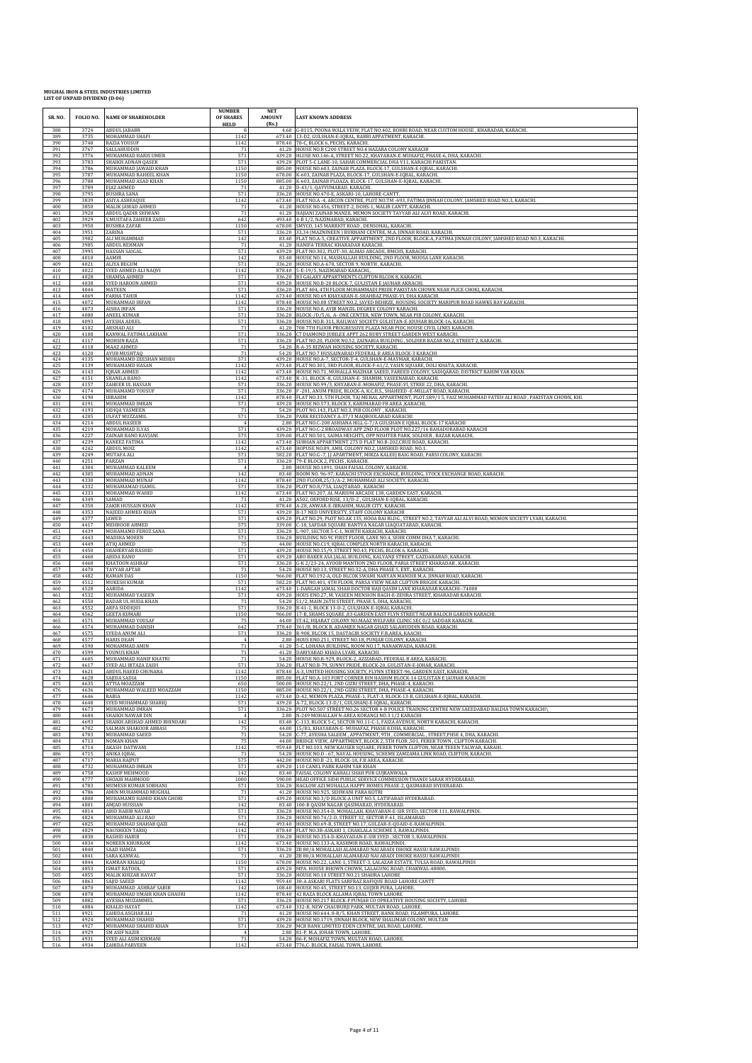**MUGHAL IRON & STEEL INDUSTRIES LIMITED**
**LIST OF UNPAID DIVIDEND (D-06)**

| SR. NO. | FOLIO NO. | NAME OF SHAREHOLDER | NUMBER OF SHARES HELD | NET AMOUNT (Rs.) | LAST KNOWN ADDRESS |
|---|---|---|---|---|---|
| 388 | 3724 | ABDUL JABABR | 8 | 4.60 | G-8115, POONA WALA VEIW, FLAT NO.402, BOHRI ROAD, NEAR CUSTOM HOUSE , KHARADAR, KARACHI. |
| 389 | 3735 | MOHAMMAD SHAFI | 1142 | 673.40 | 13-D2, GULSHAN-E-IQBAL, RABBI APPATMENT, KARACHI. |
| 390 | 3740 | RAZIA YOUSUF | 1142 | 878.40 | 78-C, BLOCK 6, PECHS, KARACHI. |
| 391 | 3767 | SALLAHUDDIN | 71 | 41.20 | HOUSE NO.R C200 STREET NO.4 HAZARA COLONY KARACHI |
| 392 | 3776 | MUHAMMAD HARIS UMER | 571 | 439.20 | HLUSE NO.146-A, STREET NO.22, KHAYABAN-E-MUHAFIZ, PHASE-6, DHA, KARACHI. |
| 393 | 3783 | SHAIKH ADNAN QASER | 571 | 439.20 | PLOT 5-C LANE-10, SAHAR COMMERCIAL DHA V11, KARACHI PAKISTAN. |
| 394 | 3786 | MUHAMMAD JAWAID KHAN | 1150 | 885.00 | HOUSE NO.603, ZAINAB PLAZA, BLOCK-17, GULSHAN-E-IQBAL, KARACHI. |
| 395 | 3787 | MUHAMMAD RAHEEL KHAN | 1150 | 678.00 | K-603, ZAINAB PLAZA, BLOCK-17, GULSHAN-E-IQBAL, KARACHI. |
| 396 | 3788 | MUHAMMAD ASAD KHAN | 1150 | 885.00 | K-603, ZAINAB PLOAZA, BLOCK-17, GULSHAN-E-IQBAL, KARACHI. |
| 397 | 3789 | EJAZ AHMED | 71 | 41.20 | D-43/1, QAYYUMABAD, KARACHI. |
| 398 | 3795 | BUSHRA SANA | 571 | 336.20 | HOUSE NO.470-E, ASKARI-10, LAHORE-CANTT. |
| 399 | 3839 | ASIYA ASHFAQUE | 1142 | 673.40 | FLAT NO.A.-4, ARCON CENTRE, PLOT NO.TM -693, FATIMA JINNAH COLONY, JAMSHED ROAD NO.3, KARACHI. |
| 400 | 3850 | MALIK JAWAD AHMED | 71 | 41.20 | HOUSE NO.456, STREET-2, DOHS-1, MALIR CANTT, KARACHI. |
| 401 | 3920 | ABDUL QADIR SHIWANI | 71 | 41.20 | HAJIANI ZAINAB MANZIL MEMON SOCIETY TAYYAB ALI ALVI ROAD, KARACHI. |
| 402 | 3929 | S.MUSTAFA ZAHEER ZAIDI | 642 | 493.40 | 4-B 1/2, NAZIMABAD, KARACHI. |
| 403 | 3950 | BUSHRA ZAFAR | 1150 | 678.00 | SMYCO, 145 MARRIOT ROAD , DENSOHAL, KARACHI. |
| 404 | 3951 | ZARINA | 571 | 336.20 | 33,34 (MAZNINEEN ) BURHANI CENTRE, M.A. JINNAH ROAD, KARACHI. |
| 405 | 3982 | ALI MUHAMMAD | 142 | 83.40 | FLAT NO.A-5, CREATIVE APPARTMENT, 2ND FLOOR, BLOCK-A, FATIMA JINNAH COLONY, JAMSHED ROAD NO.3, KARACHI. |
| 406 | 3985 | ABDUL REHMAN | 71 | 41.20 | HANIFA TERRAC KHARADAR KARACHI. |
| 407 | 3995 | HASSAN SAIGAL | 571 | 439.20 | FLAT NO.302, PLOT-30, ALMAS ARCADE, BMCHS, KARACHI. |
| 408 | 4010 | AAMIR | 142 | 83.40 | HOUSE NO.14, MASHALLAH BUILDING, 2ND FLOOR, MOOSA LANE KARACHI. |
| 409 | 4021 | ALIYA BEGUM | 571 | 336.20 | HOUSE NO.A-678, SECTOR 9, NORTH , KARACHI. |
| 410 | 4022 | SYED AHMED ALI NAQVI | 1142 | 878.40 | 5-E-19/5, NAZIMABAD KARACHI. |
| 411 | 4028 | SHAMSA AHMED | 571 | 336.20 | B3 GALAXY APPARTMENTS CLIPTON BLCOK 8, KARACHI. |
| 412 | 4038 | SYED HAROON AHMED | 571 | 439.20 | HOUSE NO.B-20 BLOCK-7, GULISTAN E JAUHAR KARACHI. |
| 413 | 4044 | MATEEN | 571 | 336.20 | FLAT 404, 4TH FLOOR MUHAMMADI PRIDE PAKISTAN CHOWK NEAR PLICE CHOKI, KARACHI. |
| 414 | 4069 | FARHA TAHIR | 1142 | 673.40 | HOUSE NO.69 KHAYABAN-E-SHAHBAZ PHASE-VI, DHA KARACHI. |
| 415 | 4072 | MUHAMMAD IRFAN | 1142 | 878.40 | HOUSE NO.08 STREET NO.2, JAVED BEHRZE, HOUSING SOCIETY MARIPUR ROAD HAWKS BAY KARACHI. |
| 416 | 4073 | AISHA IRFAN | 571 | 336.20 | HOUSE NO.8, AYUB MANZIL DEGREE COLONY KARACHI. |
| 417 | 4080 | ANEEL KUMAR | 571 | 336.20 | BLOCK.-D/5/6, A- ONE CENTER, NEW TOWN, NEAR PIB COLONY, KARACHI. |
| 418 | 4093 | AYESHA ADEEL | 571 | 336.20 | HOUSE NO.R-311, RAILWAY SOCIETY GULISTAN-E-JOUHAR BLOCK-16, KARACHI. |
| 419 | 4102 | ARSHAD ALI | 71 | 41.20 | 708 7TH FLOOR PROGRESSIVE PLAZA NEAR PIDC HOUSE CIVIL LINES KARACHI. |
| 420 | 4108 | KANWAL FATIMA LAKHANI | 571 | 336.20 | C7 DIAMOND JUBILEE APPT 262 RUBY STREET GARDEN WEST KARACHI. |
| 421 | 4117 | MOHSIN RAZA | 571 | 336.20 | FLAT NO.20, FLOOR NO.52, ZAINABIA BUILDING , SOLDIER BAZAR NO.2, STREET 2, KARACHI. |
| 422 | 4118 | MAAZ AHMED | 71 | 54.20 | R-A-35 RIZWAN HOUSING SOCIETY, KARACHI. |
| 423 | 4120 | AYUB MUSHTAQ | 71 | 54.20 | FLAT NO.7 HUSSAINABAD FEDERAL B AREA BLOCK-3 KARACHI |
| 424 | 4135 | MUHAMMAD ZEESHAN MEHDI | 571 | 439.20 | HOUSE NO.A-7, SECTOR-T-4, GULSHAN-E-MAYMAR, KARACHI. |
| 425 | 4139 | MUHAMMAD HASAN | 1142 | 673.40 | FLAT NO.301, 3RD FLOOR, BLOCK-F-61/2, YASIN SQUARE, DOLI KHATA, KARACHI. |
| 426 | 4143 | IQRAR AHMED | 1142 | 673.40 | HOUSE NO.71, MUHALLA MAZHAR SAEED, FAREED COLONY, SADIQABAD, DISTRICT RAHIM YAR KHAN. |
| 427 | 4151 | SHANILA BANO | 1142 | 673.40 | R-31, BLOCK -8, GULSHAN-E- SHAMIM, YASEENABAD, KARACHI. |
| 428 | 4157 | ZAHEER UL HASSAN | 571 | 336.20 | HOUSE NO.99/3, KHYABAN-E-MOHAFIZ, PHASE-VI, STREE 22, DHA, KARACHI. |
| 429 | 4174 | MUHAMMAD YOUSUF | 571 | 336.20 | F -201, ANUM PRIDE, BLOCK-A, K.C.H.S., SHAHEED -E-MILLAT ROAD, KARACHI. |
| 430 | 4190 | IBRAHIM | 1142 | 878.40 | FLAT NO.33, 5TH FLOOR, TAJ MEHAL APPARTMENT, PLOT.SR9/15, FAIZ MUHAMMAD FATEH ALI ROAD , PAKISTAN CHOWK, KHI. |
| 431 | 4191 | MUHAMMAD IMRAN | 571 | 439.20 | HOUSE NO.573, BLOCK 3, KARIMABAD FB AREA ,KARACHI, |
| 432 | 4193 | SIDIQA YASMEEN | 71 | 54.20 | PLOT NO.143, FLAT NO.3, PIB COLONY , KARACHI. |
| 433 | 4205 | ULFAT MUZZAMIL | 571 | 336.20 | PARK RECIDANCY A-37/3 MAQBOOLABAD KARACHI |
| 434 | 4214 | ABDUL HASEEB | 4 | 2.80 | FLAT NO.C-208 ASHIANA HILL G-7/A GULSHAN E IQBAL BLOCK-17 KARACHI |
| 435 | 4219 | MUHAMMAD ILYAS | 571 | 439.20 | FLAT NO.C-2 BROADWAY APP 2ND FLOOR PLOT NO.227/16 BAHADURABAD KARACHI |
| 436 | 4227 | ZAINAB BANO RAVJANI | 575 | 339.00 | FLAT NO.501, SAIMA HEIGHTS, OPP NISHTER PARK, SOLDIER , BAZAR KARACHI, |
| 437 | 4239 | KANEEZ FATIMA | 1142 | 673.40 | SUBHAN APPARTMENT 275 D FLAT NO.B-202,CRUZ ROAD, KARACHI. |
| 438 | 4242 | ABDUL MOIZ | 1142 | 673.40 | HOPUSE NO.89, AMIL COLONY NO.2, JAMSHED ROAD, NO.1. |
| 439 | 4249 | MUTAFA ALI | 571 | 582.20 | FLAT NO.G -7, JJ APARTMENT, MIRZA KALEEJ BAIG ROAD, PARSI COLONY, KARACHI. |
| 440 | 4251 | FARZAN | 571 | 336.20 | 79-E BLOCK 2, PECHS , KARACHI. |
| 441 | 4304 | MUHAMMAD KALEEM | 4 | 2.80 | HOUSE NO.1091, SHAH FAISAL COLONY, KARACHI. |
| 442 | 4305 | MUHAMMAD ADNAN | 142 | 83.40 | ROOM NO. 96-97, KARACHI STOCK EXCHANGE, BUILDING, STOCK EXCHANGE ROAD, KARACHI. |
| 443 | 4330 | MOHAMMAD MUNAF | 1142 | 878.40 | 2ND FLOOR,25/3/A-2, MUHAMMAD ALI SOCIETY, KARACHI. |
| 444 | 4332 | MUHAMAMAD ISAMIL | 571 | 336.20 | PLOT NO.8/73A, LIAQTABAD , KARACHI |
| 445 | 4333 | MOHAMMAD WAHID | 1142 | 673.40 | FLAT NO.207, AL MARIUM ARCADE 138, GARDEN EAST, KARACHI. |
| 446 | 4349 | SAMAD | 71 | 41.20 | A502, OXFORD RISE, 13/D-2 , GULSHAN-E-IQBAL, KARACHI. |
| 447 | 4350 | ZAKIR HUSSAIN KHAN | 1142 | 878.40 | A-28, ANWAR-E-IBRAHIM, MALIR CITY, KARACHI. |
| 448 | 4353 | NAJEED AHMED KHAN | 571 | 439.20 | B-17 NED UNIVERSITY, STAFF COLONY KARACHI |
| 449 | 4377 | JAWED | 571 | 439.20 | FLAT NO.29, PLOT NO.AK 135, HOOA BAI BLDG., STREET NO.2, TAYYAB ALI ALVI ROAD, MEMON SOCIETY LYARI, KARACHI. |
| 450 | 4417 | MEHBOOB AHMED | 575 | 339.00 | C-18, SAFDAR SQUARE BANTVA NAGAR LIAQUATABAD, KARACHI. |
| 451 | 4439 | MOHAMAMD FEROZ SANA | 571 | 336.20 | L-907, SECTOR 5-C-1, NORTH KARACHI, KARACHI. |
| 452 | 4443 | MADIHA MOEEN | 571 | 336.20 | BUILDING NO.9C FIRST FLOOR, LANE NO.4, SEHR COMM DHA 7, KARACHI. |
| 453 | 4449 | ATIQ AHMED | 75 | 44.00 | HOUSE NO.C19, IQBAL COMPLEX NORTH KARACHI, KARACHI. |
| 454 | 4450 | SHAHERYAR RASHID | 571 | 439.20 | HOUSE NO.15/9, STREET NO.43, PECHS, BLCOK 6, KARACHI. |
| 455 | 4460 | ABIDA BANO | 571 | 439.20 | ABO BAKER ASA JALAL BUILDING, KALYANJI STREET, GAZDARABAD, KARACHI. |
| 456 | 4468 | KHATOON ASHRAF | 571 | 336.20 | G-K 2/23-24, AYOOB MANTION 2ND FLOOR, PARIA STREET KHARADAR , KARACHI. |
| 457 | 4470 | TAYYAB AFTAB | 71 | 54.20 | HOUSE NO.13, STREET NO.32-A, DHA PHASE 5, EXT., KARACHI. |
| 458 | 4482 | RAMAN DAS | 1150 | 966.00 | FLAT NO.192-A, OLD BLCOK SWAMI NARYAN MANDIR M.A. JINNAH ROAD, KARACHI. |
| 459 | 4512 | MUKESH KUMAR | 571 | 582.20 | FLAT NO.401, 4TH FLOOR, PARSA VIEW NEAR CLIFTON BRIGDE KARACHI. |
| 460 | 4528 | AABIDA | 1142 | 673.40 | I-DARGAH JAMAL SHAH DOCTOR HAJI QASIM LANE KHARADAR KARACHI--74000 |
| 461 | 4532 | MUHAMMAD YASEEN | 571 | 439.20 | HOUS ENO.27, M. YASEEN MENSION BAGH-E-ZEHRA STREET, KHARADAR KARACHI. |
| 462 | 4550 | BADAR UL HUDA KHAN | 71 | 54.20 | 51/2, MAIN 26TH STREET, PHASE 5, DHA, KARACHI, |
| 463 | 4552 | ARFA SIDDIQUI | 571 | 336.20 | R-41-1, BLOCK 13-D-2, GULSHAN-E-IQBAL KARACHI. |
| 464 | 4562 | GEETA KUMARI | 1150 | 966.00 | 17-B, SHAMS SQUARE ,83-GARDEN EAST FLYN STREET NEAR BALOCH GARDEN KARACHI. |
| 465 | 4571 | MUHAMMAD YOUSAF | 75 | 44.00 | ST.42, HIJARAT COLONY NO.MAAZ WELFARE CLINIC SEC 0/2 SADDAR KARACHI. |
| 466 | 4574 | MUHAMMAD DANISH | 642 | 378.40 | 361/B, BLOCK B, ADAMJEE NAGAR GHAZI SALAHUDDIN ROAD, KARACHI. |
| 467 | 4575 | SYEDA ANUM ALI | 571 | 336.20 | R-908, BLCOK 15, DASTAGIR SOCIETY F.B.AREA, KAACHI. |
| 468 | 4577 | HARIS DEAN | 4 | 2.80 | HOUS ENO.251, STREET NO.18, PUNJAB COLONY, KARACHI. |
| 469 | 4590 | MOHAMMAD AMIN | 71 | 41.20 | 5-C, LOHANA BUILDING, ROOM NO.17, NANAKWADA, KARACHI. |
| 470 | 4599 | YOUNUS KHAN | 71 | 41.20 | DARIYABAD KHADA LYARI, KARACHI. |
| 471 | 4605 | MUHAMMAD HANIF KHATRI | 71 | 54.20 | HOUSE NO.R-929, BLOCK-2, AZIZABAD, FEDERAL B AREA, KARACHI. |
| 472 | 4617 | SYED ALI IRTAZA ZAIDI | 571 | 336.20 | FLAT NO.B-79, SUNNY PRIDE, BLOCK-20, GULISTAN-E-JOHAR, KARACHI. |
| 473 | 4621 | ABDUL HAEED CHUNARA | 1142 | 878.40 | A-3, UNITED HOUSING SOCIETY, FLYNN STREET-96, GARDEN EAST, KARACHI. |
| 474 | 4628 | SAJIDA SADIA | 1150 | 885.00 | FLAT NO.A-103 FORT CORNER BIN HASHIM BLOCK-14 GULISTAN E JAUHAR KARACHI |
| 475 | 4635 | ATTIA MOAZZAM | 650 | 500.00 | HOUSE NO.22/1, 2ND GIZRI STREET, DHA, PHASE-4, KARACHI. |
| 476 | 4636 | MUHAMMAD WALEED MOAZZAM | 1150 | 885.00 | HOUSE NO.22/1, 2ND GIZRI STREET, DHA, PHASE-4, KARACHI. |
| 477 | 4646 | RABIA | 1142 | 673.40 | D-42, MEMON PLAZA, PHASE-1, FLAT-3, BLOCK-13-B, GULSHAN-E-IQBAL, KARACHI. |
| 478 | 4648 | SYED MUHAMMAD SHARIQ | 571 | 439.20 | A-72, BLOCK-13-D/1, GULSHANJ-E-IQBAL, KARACHI. |
| 479 | 4673 | MUHAMMAD IMRAN | 571 | 336.20 | PLOT NO.507 STREET NO.26 SECTOR 4-B POLICE TRAINING CENTRE NEW SAEEDABAD BALDIA TOWN KARACHI\ |
| 480 | 4684 | SHAIKH NAWAB DIN | 4 | 2.80 | N-249 MOHALLAH N-AREA KORANGI NO.3 1/2 KARACHI |
| 481 | 4693 | SHAIKH ARSHAD AHMED BHINDARI | 142 | 83.40 | C-113, BLOCK 5-C, SECTOR NO.11-C-1, FAIZA AVENUE, NORTH KARACHI, KARACHI. |
| 482 | 4702 | SALMAN SHAKOOR ABBASI | 75 | 44.00 | 15/B1, KHAYABAN-E- MUHAFAZ, PHASE 8.DHA, KARACHI. |
| 483 | 4703 | MUHAMMAD SAEED | 71 | 54.20 | C-77, AYESHA SALEEM , APPATMENT, 9TH , COMMERCIAL , STREET,PHSE 4, DHA, KARACHI. |
| 484 | 4713 | NOMAN KHAN | 75 | 44.00 | BRIDGE VIEW, APPARTMENT, BLOCK 2, 5TH FLOR ,501, FERER TOWN , CLIFTON KARACHI. |
| 485 | 4714 | AKASH DATWANI | 1142 | 959.40 | FLT NO.103, NEW KAUSER SQUARE, FERER TOWN CLIFTON, NEAR TEEEN TALWAR, KARAHI. |
| 486 | 4715 | ANIKA IQBAL | 71 | 54.20 | HOUSE NO.D - 67, NAVAL HOUSING, SCHEME ZAMZAMA LINK ROAD, CLIFTON, KARACHI. |
| 487 | 4717 | MARIA RAJPUT | 575 | 442.00 | HOUSE NO.B -21, BLOCK-18, F.B AREA, KARACHI. |
| 488 | 4732 | MUHAMMAD IMRAN | 571 | 439.20 | 110 CANEL PARK RAHIM YAR KHAN |
| 489 | 4758 | KASHIF MEHMOOD | 142 | 83.40 | FAISAL COLONY KAHALI SHAH PUR GUJRANWALA |
| 490 | 4777 | SHOAIB MAHMOOD | 1000 | 590.00 | HEAD OFFICE SIDH PUBLIC SERVICE COMMISSION THANDI SARAK HYDERABAD. |
| 491 | 4783 | MUMESH KUMAR SOBHANI | 571 | 336.20 | BAGLOW A21 MUHALLA HAPPY HOMES PHASE-2, QASMABAD HYDERABAD. |
| 492 | 4786 | AMIN MUHAMMAD MUGHAL | 71 | 41.20 | HOUSE NO.925, SEHWANI PARA KOTRI |
| 493 | 4800 | MUHAMAMD HAMID KHAN GHORI | 571 | 439.20 | HOUSE NO.3/D BLOCK-A UNIT NO.5, LATIFABAD HYDERABAD. |
| 494 | 4801 | AMJAD HUSSIAN | 142 | 83.40 | 100-B QASIM NAGAR QASIMABAD, HYDERABAD. |
| 495 | 4814 | ABID HABIB NAYAB | 571 | 336.20 | HOUSE NO.354-D, MOHALLAH, KHAYABAN-E-SIR SYED, SECTOR 111, RAWALPINDI. |
| 496 | 4824 | MUHAMMAD ALI RAO | 571 | 336.20 | HOUSE NO.74/2-D, STREET 32, SECTOR F-61, ISLAMABAD. |
| 497 | 4825 | MUHAMMAD SHAHAB QAZI | 642 | 493.40 | HOUSE NO.69-B, STREET NO.17, GULZAR-E-QUAID-E-RAWALPINDI. |
| 498 | 4829 | NAUSHEEN TARIQ | 1142 | 878.40 | FLAT NO.3B ASKARI 1, CHAKLALA SCHEME 3, RAWALPINDI. |
| 499 | 4830 | RASHID HABIB | 571 | 336.20 | HOUSE NO.354-D-KHAYADAN-E-SIR SYED , SECTOR 3, RAWALPINDI. |
| 500 | 4834 | NOREEN KHURRAM | 1142 | 673.40 | HOUSE NO.133-A, KASHMIR ROAD, RAWALPINDI. |
| 501 | 4840 | SAAD HAMZA | 571 | 336.20 | ZB 80/A MOHALLAH ALAMABAD NAI ABADI DHOKE HASSU RAWALPINDI |
| 502 | 4841 | SARA KANWAL | 71 | 41.20 | ZB 80/A MOHALLAH ALAMABAD NAI ABADI DHOKE HASSU RAWALPINDI |
| 503 | 4844 | KAMRAN KHALIQ | 1150 | 678.00 | HOUSE NO.22, LANE-I, STREET-3, LALAZAR ESTATE, TULSA ROAD, RAWALPINDI |
| 504 | 4853 | ISMAT BATOOL | 571 | 439.20 | MPA. HOUSE BHOWN CHOWK, LALAGUNG ROAD, CHAKWAL-48800. |
| 505 | 4855 | MALIK KHIZAR HAYAT | 571 | 336.20 | HOUSE NO.10 STREET NO.21 SHAHRA LAHORE |
| 506 | 4863 | SAJID SAEED | 1142 | 959.40 | 38-A ASKARI FLATS SARFRAZ RAFIQUE ROAD LAHORE CANTT |
| 507 | 4870 | MUHAMMAD ASHRAF SABIR | 142 | 108.40 | HOUSE NO.45, STREET NO.13, GUJJER PURA, LAHORE. |
| 508 | 4878 | MUHAMMAD UMAIR KHAN GHAURI | 1142 | 878.40 | 42 RAZA BLOCK ALLAMA IQBAL TOWN LAHORE |
| 509 | 4882 | AYESHA MUZAMMEL | 571 | 336.20 | HOUSE NO.217 BLOCK-F PUNJAB CO OPREATIVE HOUSING SOCIETY, LAHORE |
| 510 | 4884 | KHALID HAYAT | 1142 | 673.40 | 332-B, NEW CHAUBURJI PARK, MULTAN ROAD, LAHORE. |
| 511 | 4921 | ZAHIDA ASGHAR ALI | 71 | 41.20 | HOUSE NO.644, 8-B/5, KHAN STREET, BANK ROAD, ISLAMPURA, LAHORE. |
| 512 | 4924 | MUHAMMAD SHAHID | 571 | 439.20 | HOUSE NO.1719, JINNAH BLOCK, NEW SHALIMAR COLONY, MULTAN |
| 513 | 4927 | MUHAMMAD SHAHID KHAN | 571 | 336.20 | MCB BANK LIMITED EDEN CENTRE, JAIL ROAD, LAHORE. |
| 514 | 4929 | SM ASIF NAZIR | 4 | 2.80 | 81-P, M.A. JOHAR TOWN, LAHORE. |
| 515 | 4931 | SYED ALI ASIM KIRMANI | 71 | 54.20 | 86-F, MOHAFIZ TOWN, MULTAN ROAD, LAHORE. |
| 516 | 4934 | ZAHIDA PARVEEN | 1142 | 673.40 | 776,C- BLOCK, FAISAL TOWN, LAHORE. |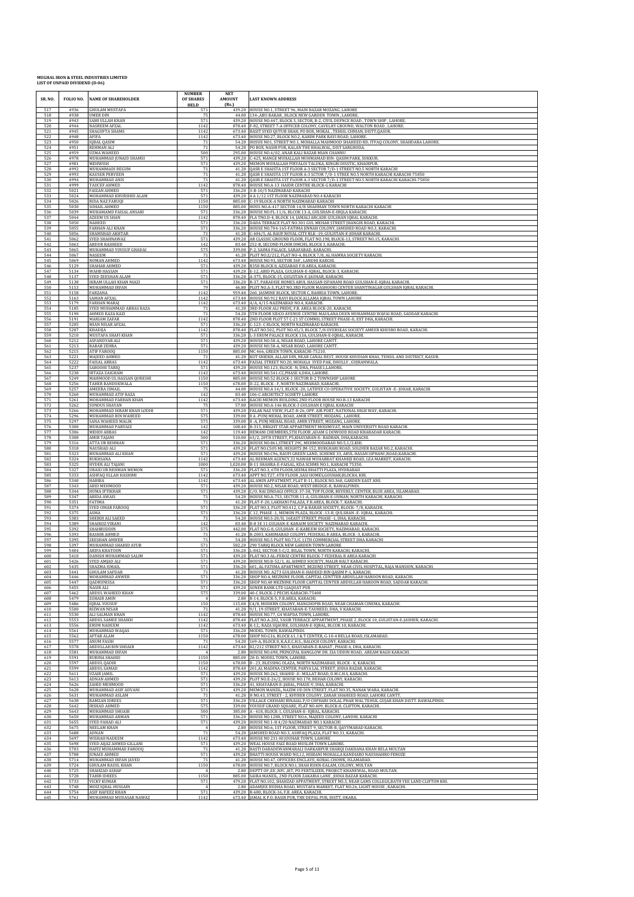**MUGHAL IRON & STEEL INDUSTRIES LIMITED**
**LIST OF UNPAID DIVIDEND (D-06)**

| SR. NO. | FOLIO NO. | NAME OF SHAREHOLDER | NUMBER OF SHARES HELD | NET AMOUNT (Rs.) | LAST KNOWN ADDRESS |
|---|---|---|---|---|---|
| 517 | 4936 | GHULAM MUSTAFA | 571 | 439.20 | HOUSE NO.1, STREET 96, MAIN BAZAR MOZANG. LAHORE |
| 518 | 4938 | UMER DIN | 75 | 44.00 | 134-,ABU BAKAR , BLOCK NEW GARDEN TOWN , LAHORE. |
| 519 | 4943 | SAMI ULLAH KHAN | 571 | 439.20 | HOUSE NO.447, BLOCK 3, SECTOR, B-2, CIVIL DEFNCE ROAD , TOWN SHIP , LAHORE. |
| 520 | 4944 | NASREEM AFZAL | 1142 | 878.40 | F-82, STREET 7-A OFFICER COLONY, CAVELRY GROUND, WALTON ROAD , LAHORE. |
| 521 | 4945 | SHAGUFTA SHAMS | 1142 | 673.40 | BASIT SYED QUTUB SHAH, PO BOX, MOKAL , TEHSIL CHNIAN, DISTT,QASUR. |
| 522 | 4948 | AFIFA | 1142 | 673.40 | HOUSE NO.27, BLOCK NO.2, KARIM PARK RAVI ROAD, LAHORE. |
| 523 | 4950 | IQBAL QASIM | 71 | 54.20 | HOSUE NO1, STREET NO.1, MOHALLA MAHMOOD SHAHEED RD, ITFAQ COLONY, SHAHDARA LAHORE. |
| 524 | 4951 | REHMAN ALI | 71 | 54.20 | PO BOX, NASIR PUR, KALAN THE BHALWAL, DIST SARGHODA. |
| 525 | 4959 | UZMA WAHEED | 500 | 295.00 | HOUSE NO.4/02, ANAR KALI BAZAR MIAN CHANNU |
| 526 | 4978 | MUHAMMAD JUNAID SHAMSI | 571 | 439.20 | C-425, MANGE MUHALLAH MUHMAMAD BIN- QASIM PARK, SUKKUR. |
| 527 | 4981 | MEHWISH | 571 | 439.20 | MEMON MUHALLAH PIRYALOI TALUKA, KINGRI DISSTIC, KHAIRPUR. |
| 528 | 4992 | MUHAMMADI BEGUM | 71 | 41.20 | QASR E SHAISTA 1ST FLOOR A-3 SECTOR 7/D-1 STREET NO.5 NORTH KARACHI |
| 529 | 4993 | KAUSER PERVEEN | 71 | 41.20 | QASR E SHAISTA 1ST FLOOR A-3 SCTOR 7/D-1 STREE NO.5 NORTH KARACHI KARACHI-75850 |
| 530 | 4994 | MUHAMMAD ANIS | 71 | 41.20 | QASR E SHAISTA 1ST FLOOR A-3 SECTOR 7/D-1 STREET NO.5 NORTH KARACHI KARACHI-75850 |
| 531 | 4999 | TAUCEF AHMED | 1142 | 878.40 | HOUSE NO.A-13 HAIDRI CENTRE BLOCK-G KARACHI |
| 532 | 5021 | FAIZAN AHMED | 571 | 336.20 | 3-B-10/5 NAZIMABAD KARACHI |
| 533 | 5024 | MOHAMMAD KHURSHID ALAM | 571 | 439.20 | 4 A 1/12 1ST FLOOR NAZIMABAD NO.4 KARACHI |
| 534 | 5026 | RIDA NAZ FARUQI | 1150 | 885.00 | C-19 BLOCK-A NORTH NAZIMABAD KARACHI |
| 535 | 5030 | SOHAIL AHMED | 1150 | 885.00 | HOUS NO.A-417 SECTOR 14/B SHAHMAN TOWN NORTH KARACHI KARACHI |
| 536 | 5039 | MUHAMAMD FAISAL ANSARI | 571 | 336.20 | HOUSE NO.FL-11/6, BLCOK 13-A, GULSHAN-E-IBQLA KARACHI. |
| 537 | 5044 | AZEEM US SHAN | 1142 | 878.40 | FLA TNO.D-4, BLOCK 14, JAMALI ARCADE GULSHAN IQBAL KARACHI. |
| 538 | 5050 | NAHEED | 571 | 336.20 | DADA TERRACE FLAT NO.301 GUL MEHAR STREET JHANGIR ROAD, KARACHI. |
| 539 | 5055 | FARHAN ALI KHAN | 571 | 336.20 | HOUSE NO.704-165-FATIMA JINNAH COLONY, JAMSHED ROAD NO.3, KARACHI. |
| 540 | 5056 | SHAMSHAD AKHTAR | 71 | 41.20 | C-404/5, AL RAUF ROYAL CITY BLK -19, GULISTAN-E-JOHAR KARACHI. |
| 541 | 5062 | SYED SHAHNAWAZ | 571 | 439.20 | AR CLASSIC GROUND FLOOR, FLAT NO.198, BLOCK-13, STREET NO.15, KARACHI. |
| 542 | 5063 | ABDUR RASHEED | 142 | 83.40 | 252-B, SECOND FLOOR DMCHS, BLOCK 3, KARACHI. |
| 543 | 5065 | MUHAMMAD YOUSUF GHADAI | 575 | 339.00 | P-2, SAIMA PALACE, SARAFABAD, KARACHI. |
| 544 | 5067 | NASEEM | 71 | 41.20 | PLOT NO.Z/212, FLAT NO-4, BLOCK 7/8, AL HAMRA SOCIETY KARACHI. |
| 545 | 5069 | NOMAN AHMED | 1142 | 673.40 | HOUSE NO.93, SECTOR 36F, LANDHI KARCHI. |
| 546 | 5129 | SHAHAB AHMED | 571 | 439.20 | R358 BLOCK 8, AZIZABAD F.B.AREA, KARACHI. |
| 547 | 5134 | WAHIB HASSAN | 571 | 439.20 | E-12, ABID PLAZA, GULSHAN-E-IQBAL, BLOCK-3, KARACHI. |
| 548 | 5137 | SYED ZEESHAN ALAM | 571 | 336.20 | A-375, BLOCK-15, GULISTAN-E-JAUHAR, KARACHI. |
| 549 | 5138 | IKRAM ULLAH KHAN NIAZI | 571 | 336.20 | B-37, PARADISE HOMES ABUL HASSAN ISPAHANI ROAD GULSHAN-E-IQBAL KARACHI. |
| 550 | 5153 | MUHAMMAD IRFAN | 79 | 46.80 | PLOT NO.A-3, FLAT NO.3RD FLOOR MASHOORI CENTER SHANTINAGAR GULSHAN IQBAL KARACHI. |
| 551 | 5158 | FARZANA | 1142 | 959.40 | 260, JASMINE BLOCK, SECTOR C, BAHRIA TOWN, LAHORE. |
| 552 | 5163 | SAMAN AFZAL | 1142 | 673.40 | HOUSE NO.912 RAVI BLOCK ALLAMA IQBAL TOWN LAHORE |
| 553 | 5179 | FARHAN MARAJ | 1142 | 673.40 | 4/A, 4/15-NAZIMABAD NO.4, KARACHI. |
| 554 | 5185 | SYED MUHAMMAD ABBAS RAZA | 71 | 41.20 | 3RD FLOOR ALI PRIDE, F.B. AREA BLOCK-20, KARACHI. |
| 555 | 5190 | AHMED RAZA KAZI | 71 | 54.20 | 5TH FLOOR SIDCO AVENUE CENTRE MAULANA DEEN MUHAMMAD WAFAI ROAD, SADDAR KARACHI. |
| 556 | 5191 | MARIAM ZAFAR | 1142 | 878.40 | 2ND FLOOR PLOT 57 C-21 ST COMMIL STREET PHASE-II, EXT DHA, KARACHI. |
| 557 | 5205 | MIAN NISAR AFZAL | 571 | 336.20 | C-123- C BLOCK, NORTH NAZIMABAD KARACHI. |
| 558 | 5207 | KHADIJA | 1142 | 878.40 | FLAT NO.502, PLOT NO.45/3, BLOCK 7/8 OVERSEAS SOCIEYT AMEER KHUSRO ROAD, KARACHI. |
| 559 | 5210 | MUSTAFA SHAFI KHAN | 571 | 336.20 | L-3 ERUM PALACE BLOCK 13A, GULSHAN-E-IQBAL, KARACHI. |
| 560 | 5212 | ASFANDYAR ALI | 571 | 439.20 | HOUSE NO.58-A, NISAR ROAD, LAHORE CANTT. |
| 561 | 5213 | RABAB ZEHRA | 571 | 439.20 | HOUSE NO.58-A, NISAR ROAD, LAHORE CANTT. |
| 562 | 5215 | ATIF FAROOQ | 1150 | 885.00 | MC 466, GREEN TOWN, KARACHI-75210. |
| 563 | 5221 | MAJEED AHMED | 71 | 41.20 | KOT SHIEKH, ALLAH DIN, NEAR CANAL REST, HOUSE KHUDIAN KHAS, TEHSIL AND DISTRICT, KASUR. |
| 564 | 5222 | FAISAL ABBAS | 1142 | 673.40 | FAISAL STREET NO.20, MOHALA SYED PAK, DHULLY , GUJRANWALA. |
| 565 | 5237 | SABOOHI TARIQ | 571 | 439.20 | HOUSE NO.123, BLOCK -N, DHA, PHASE1,LAHORE. |
| 566 | 5238 | IRTAZA ZAIGHAM | 1142 | 673.40 | HOUSE NO.541-CC,PHASE 4,DHA, LAHORE. |
| 567 | 5249 | MAHMOOD UL HASSAN QURESHI | 1150 | 885.00 | HOUSE NO.52 BLOCK-1 SECTOR B-2 TOWNSHIP LAHORE |
| 568 | 5256 | TAHER BANDUKWALA | 1150 | 678.00 | D-22, BLOCK - F, NORTH NAZIMABAD, KARACHI. |
| 569 | 5257 | AMEERA ISMAIL | 75 | 44.00 | HOUSE NO.A 14/1, BLOCK -20, LATIFEE CO OPERATIVE SOCIETY, GULISTAN -E- JOHAR, KARACHI. |
| 570 | 5260 | MUHAMMAD ATIF RAZA | 142 | 83.40 | 106-C ARCHITECT SCOIETY LAHORE |
| 571 | 5261 | MOHAMMAD FARHAN KHAN | 1142 | 673.40 | KACHI MEMON BUILDING 2ND FLOOR HOUSE NO.B-13 KARACHI |
| 572 | 5262 | SUNDUS SHAYAN | 75 | 57.00 | HOUSE NO.A-146 BLOCK-3 GULSHAN E IQBAL KARACHI |
| 573 | 5266 | MOHAMMAD IKRAM KHAN LODHI | 571 | 439.20 | FALAK NAZ VIEW, FLAT-B-26, OPP. AIR PORT, NATIONAL HIGH WAY, KARACHI. |
| 574 | 5296 | MUHAMMAD BIN WAHEED | 575 | 339.00 | 8 A -PUNJ MEHAL ROAD, AMIR STREET, MOZANG , LAHORE. |
| 575 | 5297 | SANA WAHEED MALIK | 575 | 339.00 | 8 -A, PUNJ MEHAL ROAD, AMIR STREET, MOZANG, LAHORE. |
| 576 | 5300 | MUHAMMAD PARVAIZ | 142 | 108.40 | B-315, BRIGHT STAR APPARTMENT MOSMIYAT, MAIN UNIVERSITY ROAD KARACHI. |
| 577 | 5306 | MEHDI ABBAS | 142 | 119.40 | HEMANI CHEMBERS,5TH FLOOR ,ADAM G DOWOOD ROAD KHARADAR KARACHI. |
| 578 | 5308 | AMIR TAJANI | 500 | 510.00 | 63/2, 20TH STREET, PS,KHAYABAN-E- BADBAN, DHA,KARACHI. |
| 579 | 5316 | ATTA UR REHMAN | 571 | 336.20 | HOUSE NO.861,STREET 29C, MEHMOODABAD NO.5,1/2,KHI. |
| 580 | 5318 | NAUSHAD ALI | 571 | 439.20 | FLAT NO.C505 ML HEIGHTS JM-152, BURGHARI ROAD, SOLDIER BAZAR NO.2, KARACHI. |
| 581 | 5323 | MUHAMMAD ALI KHAN | 571 | 439.20 | HOUSE NO.C96, RAUFI GREEN LAND, SCHEME 33, ABUL HASAN ISPHANI ,ROAD,KARACHI. |
| 582 | 5324 | RUKHSANA | 1142 | 673.40 | AL REHMAN AGENCY,32 NAWAB MUHABBAT KHANHJI ROAD, LEA MARKET, KARACHI. |
| 583 | 5325 | HYDER ALI TAJANI | 1000 | 1,020.00 | B-11 SHAHRA-E-FAISAL, KDA SCHME NO.1, KARACHI 75350. |
| 584 | 5327 | UBAID UR REHMAN MEMON | 571 | 336.20 | FLAT NO.3, 6TH FLOOR,SEEMA BHATTI PLAZA, HYDRABAD |
| 585 | 5333 | ASHFAQ ULLAH HASHIMI | 1142 | 673.40 | APPT NO.T27, 4TH FLOOR ,SASI HOMES,GOUHAR,BLOCK4, KHI. |
| 586 | 5340 | HABIBA | 1142 | 673.40 | AL AMIN APPATMENT, FLAT B-11, BLOCK NO.368, GARDEN EAST .KHI. |
| 587 | 5343 | ABID MEHMOOD | 571 | 439.20 | HOUSE NO.2, NISAR ROAD, WEST BRIDGE-II, RAWALPINDI. |
| 588 | 5344 | HUMA IFTIKHAR | 571 | 439.20 | C/O. NAI ZINDAGI OFFICE 37-38, TOP FLOOR, BEVERLY, CENTER, BLUE AREA, ISLAMABAD. |
| 589 | 5347 | ABIDA AWAIS | 71 | 54.20 | HOUSE NO.A-753, SECTOR 11-A, GULSHAN-E-USMAN, NORTH KARACHI, KARACHI. |
| 590 | 5351 | FATIMA | 71 | 41.20 | FLAT-F-20, LAKHANI PALAZA, F.B.AREA, BLOCK-7, KARACHI. |
| 591 | 5374 | SYED OMAR FAROOQ | 571 | 336.20 | FLAT NO.3, PLOT NO.412, C.P & BARAR SOCIETY, BLOCK- 7/8, KARACHI. |
| 592 | 5375 | ASMA | 571 | 336.20 | C 12, PHASE -1, MEMON PLAZA, BLOCK -13-B, QULSHAN -E- IQBAL, KARACHI. |
| 593 | 5383 | SHEIKH ALI SAEED | 71 | 54.20 | HOUSE NO.S-20/II, 16EAST STREET, PHASE -1, DHA, KARACHI. |
| 594 | 5389 | SHAIROZ VIRANI | 142 | 83.40 | B-8 3E 11 GULHAN-E-KARAIM SOCIETY NAZIMABAD KARACHI. |
| 595 | 5392 | SHAHBUDDIN | 575 | 442.00 | FLAT NO.G-8, GULSHAN -E-KAREEM SOCIETY, NAZIMABAD, KARACHI. |
| 596 | 5393 | BASHIR AHMED | 71 | 41.20 | R-2003, KARIMABAD COLONY, FEDERAL B AREA, BLOCK -3, KARACHI. |
| 597 | 5395 | ZEESHAN ANWER | 71 | 54.20 | HOUSE NO.5 PLOT NO.73/C 11TH COMMERCIAL STREET DHA KARACHI |
| 598 | 5397 | MUHAMMAD SHAHID AYUB | 571 | 582.20 | 290 TARIQ BLOCK NEW GARDEN TOWN LAHORE |
| 599 | 5404 | ARIFA KHATOON | 571 | 336.20 | L-842, SECTOR 5-C/2, BILAL TOWN, NORTH KARACHI, KARACHI. |
| 600 | 5410 | DANISH MUHAMMAD SALIM | 571 | 439.20 | FLAT NO.3 AL-FEROZ CENTRE BLOCK-7 FEDERAL B AREA KARACHI |
| 601 | 5426 | SYED AMJAD ALI | 571 | 439.20 | HOUSE NO.B-52/1, AL AHMED SOCIETY, MALIR HALT KARACHI. |
| 602 | 5435 | SHAZMA ISMAIL | 571 | 336.20 | 601, AL FATIMA APARTMENT, BEZONJI STREET, NEAR CIVIL HOSPITAL, RAJA MANSION, KARACHI. |
| 603 | 5441 | GHULAM SAFDAR | 71 | 41.20 | HOUSE NO. A273 GULSHAN-E-HADEED BIN QASIM P-1, KARACHI. |
| 604 | 5446 | MUHAMMAD ANWER | 571 | 336.20 | SHOP NO.4, MEZNINE FLOOR, CAPITAL CENTTER ABDULLAH HAROON ROAD, KARACHI. |
| 605 | 5447 | QADRUNISSA | 571 | 336.20 | SHOP NO.48 MEZNINE FLOOR CAPITAL CENTER ABDULLAH HAROON ROAD, SADDAR KARACHI. |
| 606 | 5455 | NASIR ALI | 571 | 439.20 | SONER BANK LTD LIAQUAT PUR |
| 607 | 5462 | ABDUL WAHEED KHAN | 575 | 339.00 | 40-C BLOCK-2 PECHS KARACHI-75400 |
| 608 | 5479 | ZOHAIB AMIN | 4 | 2.80 | R-14, BLOCK-5, F.B.AREA, KARACHI. |
| 609 | 5486 | IQBAL YOUSUF | 150 | 115.00 | C4/8, MODERN COLONY, MANGHOPIR ROAD, NEAR CHAMAN CINEMA, KARACHI. |
| 610 | 5500 | RIZWAN NISAR | 71 | 41.20 | 9/1, 19-STREET, KHAYABAN-E-TAUHEED, DHA, V KARACHI. |
| 611 | 5530 | ALI SALMAN KHAN | 1142 | 878.40 | HOUSE NO.77, G4 WAPDA TOWN, LAHORE. |
| 612 | 5553 | ABDUL SAMEE SHAIKH | 1142 | 878.40 | FLAT NO.A-202, YASIR TERRACE APPARTMENT, PHASE 2, BLOCK 10, GULISTAN-E-JAUHER, KARACHI. |
| 613 | 5556 | IRUM NADEEM | 1142 | 673.40 | K-12, RAZA SQAURE, GULSHAN-E-IQBAL, BLCOK 10, KARACHI. |
| 614 | 5561 | MUHAMMAD WAQAS | 571 | 336.20 | MODEL TOWN, RAWALPINDI. |
| 615 | 5562 | AFTAB ALAM | 1150 | 678.00 | SHOP NO.G16, BLOCK 61, I & T CENTER, G-10-4 BELLA ROAD, ISLAMABAD. |
| 616 | 5577 | ANUM FASIH | 71 | 54.20 | 169-A, BLOCK 8, K.A.E.C.H.S., BALOCH COLONY, KARACHI. |
| 617 | 5578 | ABDULLAH BIN SHOAIB | 1142 | 673.40 | 82/212 STREET NO.5, KHAYABAN-E-RAHAT , PHASE 6, DHA, KARACHI. |
| 618 | 5581 | MUHAMMAD IRFAN | 4 | 2.80 | HOUSE NO.698, PRINCIPAL BANGLOW DR. ZIA UDDIN ROAD, AREAM BAGH KARACHI. |
| 619 | 5591 | RUBINA SHAHID | 1150 | 885.00 | 28-D, MODEL TOWN, LAHORE. |
| 620 | 5597 | ABDUL QADIR | 1150 | 678.00 | 8 - 23, BLESSING OLAZA, NORTH NAZIMABAD, BLOCK - K, KARACHI. |
| 621 | 5599 | ABDUL SAMAD | 1142 | 878.40 | 201,AL MADINA CENTER, PARYA LAL STREET, JODIA BAZAR, KARACHI. |
| 622 | 5611 | UZAIR JAMIL | 571 | 439.20 | HOUSE NO.262, SHAHID -E- MILLAT ROAD, D.M.C.H.S, KARACHI. |
| 623 | 5613 | ADNAN AHMED | 571 | 439.20 | PLOT NO.E-26/2, HOUSE NO.170, BEHAR COLONY, KARACHI. |
| 624 | 5626 | ZAHID MEHMOOD | 571 | 336.20 | 41, KHAYABAN-E-JABAL, PHASE-V, DHA, KARACHI. |
| 625 | 5628 | MUHAMMAD ASIF ADVANI | 571 | 439.20 | MEMON MANZIL, NAZIM UD DIN STREET, FLAT NO.35, NANAK WARA, KARACHI. |
| 626 | 5631 | MUHAMMAD ASLAM | 71 | 41.20 | H NO.43, STREET - 2, KHYBER COLONY, ZARAR SHAHEED ROAD, LAHORE CANTT. |
| 627 | 5638 | RAMZAN IDREES | 571 | 336.20 | VILLAGE CHEHARI BINAIAL P/O CHPHARI DOLAL PHAR WAL TEHSIL GUJAR KHAN DISTT. RAWALPINDI. |
| 628 | 5642 | IRSHAD AHMED | 575 | 339.00 | YOUSUF GRAND SQUARE, FLAT NO.409, BLOCK-8, CLIFTON, KARACHI. |
| 629 | 5643 | MUHAMMAD SHOAIB | 500 | 385.00 | A - 418, BLOCK-1, GULSHAN-E- IQBAL, KARACHI. |
| 630 | 5650 | MUHAMMAD ARMAN | 571 | 336.20 | HOUSE NO.1288, STREET NO.6, MAJEED COLONY, LANDHI, KARACHI |
| 631 | 5655 | SYED FAHAD ALI | 571 | 439.20 | HOUSE NO.1-H 4/20 NAZIMABAD NO.1 KARACHI |
| 632 | 5675 | NEELAM KHAN | 4 | 2.80 | HOUSE NO.6, 1ST FLOOR, STREET 9, SECTOR-B, QAYYMABAD KARACHI. |
| 633 | 5688 | ADNAN | 71 | 54.20 | JAMSHED ROAD NO.3, ASHFAQ PLAZA, FLAT NO.31, KARACHI. |
| 634 | 5697 | WISHAH NADEEM | 1142 | 673.40 | HOUSE NO 231-HI JOUHAR TOWN, LAHORE |
| 635 | 5698 | SYED AIJAZ AHMED GILLANI | 571 | 439.20 | WEAL HOUSE FAIZ ROAD MUSLIM TOWN LAHORE. |
| 636 | 5703 | HAFIZ MUHAMMAD FAROOQ | 71 | 41.20 | BASTI DABADEWANMARALI DARKABPUR SHARQI DAKHANA KHAN BELA MULTAN |
| 637 | 5708 | JUNAID AHMED | 571 | 439.20 | BHATTI HOUSE WARD NO,12, HISBANI MOHALLA KANDIARO NAUSHAHRO FEROZE |
| 638 | 5714 | MUHAMMAD IRFAN JAVED | 71 | 41.20 | HOUSE NO.47, OFFICERS ENCLAVE, KORAL CHOWK, ISLAMABAD. |
| 639 | 5724 | GHULAM RASUL KHAN | 1150 | 678.00 | HOUSE NO.7, BLOCK NO.I, SHAH RUKN-EALAM, COLONY, MULTAN |
| 640 | 5725 | SHAHZAD ASHAF | 4 | 2.80 | DEPTT OF ,EE ,NFC ,IET, PO FERTILIZER, PROJECT KHANEWAL, ROAD MULTAN. |
| 641 | 5728 | TAHIR IDREES | 1150 | 885.00 | SAIRA MANZIL, 2ND FLOOR ZAKARIA LANE , JODIA BAZAR KARACHI. |
| 642 | 5733 | VICKY KUMAR | 571 | 479.20 | FLAT NO.102, SHAHZAD APPATMENT, STREET NO.3, NEAR LAMS COLLEGE,BATH YEE LAND CLIFTON KHI. |
| 643 | 5748 | MOIZ IQBAL HUSSAIN | 4 | 2.80 | ADAMJEE BUDHA ROAD, MUSTAFA MARKET, FLAT NO.26, LIGHT HOUSE , KARACHI. |
| 644 | 5754 | ASIF HAFEEZ KHAN | 571 | 439.20 | R-680, BLOCK-16, F.B. AREA, KARACHI. |
| 645 | 5761 | MUHAMMAD MUDASAR NAWAZ | 1142 | 673.40 | JAMAL K P.O. BASIR PUR, THE DEPAL PUR, DISTT, OKARA. |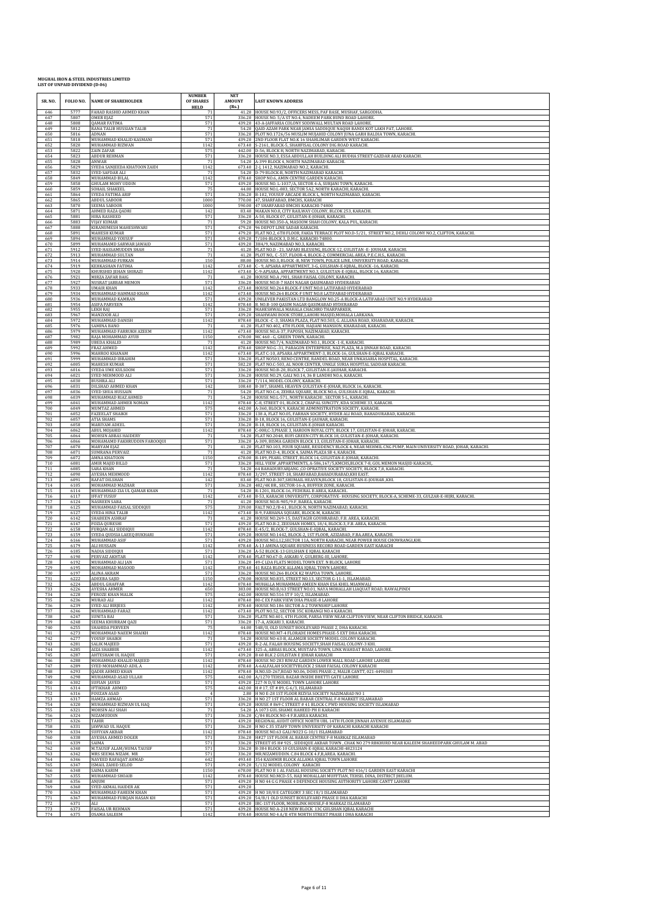**MUGHAL IRON & STEEL INDUSTRIES LIMITED**
**LIST OF UNPAID DIVIDEND (D-06)**

| SR. NO. | FOLIO NO. | NAME OF SHAREHOLDER | NUMBER OF SHARES HELD | NET AMOUNT (Rs.) | LAST KNOWN ADDRESS |
|---|---|---|---|---|---|
| 646 | 5777 | FAHAD RASHID AHMED KHAN | 71 | 41.20 | HOUSE NO.93/2, OFFICERS MESS, PAF BASE, MUSHAF, SARGODHA. |
| 647 | 5807 | OMER EJAZ | 571 | 336.20 | HOUSE NO. 5/A ST NO.4, NADEEM PARK BUND ROAD LAHORE. |
| 648 | 5808 | QAMAR FATIMA | 571 | 439.20 | 43-A-JAFFARIA COLONY SODIWALL MULTAN ROAD LAHORE. |
| 649 | 5812 | RANA TALIB HUSSIAN TALIB | 71 | 54.20 | QAID AZAM PARK NEAR JAMIA SADDIQUE NAQSH BANDI KOT LAKH PAT, LAHORE. |
| 650 | 5816 | ADNAN | 571 | 336.20 | PLOT NO.1726/56 MUSLIM MUJAHID COLONY JUNA GARH BALDIA TOWN, KARACHI. |
| 651 | 5818 | MUHAMMAD KHALID KASMANI | 571 | 439.20 | 2ND FLOOR FLAT NO.K 16 SHAHLIMAR GARDEN WEST KARACHI. |
| 652 | 5820 | MUHAMMAD RIZWAN | 1142 | 673.40 | S-2161, BLOCK-5, SHARFISAL COLONY DIG ROAD KARACHI. |
| 653 | 5822 | ZAIN ZAFAR | 575 | 442.00 | D-56, BLOCK H, NORTH NAZIMABAD, KARACHI. |
| 654 | 5823 | ABDUR REHMAN | 571 | 336.20 | HOUSE NO.3, ESSA ABDULLAH BUILDING ALI BUDHA STREET GAZDAR ABAD KARACHI. |
| 655 | 5828 | ANWAR | 71 | 54.20 | A-399 BLOCK 4, NORTH NAZIMABAD KARACHI. |
| 656 | 5829 | SYEDA SANJEEDA KHATOON ZAIDI | 1142 | 673.40 | 2-J, 1412, NAZIMABAD NO.2, KARACHI. |
| 657 | 5832 | SYED SAFDAR ALI | 71 | 54.20 | D-79 BLOCK-B, NORTH NAZIMABAD KARACHI. |
| 658 | 5849 | MUHAMMAD BILAL | 1142 | 878.40 | SHOP NO.6, AMIN CENTRE GARDEN KARACHI. |
| 659 | 5858 | GHULAM MOHY UDDIN | 571 | 439.20 | HOUSE NO. L-1037/A, SECTOR 4-A, SURJANI TOWN, KARACHI. |
| 660 | 5859 | SOHAIL SHAKEEL | 75 | 44.00 | HOUSE NO.L-883, SECTOR 5A2, NORTH KARACHI, KARACHI. |
| 661 | 5864 | SYEDA FATIMA ARIF | 571 | 336.20 | B-102, YOUSUF ARCADE BLOCK L, NORTH NAZIMABAD, KARACHI. |
| 662 | 5865 | ABDUL SABOOR | 1000 | 770.00 | 47, SHARFABAD, BMCHS, KARACHI |
| 663 | 5870 | SEEMA SABOOR | 1000 | 590.00 | 47 SHARFABAD BMCHS KARACHI-74800 |
| 664 | 5871 | AHMED RAZA QADRI | 142 | 83.40 | MAKAN NO.8, CITY RAILWAY COLONY, BLCOK 253, KARACHI. |
| 665 | 5881 | HIRA RASHEED | 571 | 336.20 | A-50, BLOCK 07, GULISTAN-E-JOHAR, KARACHI. |
| 666 | 5883 | VIJAY KUMAR | 71 | 59.20 | HOUSE NO.350-A, MASOOM SHAH COLONY, KALA PUL, KARACHI. |
| 667 | 5888 | KIRANUMESH MAHESHWARI | 571 | 479.20 | 96 DEPOT LINE SADAR KARACHI. |
| 668 | 5891 | MAHESH KUMAR | 571 | 479.20 | FLAT NO.2, 6TH FLOOR, FAKIA TERRACE PLOT NO.D-5/21, STREET NO.2, DEHLI COLONY NO.2, CLIFTON, KARACHI. |
| 669 | 5894 | MUHAMMAD YOUSUF | 571 | 439.20 | 7/104-BLOCK 3, D.M.C. KARACHI-74800. |
| 670 | 5899 | MUHAMAMD SARWAR JAWAID | 571 | 439.20 | 3H4/9, NAZIMABAD NO.3, KARACHI. |
| 671 | 5912 | SYED HASSAMUDDIN SHAH | 71 | 41.20 | FLAT NO.D -21, SAFARI BLESSING, BLOCK-12, GULISTAN -E- JOUHAR, KARACHI. |
| 672 | 5913 | MUHAMMAD SULTAN | 71 | 41.20 | PLOT NO,. C -537, FLOOR-4, BLOCK-2, COMMERCIAL AREA, P.E.C.H.S., KARACHI. |
| 673 | 5914 | MUHAMMAD FURKAN | 150 | 88.00 | HOUSE NO.3, BLOCK -B, NEW TOWN, POLICE LINE, UNIVERSITY ROAD, KARACHI. |
| 674 | 5919 | KEHKASHAN FATIMA | 1142 | 673.40 | C - 9, APSARA APPARTMENT, 3-G, GULSHAN-E-IQBAL, BLOCK -16, KARACHI. |
| 675 | 5920 | KHURSHID JEHAN SHIRAZI | 1142 | 673.40 | C-9-APSARA, APPARTMENT NO.3, GULISTAN-E-IQBAL, BLOCK 16, KARACHI. |
| 676 | 5921 | MIRZA ZAFAR BAIG | 71 | 41.20 | HOUSE NO.A /901, SHAH FAISAL COLONY, KARACHI. |
| 677 | 5927 | NUSRAT JABBAR MEMON | 571 | 336.20 | HOUSE NO.B-7 HADI NAGAR QASIMABAD HYDERABAD |
| 678 | 5933 | UMAIR KHAN | 1142 | 673.40 | HOUSE NO.264 BLOCK-F UNIT NO.8 LATIFABAD HYDERABAD |
| 679 | 5934 | MUHAMMAD HAMMAD KHAN | 1142 | 673.40 | HOUSE NO.264 BLOCK-F UNIT NO.8 LATIFABAD HYDERABAD |
| 680 | 5936 | MUHAMMAD KAMRAN | 571 | 439.20 | UNILEVER PAKISTAN LTD BANGLOW NO.25-A BLOCK-A LATIFABAD UNIT NO.9 HYDERABAD |
| 681 | 5954 | ASIFA PARVEEN | 1142 | 878.40 | B. NO.B-100 QASIM NAGAR QASIMABAD HYDERABAD |
| 682 | 5955 | LEKH RAJ | 571 | 336.20 | MAHESHWALA MAHALA CHACHRO THARPARKER. |
| 683 | 5967 | MANZOOR ALI | 571 | 439.20 | SHAHWANI BOOK STORE,LAHORI MASJID,MOHALA LARKANA. |
| 684 | 5972 | MUHAMMAD DANISH | 1142 | 878.40 | BLOCK -C -3, SHAMA PLAZA, FLAT NO.503, G. ALLANA ROAD, KHARADAR, KARACHI. |
| 685 | 5976 | SAMINA BANO | 71 | 41.20 | FLAT NO.402, 4TH FLOOR, HAJIANI MANSION, KHARADAR, KARACHI. |
| 686 | 5979 | MUHAMMAD FARRUKH AZEEM | 1142 | 673.40 | HOUSE NO.A-37, PAPOSH, NAZIMABAD, KARACHI. |
| 687 | 5982 | RAJA MOHAMMAD AYUB | 1150 | 678.00 | MC 460 - G, GREEN TOWN, KARACHI. |
| 688 | 5989 | UBEDA KHALID | 71 | 41.20 | HOUSE NO.7/4, NAZIMABAD NO.1, BLOCK -1-E, KARACHI. |
| 689 | 5992 | FRAZ AHMED | 1142 | 878.40 | SHOP NO.G -31, PARAGON ENTERPRISE, NAZ PLAZA, M.A JINNAH ROAD, KARACHI. |
| 690 | 5996 | MAHROO KHANAM | 1142 | 673.40 | FLAT C-10, APSARA APPARTMENT-3, BLOCK-16, GULSHAN-E-IQBAL KARACHI. |
| 691 | 5999 | MUHAMMAD IBRAHIM | 571 | 336.20 | FLAT NO503, RENO CENTRE, RANDEL ROAD, NEAR UNKASARIA HOSPITAL, KARACHI. |
| 692 | 6005 | MAHESH KUMAR | 571 | 582.20 | FLAT NO.C-503, AL NOOR CENTER, UNKLE SURIA HOSPITAL SADDAR KARACHI. |
| 693 | 6016 | SYEDA UME KULSOOM | 571 | 336.20 | HOUSE NO.B-20, BLOCK 7, GULISTAN-E-JAUHAR, KARACHI. |
| 694 | 6021 | SYED MEHMOOD ALI | 571 | 336.20 | HOUSE NO.29, GALI NO.14, 36 B LANDHI NO.6, KARACHI. |
| 695 | 6030 | BUSHRA ALI | 571 | 336.20 | 7/114, MODEL COLONY, KARACHI. |
| 696 | 6031 | DILSHAD AHMED KHAN | 142 | 108.40 | B-307, SHAMIL HEAVEN GULISTAN-E-JOHAR, BLOCK 16, KARACHI. |
| 697 | 6036 | SYED SHUA HUSSAIN | 71 | 54.20 | FLAT NO.C-6, ZEHRA SQUARE, BLOCK NO.6, GULSHAN-E-IQBAL, KARACHI. |
| 698 | 6039 | MUHAMMAD RIAZ AHMED | 71 | 54.20 | HOUSE NO.L-571, NORTH KARACHI , SECTOR 5-L, KARACHI. |
| 699 | 6041 | MUHAMMAD AHMER NOMAN | 1142 | 878.40 | C-8, STREET 01, BLOCK 2, CHAPAL SUNCITY, KDA SCHEME 33, KARACHI. |
| 700 | 6049 | MUMTAZ AHMED | 575 | 442.00 | A-360, BLOCK 9, KARACHI ADMINISTRATION SOCIETY, KARACHI. |
| 701 | 6052 | FAZEELAT SHAIKH | 571 | 336.20 | 138 A, FLAT NO.05, FARHAN SOCIETY, HYDER ALI ROAD, BAHADURABAD, KARACHI. |
| 702 | 6057 | ATIA SHAMS | 571 | 336.20 | B-18, BLOCK 16, GULISTAN-E-JAUHAR, KARACHI. |
| 703 | 6058 | MARIYAM ADEEL | 571 | 336.20 | B-18, BLOCK 16, GULISTAN-E-JOHAR KARACHI. |
| 704 | 6062 | ABUL MOJAHID | 1142 | 878.40 | C-008,C-3,PHASE 3, HAROON ROYAL CITY, BLOCK 17, GULISTAN-E-JOHAR, KARACHI. |
| 705 | 6064 | MOHSIN ABBAS HAIDERY | 71 | 54.20 | FLAT NO.2048, RUFI GREEN CITY BLOCK 18, GULISTAN-E-JOHAR, KARACHI. |
| 706 | 6066 | MOHAMAMD FAKHRUDDIN FAROOQUI | 571 | 336.20 | A-309, BISMA GARDEN BLOCK 13, GULISTAN-E-JOHAR, KARACHI. |
| 707 | 6070 | MARYAM EJAZ | 71 | 41.20 | FLAT NO.103, FOUR SQUARE, RESIDENCY BLOCK 4, NEAR MEHMIL CNG PUMP, MAIN UNIVERSITY ROAD, JOHAR, KARACHI. |
| 708 | 6071 | SUMRANA PERVAIZ | 71 | 41.20 | FLAT NO.D-4, BLOCK 4, SAIMA PLAZA SB 4, KARACHI. |
| 709 | 6072 | AMNA KHATOON | 1150 | 678.00 | B-189, PEARL STREET, BLOCK 14, GULISTAN-E-JOHAR, KARACHI. |
| 710 | 6081 | AMIR MAJID BILLO | 571 | 336.20 | HILL VIEW ,APPARTMENTS, A-586,167/5,KMCHS,BLOCK 7-8, GOL MEMON MASJID KARACHI,. |
| 711 | 6085 | SARA KHAN | 71 | 54.20 | 64 BAHADURYARJANG ,CO OPRATIVE SOCIETY SOCIETY, BLOCK 7,8, KARACHI. |
| 712 | 6090 | AYESHA MEHMOOD | 1142 | 878.40 | 3/297, STREET-18, SHARFABAD,BAHADURABAD,KHI EAST. |
| 713 | 6091 | RAFAT DILSHAN | 142 | 83.40 | FLAT NO.B-307,SHUMAIL HEAVEN,BLOCK 18, GULISTAN-E-JOUHAR ,KHI. |
| 714 | 6105 | MOHAMMAD MAZHAR | 571 | 336.20 | 482/4K BR., SECTOR-16-A, BUFFER ZONE, KARACHI. |
| 715 | 6114 | MUHAMMAD ZIA UL QAMAR KHAN | 71 | 54.20 | R-1201, BLOCK-16, FEDERAL B AREA, KARACHI.. |
| 716 | 6117 | IFFAT YUSUF | 1142 | 673.40 | B-53, KARACHI UNIVERSITY, CORPORATIVE- HOUSING SOCIETY, BLOCK-A, SCHEME-33, GULZAR-E-HIJRI, KARACHI. |
| 717 | 6124 | NASREEN SABA | 71 | 41.20 | HOUSE NO.R-905/9-F, BAREA, KARACHI. |
| 718 | 6125 | MUHAMMAD FAISAL SIDDIQUI | 575 | 339.00 | FALT NO.2/B-61, BLOCK-N, NORTH NAZIMABAD, KARACHI. |
| 719 | 6127 | SYEDA HINA TALIB | 1142 | 673.40 | B-9, FARHANA SQUARE, BLOCK-M, KARACHI. |
| 720 | 6142 | SHABEEN ASHRAF | 71 | 41.20 | HOUSE NO.269-15, DASTAGIR GOOHRABAD, F.B. AREA, KARACHI. |
| 721 | 6147 | FOZIA QURESHI | 571 | 439.20 | FLAT NO.B-2, ZEESHAN HOMES, 18/4, BLOCK-3, F.B. AREA, KARACHI. |
| 722 | 6158 | FURQAN ALI SIDDIQUI | 1142 | 878.40 | E-45/2, BLOCK-7, GULSHAN-E-IQBAL, KARACHI. |
| 723 | 6159 | SYEDA QUDSIA LAEEQ BUKHARI | 571 | 439.20 | HOUSE NO.1442, BLOCK-2, 1ST FLOOR, AZIZABAD, F.BA.AREA, KARACHI. |
| 724 | 6166 | MUHAMMAD ASIF | 571 | 439.20 | HOUSE NO.L12,SECTOR 11A, NORTH KARACHI, NEAR POWER HOUSE CHOWRANGI,KHI. |
| 725 | 6179 | ALI HUSSAIN | 1142 | 878.40 | A-13 AMINA SQUARE BUSINESS RECORD ROAD GARDEN EAST KARACHI |
| 726 | 6185 | NADIA SIDDIQUI | 571 | 336.20 | A-52 BLOCK-13 GULSHAN E IQBAL KARACHI |
| 727 | 6190 | PERVAIZ AKHTAR | 1142 | 878.40 | FLAT NO.67-D, ASKARI-V, GULBERG-III, LAHORE. |
| 728 | 6192 | MUHAMMAD ALI JAN | 571 | 336.20 | 49-C LDA FLATS MODEL TOWN EXT. N BLOCK, LAHORE |
| 729 | 6195 | MOHAMMAD MASOOD | 1142 | 878.40 | 41 RAZA BLOCK ALLAMA IQBAL TOWN LAHORE. |
| 730 | 6197 | ALINA AKRAM | 571 | 336.20 | HOUSE NO.266 BLOCK K2 WAPDA TOWN, LAHORE. |
| 731 | 6222 | ADEEBA SAJID | 1150 | 678.00 | HOUSE NO.835, STREET NO.13, SECTOR G-11-1, ISLAMABAD. |
| 732 | 6224 | ABDUL GHAFFAR | 1142 | 878.40 | MUHALLA MUHAMMAD AMEEN KHAN ESA KHEL MIANWALI |
| 733 | 6226 | AYESHA AHMER | 650 | 383.00 | HOUSE NO.B/63 STREET NO.01, NAYA MOHALLAH LIAQUAT ROAD, RAWALPINDI |
| 734 | 6228 | FEROZE KHAN MALIK | 575 | 442.00 | HOUSE NO.516 ST F 10/2, ISLAMABAD. |
| 735 | 6236 | MURAD ALI | 1142 | 878.40 | 80-C EX PARK VIEW DHA PHASE-8 LAHORE |
| 736 | 6239 | SYED ALI BIRJEES | 1142 | 878.40 | HOUSE NO.186 SECTOR A-2 TOWNSHIP LAHORE |
| 737 | 6246 | MUHAMMAD FARAZ | 1142 | 673.40 | PLOT NO.52, SECTOR 35C KORANGI NO.4 KARACHI. |
| 738 | 6247 | SUNITA BAI | 571 | 336.20 | FLATE NO.401, 4TH FLOOR, PARSA VIEW NEAR CLIFTON VIEW, NEAR CLIFTON BRIDGE, KARACHI. |
| 739 | 6248 | SEEMA KHURRAM QAZI | 571 | 336.20 | 17-A, ASKARI 3, KARACHI. |
| 740 | 6255 | SHAHIDA PERVEEN | 75 | 44.00 | 54B/II, OLD SUNSET BOULEVARD PHASE 2, DHA KARACHI. |
| 741 | 6273 | MOHAMMAD NAEEM SHAIKH | 1142 | 878.40 | HOUSE NO.M7-4 FLORADE HOMES PHASE-5 EXT DHA KARACHI. |
| 742 | 6277 | YOUSIF SHAIKH | 71 | 54.20 | HOUSE NO-63-B, ALAMGIR SOCIETY MODEL COLONY KARACHI. |
| 743 | 6281 | SALIK MAJEED | 571 | 439.20 | R-2-AL FALAH HOUSING SOCIETY,SHAH FAISAL COLONY-3 KHI. |
| 744 | 6285 | AIZA SHABBIR | 1142 | 673.40 | 325-A, ABBAS BLOCK, MUSTAFA TOWN, LINK WAHDAT ROAD, LAHORE. |
| 745 | 6287 | AHTESHAM UL HAQUE | 571 | 439.20 | B 68 BLK 2 GULISTAN E JOHAR KARACHI |
| 746 | 6288 | MOHAMMAD KHALID MAJEED | 1142 | 878.40 | HOUSE NO 283 RIWAZ GARDEN LOWER MALL ROAD LAHORE LAHORE |
| 747 | 6289 | SYED MOHAMMAD ADIL A | 1142 | 878.40 | A-6AL FALAH SOCIETYBLOCK 2 SHAH FAISAL COLONY KARACHI |
| 748 | 6293 | QADIR AHMED KHAN | 1142 | 878.40 | H.NO.SD-267,ROAD NO.06, DOHS PHASE-2, MALIR CANTT, 021-4490303 |
| 749 | 6298 | MUHAMMAD ASAD ULLAH | 575 | 442.00 | A/1270 TEHSIL BAZAR INSIDE BHETTI GATE LAHORE |
| 750 | 6302 | SUFIAN JAVED | 571 | 439.20 | 227-N D/E MODEL TOWN LAHORE LAHORE |
| 751 | 6314 | IFTIKHAR AHMED | 575 | 442.00 | H # 17, ST # 89, G-6/3, ISLAMABAD |
| 752 | 6316 | FOUZAN ASAD | 4 | 2.80 | H NO E-28 1ST FLOOR RIZVIA SOCIETY NAZIMABAD NO 1 |
| 753 | 6317 | HAMZA AHMAD | 571 | 336.20 | H NO 27 1ST FLOOR AL BABAR CENTRAL F-8 MARKET ISLAMABAD |
| 754 | 6320 | MUHAMMAD RIZWAN UL HAQ | 571 | 439.20 | HOUSE # 869 C STREET # 41 BLOCK C PWD HOUSING SOCIETY ISLAMABAD |
| 755 | 6321 | MOHSIN ALI SHAH | 71 | 54.20 | A 1073 GUL SHAME HAHEED PH II KARACHI |
| 756 | 6324 | NIZAMUDDIN | 571 | 336.20 | C/84 BLOCK NO-4 F.B.AREA KARACHI. |
| 757 | 6326 | TAHIR | 571 | 439.20 | REGIONAL AUDIT OFFICE NORTH UBL 14TH FLOOR JINNAH AVENUE ISLAMABAD |
| 758 | 6331 | JAWWAD UL HAQUE | 571 | 336.20 | H NO C 35 STAFF TOWN UNIVERSITY OF KARACHI KARACHI KARACHI |
| 759 | 6334 | SUFIYAN AKBAR | 1142 | 878.40 | HOUSE NO.63 GALI NO23 G-10/1 ISLAMABAD |
| 760 | 6338 | AYESHA AHMED DOGER | 571 | 336.20 | H#27 1ST FLOOR AL BABAR CENTRE F-8 MARKAZ ISLAMABAD |
| 761 | 6339 | SAIMA | 571 | 336.20 | STREET 05 H# 92S , SIDDIQUE AKBAR TOWN , CHAK NO 279 RBKHURD NEAR KALEEM SHAHEEDPARK GHULAM M. ABAD |
| 762 | 6340 | M.TAUSIF ALAM/HUMA TAUSIF | 571 | 336.20 | B-384 BLOCK-10 GULSHAN-E-IQBAL KARACHI-4823124 |
| 763 | 6342 | MRS SEEMA NIZAM. MR | 571 | 336.20 | MR.NIZAMUDDIN. C.84 BLOCK 4.F,B,AREA. KARACHI. |
| 764 | 6346 | NAVEED RAFAQAT AHMAD | 642 | 493.40 | 354 KASHMIR BLOCK ALLAMA IQBAL TOWN LAHORE |
| 765 | 6347 | ISMAIL ZAHID SELOD | 571 | 439.20 | 5/132 MODEL COLONY KARACHI |
| 766 | 6348 | SAIMA KARIM | 1150 | 678.00 | FLAT NO B 1 AL FAISAL HOUSING SOCIETY PLOT NO 416/1 GARDEN EAST KARACHI |
| 767 | 6355 | MUHAMMAD SHOAIB | 1142 | 878.40 | HOUSE NO.MCD-55, HAJI MOHALLAH MUFFTIAN, TEHSIL DINA, DISTRICT JHELUM. |
| 768 | 6356 | ANJUM | 571 | 439.20 | H NO 44 G G PHASE 4 DEFENDCE HOUSING AUTHORITY LAHORE CANTT LAHORE |
| 769 | 6360 | SYED AKMAL HAIDER AK | 571 | 439.20 | |
| 770 | 6363 | MUHAMMAD FAHEEM KHAN | 571 | 439.20 | H NO 18/8 E CATEGORY 3 SEC I 8/1 ISLAMABAD |
| 771 | 6367 | MUHAMMAD FURQAN HASAN KH | 571 | 439.20 | 54/B/1 OLD SUNSET BOULEVARD PHASE II DHA KARACHI |
| 772 | 6371 | ALI | 571 | 439.20 | BIC-1ST FLOOR, MOBILINK HOUSE,F-8 MARKAZ ISLAMABAD |
| 773 | 6373 | FAISAL UR REHMAN | 571 | 439.20 | HOUSE NO A-218 NEW BLOCK 13C GULSHAN IQBAL KARACHI |
| 774 | 6375 | OSAMA SALEEM | 1142 | 878.40 | HOUSE NO 4 A/II 4TH NORTH STREET PHASE I DHA KARACHI |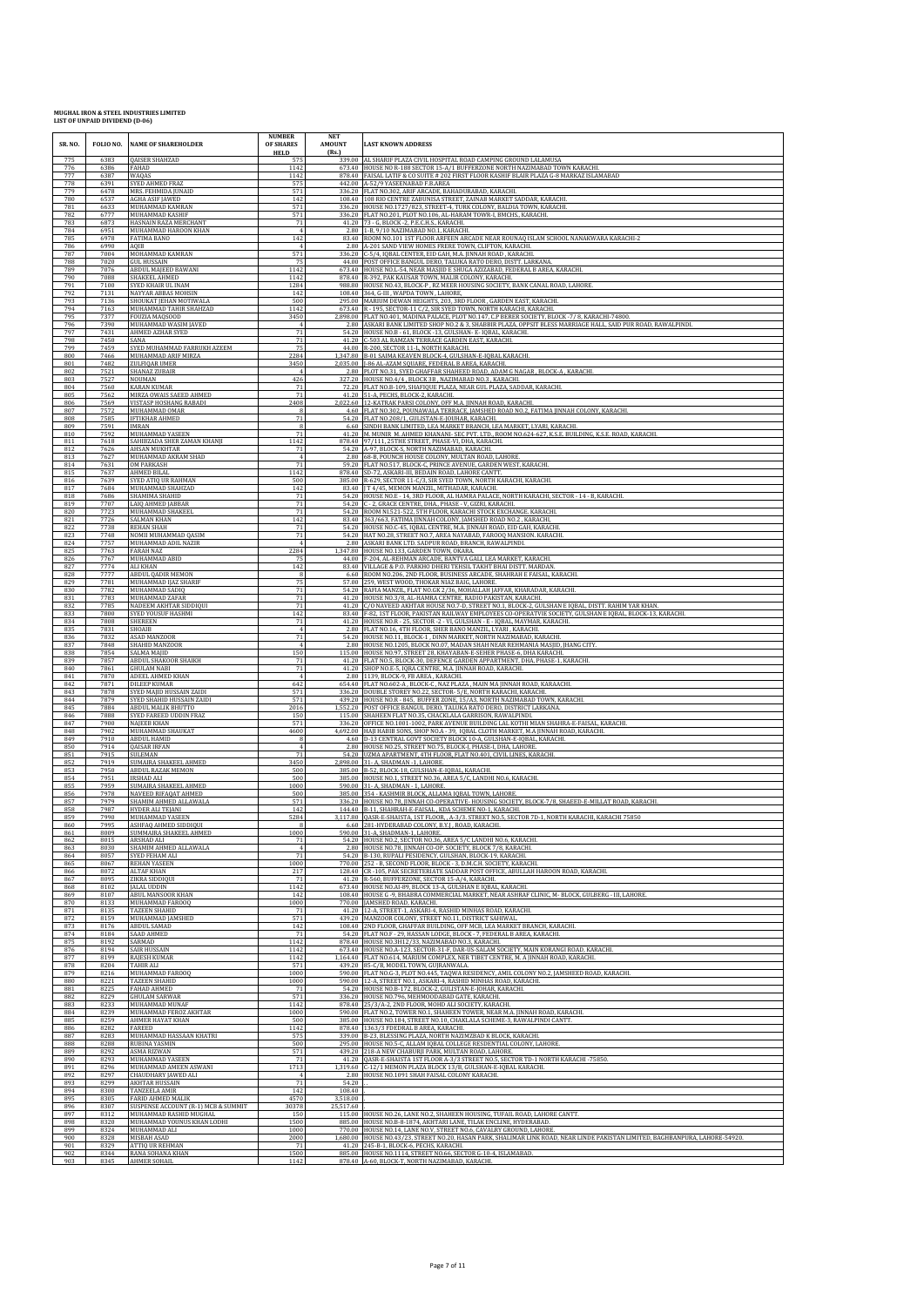**MUGHAL IRON & STEEL INDUSTRIES LIMITED**
**LIST OF UNPAID DIVIDEND (D-06)**

| SR. NO. | FOLIO NO. | NAME OF SHAREHOLDER | NUMBER OF SHARES HELD | NET AMOUNT (Rs.) | LAST KNOWN ADDRESS |
|---|---|---|---|---|---|
| 775 | 6383 | QAISER SHAHZAD | 575 | 339.00 | AL SHARIF PLAZA CIVIL HOSPITAL ROAD CAMPING GROUND LALAMUSA |
| 776 | 6386 | FAHAD | 1142 | 673.40 | HOUSE NO R-188 SECTOR 15-A/1 BUFFERZONE NORTH NAZIMABAD TOWN KARACHI. |
| 777 | 6387 | WAQAS | 1142 | 878.40 | FAISAL LATIF & CO SUITE # 202 FIRST FLOOR KASHIF BLAIR PLAZA G-8 MARKAZ ISLAMABAD |
| 778 | 6391 | SYED AHMED FRAZ | 575 | 442.00 | A-52/9 YASEENABAD F.B.AREA |
| 779 | 6478 | MRS. FEHMIDA JUNAID | 571 | 336.20 | FLAT NO.302, ARIF ARCADE, BAHADURABAD, KARACHI. |
| 780 | 6537 | AGHA ASIF JAWED | 142 | 108.40 | 108 RIO CENTRE ZABUNISA STREET, ZAINAB MARKET SADDAR, KARACHI. |
| 781 | 6633 | MUHAMMAD KAMRAN | 571 | 336.20 | HOUSE NO.1727/823, STREET-4, TURK COLONY, BALDIA TOWN, KARACHI. |
| 782 | 6777 | MUHAMMAD KASHIF | 571 | 336.20 | FLAT NO.201, PLOT NO.106, AL-HARAM TOWR-I, BMCHS, KARACHI. |
| 783 | 6873 | HASNAIN RAZA MERCHANT | 71 | 41.20 | 73 - G, BLOCK-2, P.E.C.H.S., KARACHI. |
| 784 | 6951 | MUHAMMAD HAROON KHAN | 4 | 2.80 | 1-B, 9/10 NAZIMABAD NO.1, KARACHI. |
| 785 | 6978 | FATIMA BANO | 142 | 83.40 | ROOM NO.101 1ST FLOOR ARFEEN ARCADE NEAR ROUNAQ ISLAM SCHOOL NANAKWARA KARACHI-2 |
| 786 | 6990 | AQIB | 4 | 2.80 | A-201 SAND VIEW HOMES FRERE TOWN, CLIFTON, KARACHI. |
| 787 | 7004 | MOHAMMAD KAMRAN | 571 | 336.20 | C-5/4, IQBAL CENTER, EID GAH, M.A. JINNAH ROAD, KARACHI. |
| 788 | 7020 | GUL HUSSAIN | 75 | 44.00 | POST OFFICE BANGUL DERO, TALUKA RATO DERO, DISTT. LARKANA. |
| 789 | 7076 | ABDUL MAJEED BAWANI | 1142 | 673.40 | HOUSE NO.L-54, NEAR MASJID E SHUGA AZIZABAD, FEDERAL B AREA, KARACHI. |
| 790 | 7088 | SHAKEEL AHMED | 1142 | 878.40 | R-392, PAK KAUSAR TOWN, MALIR COLONY, KARACHI. |
| 791 | 7100 | SYED KHAIR UL INAM | 1284 | 988.80 | HOUSE NO.43, BLOCK-P , RZ MEER HOUSING SOCIETY, BANK CANAL ROAD, LAHORE. |
| 792 | 7131 | NAYYAR ABBAS MOHSIN | 142 | 108.40 | 364, G-III , WAPDA TOWN , LAHORE, |
| 793 | 7136 | SHOUKAT JEHAN MOTIWALA | 500 | 295.00 | MARIUM DEWAN HEIGHTS, 203, 3RD FLOOR , GARDEN EAST, KARACHI. |
| 794 | 7163 | MUHAMMAD TAHIR SHAHZAD | 1142 | 673.40 | R - 195, SECTOR-11 C/2, SIR SYED TOWN, NORTH KARACHI, KARACHI. |
| 795 | 7377 | FOUZIA MAQSOOD | 3450 | 2,898.00 | FLAT NO.401, MADINA PALACE, PLOT NO.147, C.P.BERER SOCIETY, BLOCK -7/ 8, KARACHI-74800. |
| 796 | 7390 | MUHAMMAD WASIM JAVED | 4 | 2.80 | ASKARI BANK LIMITED SHOP NO.2 & 3, SHABBIR PLAZA, OPPSIT BLESS MARRIAGE HALL, SAID PUR ROAD, RAWALPINDI. |
| 797 | 7431 | AHMED AZHAR SYED | 71 | 54.20 | HOUSE NO.B - 61, BLOCK -13, GULSHAN- E- IQBAL, KARACHI. |
| 798 | 7450 | SANA | 71 | 41.20 | C-503 AL RAMZAN TERRACE GARDEN EAST, KARACHI. |
| 799 | 7459 | SYED MUHAMMAD FARRUKH AZEEM | 75 | 44.00 | R-200, SECTOR 11-L, NORTH KARACHI. |
| 800 | 7466 | MUHAMMAD ARIF MIRZA | 2284 | 1,347.80 | B-81 SAIMA KEAVEN BLOCK-4, GULSHAN-E-IQBAL KARACHI. |
| 801 | 7482 | ZULFIQAR UMER | 3450 | 2,035.00 | I-86 AL-AZAM SQUARE, FEDERAL B AREA, KARACHI. |
| 802 | 7521 | SHANAZ ZUBAIR | 4 | 2.80 | PLOT NO.31, SYED GHAFFAR SHAHEED ROAD, ADAM G NAGAR , BLOCK-A , KARACHI. |
| 803 | 7527 | NOUMAN | 426 | 327.20 | HOUSE NO.4/4 , BLOCK 3B , NAZIMABAD NO.3 , KARACHI. |
| 804 | 7560 | KARAN KUMAR | 71 | 72.20 | FLAT NO.B-109, SHAFIQUE PLAZA, NEAR GUL PLAZA, SADDAR, KARACHI. |
| 805 | 7562 | MIRZA OWAIS SAEED AHMED | 71 | 41.20 | 51-A, PECHS, BLOCK-2, KARACHI. |
| 806 | 7569 | VISTASP HOSHANG RABADI | 2408 | 2,022.60 | 12-KATRAK PARSI COLONY, OFF M.A. JINNAH ROAD, KARACHI. |
| 807 | 7572 | MUHAMMAD OMAR | 8 | 4.60 | FLAT NO.302, POUNAWALA TERRACE, JAMSHED ROAD NO.2, FATIMA JINNAH COLONY, KARACHI. |
| 808 | 7585 | IFTIKHAR AHMED | 71 | 54.20 | FLAT NO.208/1, GULISTAN-E-JOUHAR, KARACHI. |
| 809 | 7591 | IMRAN | 8 | 6.60 | SINDH BANK LIMITED, LEA MARKET BRANCH, LEA MARKET, LYARI, KARACHI. |
| 810 | 7592 | MUHAMMAD YASEEN | 71 | 41.20 | M. MUNIR M. AHMED KHANANI- SEC PVT. LTD., ROOM NO.624-627, K.S.E. BUILDING, K.S.E. ROAD, KARACHI. |
| 811 | 7618 | SAHIBZADA SHER ZAMAN KHANJI | 1142 | 878.40 | 97/111, 25THE STREET, PHASE-VI, DHA, KARACHI. |
| 812 | 7626 | AHSAN MUKHTAR | 71 | 54.20 | A-97, BLOCK-S, NORTH NAZIMABAD, KARACHI. |
| 813 | 7627 | MUHAMMAD AKRAM SHAD | 4 | 2.80 | 68-B, POUNCH HOUSE COLONY, MULTAN ROAD, LAHORE. |
| 814 | 7631 | OM PARKASH | 71 | 59.20 | FLAT NO.517, BLOCK-C, PRINCE AVENUE, GARDEN WEST, KARACHI. |
| 815 | 7637 | AHMED BILAL | 1142 | 878.40 | SD-72, ASKARI-III, BEDAIN ROAD, LAHORE CANTT. |
| 816 | 7639 | SYED ATIQ UR RAHMAN | 500 | 385.00 | R-629, SECTOR 11-C/3, SIR SYED TOWN, NORTH KARACHI, KARACHI. |
| 817 | 7684 | MUHAMMAD SHAHZAD | 142 | 83.40 | JT 4/45, MEMON MANZIL, MITHADAR, KARACHI. |
| 818 | 7686 | SHAMIMA SHAHID | 71 | 54.20 | HOUSE NO.E - 14, 3RD FLOOR, AL HAMRA PALACE, NORTH KARACHI, SECTOR - 14 - B, KARACHI. |
| 819 | 7707 | LAIQ AHMED JABBAR | 71 | 54.20 | C - 2, GRACE CENTRE, DHA., PHASE - V, GIZRI, KARACHI. |
| 820 | 7723 | MUHAMMAD SHAKEEL | 71 | 54.20 | ROOM NO.521-522, 5TH FLOOR, KARACHI STOCK EXCHANGE, KARACHI. |
| 821 | 7726 | SALMAN KHAN | 142 | 83.40 | 363/663, FATIMA JINNAH COLONY, JAMSHED ROAD NO.2 , KARACHI, |
| 822 | 7738 | REHAN SHAH | 71 | 54.20 | HOUSE NO.C-45, IQBAL CENTRE, M.A. JINNAH ROAD, EID GAH, KARACHI. |
| 823 | 7748 | NOMU MUHAMMAD QASIM | 71 | 54.20 | HAT NO.28, STREET NO.7, AREA NAYABAD, FAROOQ MANSION. KARACHI. |
| 824 | 7757 | MUHAMMAD ADIL NAZIR | 4 | 2.80 | ASKARI BANK LTD. SADPUR ROAD, BRANCH, RAWALPINDI. |
| 825 | 7763 | FARAH NAZ | 2284 | 1,347.80 | HOUSE NO.133, GARDEN TOWN, OKARA. |
| 826 | 7767 | MUHAMMAD ABID | 75 | 44.00 | F-204, AL-REHMAN ARCADE, BANTVA GALI, LEA MARKET, KARACHI. |
| 827 | 7774 | ALI KHAN | 142 | 83.40 | VILLAGE & P.O. PARKHO DHERI TEHSIL TAKHT BHAI DISTT. MARDAN. |
| 828 | 7777 | ABDUL QADIR MEMON | 8 | 6.60 | ROOM NO.206, 2ND FLOOR, BUSINESS ARCADE, SHAHRAH E FAISAL, KARACHI. |
| 829 | 7781 | MUHAMMAD IJAZ SHARIF | 75 | 57.00 | 259, WEST WOOD, THOKAR NIAZ BAIG, LAHORE. |
| 830 | 7782 | MUHAMMAD SADIQ | 71 | 54.20 | RAFIA MANZIL, FLAT NO.GK 2/36, MOHALLAH JAFFAR, KHARADAR, KARACHI. |
| 831 | 7783 | MUHAMMAD ZAFAR | 71 | 41.20 | HOUSE NO.3/8, AL-HAMRA CENTRE, RADIO PAKISTAN, KARACHI. |
| 832 | 7785 | NADEEM AKHTAR SIDDIQUI | 71 | 41.20 | C/O NAVEED AKHTAR HOUSE NO.7-D, STREET NO.1, BLOCK-2, GULSHAN E IQBAL, DISTT. RAHIM YAR KHAN. |
| 833 | 7800 | SYED YOUSUF HASHMI | 142 | 83.40 | F-82, 1ST FLOOR, PAKISTAN RAILWAY EMPLOYEES CO-OPERATVIE SOCIETY, GULSHAN E IQBAL, BLOCK-13, KARACHI. |
| 834 | 7808 | SHEREEN | 71 | 41.20 | HOUSE NO.R - 25, SECTOR -Z - VI, GULSHAN - E - IQBAL, MAYMAR, KARACHI. |
| 835 | 7831 | SHOAIB | 4 | 2.80 | FLAT NO.16, 4TH FLOOR, SHER BANO MANZIL, LYARI , KARACHI. |
| 836 | 7832 | ASAD MANZOOR | 71 | 54.20 | HOUSE NO.11, BLOCK-1 , DINN MARKET, NORTH NAZIMABAD, KARACHI. |
| 837 | 7848 | SHAHID MANZOOR | 4 | 2.80 | HOUSE NO.1205, BLOCK NO.07, MADAN SHAH NEAR REHMANIA MASJID, JHANG CITY. |
| 838 | 7854 | SALMA MAJID | 150 | 115.00 | HOUSE NO.97, STREET 28, KHAYABAN-E-SEHER PHASE-6, DHA KARACHI. |
| 839 | 7857 | ABDUL SHAKOOR SHAIKH | 71 | 41.20 | FLAT NO.5, BLOCK-30, DEFENCE GARDEN APPARTMENT, DHA, PHASE-1, KARACHI. |
| 840 | 7861 | GHULAM NABI | 71 | 41.20 | SHOP NO.E-5, IQRA CENTRE, M.A. JINNAH ROAD, KARACHI. |
| 841 | 7870 | ADEEL AHMED KHAN | 4 | 2.80 | 1139, BLOCK-9, FB AREA , KARACHI. |
| 842 | 7871 | DILEEP KUMAR | 642 | 654.40 | FLAT NO.602-A , BLOCK-C , NAZ PLAZA , MAIN MA JINNAH ROAD, KARAACHI. |
| 843 | 7878 | SYED MAJID HUSSAIN ZAIDI | 571 | 336.20 | DOUBLE STOREY NO.22, SECTOR- 5/E, NORTH KARACHI, KARACHI. |
| 844 | 7879 | SYED SHAHID HUSSAIN ZAIDI | 571 | 439.20 | HOUSE NO.R - 845 , BUFFER ZONE, 15/A3, NORTH NAZIMABAD TOWN, KARACHI. |
| 845 | 7884 | ABDUL MALIK BHUTTO | 2016 | 1,552.20 | POST OFFICE BANGUL DERO, TALUKA RATO DERO, DISTRICT LARKANA. |
| 846 | 7888 | SYED FAREED UDDIN FRAZ | 150 | 115.00 | SHAHEEN FLAT NO.35, CHACKLALA GARRISON, RAWALPINDI. |
| 847 | 7900 | NAJEEB KHAN | 571 | 336.20 | OFFICE NO.1001-1002, PARK AVENUE BUILDING LAL KOTHI MIAN SHAHRA-E-FAISAL, KARACHI. |
| 848 | 7902 | MUHAMMAD SHAUKAT | 4600 | 4,692.00 | HAJI HABIB SONS, SHOP NO.A - 39 , IQBAL CLOTH MARKET, M.A JINNAH ROAD, KARACHI. |
| 849 | 7910 | ABDUL HAMID | 8 | 4.60 | D-13 CENTRAL GOVT SOCIETY BLOCK 10-A, GULSHAN-E-IQBAL, KARACHI. |
| 850 | 7914 | QAISAR IRFAN | 4 | 2.80 | HOUSE NO.25, STREET NO.75, BLOCK-J, PHASE-I, DHA, LAHORE. |
| 851 | 7915 | SULEMAN | 71 | 54.20 | UZMA APARTMENT, 4TH FLOOR, FLAT NO.401, CIVIL LINES, KARACHI. |
| 852 | 7919 | SUMAIRA SHAKEEL AHMED | 3450 | 2,898.00 | 31- A, SHADMAN -1, LAHORE. |
| 853 | 7950 | ABDUL RAZAK MEMON | 500 | 385.00 | B-52, BLOCK-18, GULSHAN-E-IQBAL, KARACHI. |
| 854 | 7951 | IRSHAD ALI | 500 | 385.00 | HOUSE NO.1, STREET NO.36, AREA 5/C, LANDHI NO.6, KARACHI. |
| 855 | 7959 | SUMAIRA SHAKEEL AHMED | 1000 | 590.00 | 31- A, SHADMAN - 1, LAHORE. |
| 856 | 7978 | NAVEED RIFAQAT AHMED | 500 | 385.00 | 354 - KASHMIR BLOCK, ALLAMA IQBAL TOWN, LAHORE. |
| 857 | 7979 | SHAMIM AHMED ALLAWALA | 571 | 336.20 | HOUSE NO.78, JINNAH CO-OPERATIVE- HOUSING SOCIETY, BLOCK-7/8, SHAEED-E-MILLAT ROAD, KARACHI. |
| 858 | 7987 | HYDER ALI TEJANI | 142 | 144.40 | B-11, SHAHRAH-E-FAISAL , KDA SCHEME NO-1, KARACHI. |
| 859 | 7990 | MUHAMMAD YASEEN | 5284 | 3,117.80 | QASR-E-SHAISTA, 1ST FLOOR, , A-3/3. STREET NO.5, SECTOR 7D-1, NORTH KARACHI, KARACHI 75850 |
| 860 | 7995 | ASHFAQ AHMED SIDDIQUI | 8 | 6.60 | 281-HYDERABAD COLONY, B.Y.J , ROAD, KARACHI. |
| 861 | 8009 | SUMMAIRA SHAKEEL AHMED | 1000 | 590.00 | 31-A, SHADMAN-1, LAHORE. |
| 862 | 8015 | ARSHAD ALI | 71 | 54.20 | HOUSE NO.2, SECTOR NO.36, AREA 5/C LANDHI NO.6, KARACHI. |
| 863 | 8030 | SHAMIM AHMED ALLAWALA | 4 | 2.80 | HOUSE NO.78, JINNAH CO-OP. SOCIETY, BLOCK 7/8, KARACHI. |
| 864 | 8057 | SYED FEHAM ALI | 71 | 54.20 | B-130, RUPALI PESIDENCY, GULSHAN, BLOCK-19, KARACHI. |
| 865 | 8067 | REHAN YASEEN | 1000 | 770.00 | 252 - B, SECOND FLOOR, BLOCK - 3, D.M.C.H. SOCIETY, KARACHI. |
| 866 | 8072 | ALTAF KHAN | 217 | 128.40 | CR -105, PAK SECRETERIATE SADDAR POST OFFICE, ABULLAH HAROON ROAD, KARACHI. |
| 867 | 8095 | ZIKRA SIDDIQUI | 71 | 41.20 | R-560, BUFFERZONE, SECTOR 15-A/4, KARACHI. |
| 868 | 8102 | JALAL UDDIN | 1142 | 673.40 | HOUSE NO.AI-89, BLOCK 13-A, GULSHAN E IQBAL, KARACHI. |
| 869 | 8107 | ABUL MANSOOR KHAN | 142 | 108.40 | HOUSE G -9, BHABRA COMMERCIAL MARKET, NEAR ASHRAF CLINIC, M- BLOCK, GULBERG - III, LAHORE. |
| 870 | 8133 | MUHAMMAD FAROOQ | 1000 | 770.00 | JAMSHED ROAD, KARACHI. |
| 871 | 8135 | TAZEEN SHAHID | 71 | 41.20 | 12-A, STREET-1, ASKARI-4, RASHID MINHAS ROAD, KARACHI. |
| 872 | 8159 | MUHAMMAD JAMSHED | 571 | 439.20 | MANZOOR COLONY, STREET NO.11, DISTRICT SAHIWAL. |
| 873 | 8176 | ABDUL SAMAD | 142 | 108.40 | 2ND FLOOR, GHAFFAR BUILDING, OFF MCB, LEA MARKET BRANCH, KARACHI. |
| 874 | 8184 | SAAD AHMED | 71 | 54.20 | FLAT NO.F - 29, HASSAN LODGE, BLOCK - 7, FEDERAL B AREA, KARACHI. |
| 875 | 8192 | SARMAD | 1142 | 878.40 | HOUSE NO.3II12/33, NAZIMABAD NO.3, KARACHI. |
| 876 | 8194 | SAIR HUSSAIN | 1142 | 673.40 | HOUSE NO.A-123, SECTOR-31-F, DAR-US-SALAM SOCIETY, MAIN KORANGI ROAD, KARACHI. |
| 877 | 8199 | RAJESH KUMAR | 1142 | 1,164.40 | FLAT NO.614, MARIUM COMPLEX, NR TIBET CENTRE, M. A JINNAH ROAD, KARACHI. |
| 878 | 8204 | TAHIR ALI | 571 | 439.20 | 85-C/8, MODEL TOWN, GUJRANWALA. |
| 879 | 8216 | MUHAMMAD FAROOQ | 1000 | 590.00 | FLAT NO.G-3, PLOT NO.445, TAQWA RESIDENCY, AMIL COLONY NO.2, JAMSHEED ROAD, KARACHI. |
| 880 | 8221 | TAZEEN SHAHID | 1000 | 590.00 | 12-A, STREET NO.1, ASKARI-4, RASHID MINHAS ROAD, KARACHI. |
| 881 | 8225 | FAHAD AHMED | 71 | 54.20 | HOUSE NO.B-172, BLOCK-2, GULISTAN-E-JOHAR, KARACHI. |
| 882 | 8229 | GHULAM SARWAR | 571 | 336.20 | HOUSE NO.796, MEHMOODABAD GATE, KARACHI. |
| 883 | 8233 | MUHAMMAD MUNAF | 1142 | 878.40 | 25/3/A-2, 2ND FLOOR, MOHD ALI SOCIETY, KARACHI. |
| 884 | 8239 | MUHAMMAD FEROZ AKHTAR | 1000 | 590.00 | FLAT NO.2, TOWER NO.1, SHAHEEN TOWER, NEAR M.A. JINNAH ROAD, KARACHI. |
| 885 | 8259 | ABHER HAYAT KHAN | 500 | 385.00 | HOUSE NO.184, STREET NO.10, CHAKLALA SCHEME-3, RAWALPINDI CANTT. |
| 886 | 8282 | FAREED | 1142 | 878.40 | 1363/3 FDEDRAL B AREA, KARACHI. |
| 887 | 8283 | MUHAMMAD HASSAAN KHATRI | 575 | 339.00 | B-23, BLESSING PLAZA, NORTH NAZIMZBAD K BLOCK, KARACHI. |
| 888 | 8288 | RUBINA YASMIN | 500 | 295.00 | HOUSE NO.5-C, ALLAM IQBAL COLLEGE RESDENTIAL COLONY, LAHORE. |
| 889 | 8292 | ASMA RIZWAN | 571 | 439.20 | 218-A NEW CHABURJI PARK, MULTAN ROAD, LAHORE. |
| 890 | 8293 | MUHAMMAD YASEEN | 71 | 41.20 | QASR-E-SHAISTA 1ST FLOOR A-3/3 STREET NO.5, SECTOR 7D-1 NORTH KARACHI -75850. |
| 891 | 8296 | MUHAMMAD AMEEN ASWANI | 1713 | 1,319.60 | C-12/1 MEMON PLAZA BLOCK 13/B, GULSHAN-E-IQBAL KARACHI. |
| 892 | 8297 | CHAUDHARY JAWED ALI | 4 | 2.80 | HOUSE NO.1091 SHAH FAISAL COLONY KARACHI. |
| 893 | 8299 | AKHTAR HUSSAIN | 71 | 54.20 | . |
| 894 | 8300 | TANZEELA AMIR | 142 | 108.40 | . |
| 895 | 8305 | FARID AHMED MALIK | 4570 | 3,518.00 | . |
| 896 | 8307 | SUSPENSE ACCOUNT (R-1) MCB & SUMMIT | 30378 | 25,517.60 | . |
| 897 | 8312 | MUHAMMAD RASHID MUGHAL | 150 | 115.00 | HOUSE NO.26, LANE NO.2, SHAHEEN HOUSING, TUFAIL ROAD, LAHORE CANTT. |
| 898 | 8320 | MUHAMMAD YOUNUS KHAN LODHI | 1500 | 885.00 | HOUSE NO.B-8-1874, AKHTARI LANE, TILAK ENCLINE, HYDERABAD. |
| 899 | 8324 | MUHAMMAD ALI | 1000 | 770.00 | HOUSE NO.14, LANE NO.V, STREET NO.6, CAVALRY GROUND, LAHORE. |
| 900 | 8328 | MISBAH ASAD | 2000 | 1,680.00 | HOUSE NO.43/23, STREET NO.20, HASAN PARK, SHALIMAR LINK ROAD, NEAR LINDE PAKISTAN LIMITED, BAGHBANPURA, LAHORE-54920. |
| 901 | 8329 | ATTIQ UR REHMAN | 71 | 41.20 | 245-B-1, BLOCK-6, PECHS, KARACHI. |
| 902 | 8344 | RANA SOHANA KHAN | 1500 | 885.00 | HOUSE NO.1114, STREET NO.66, SECTOR G-10-4, ISLAMABAD. |
| 903 | 8345 | AHMER SOHAIL | 1142 | 878.40 | A-60, BLOCK-T, NORTH NAZIMABAD, KARACHI. |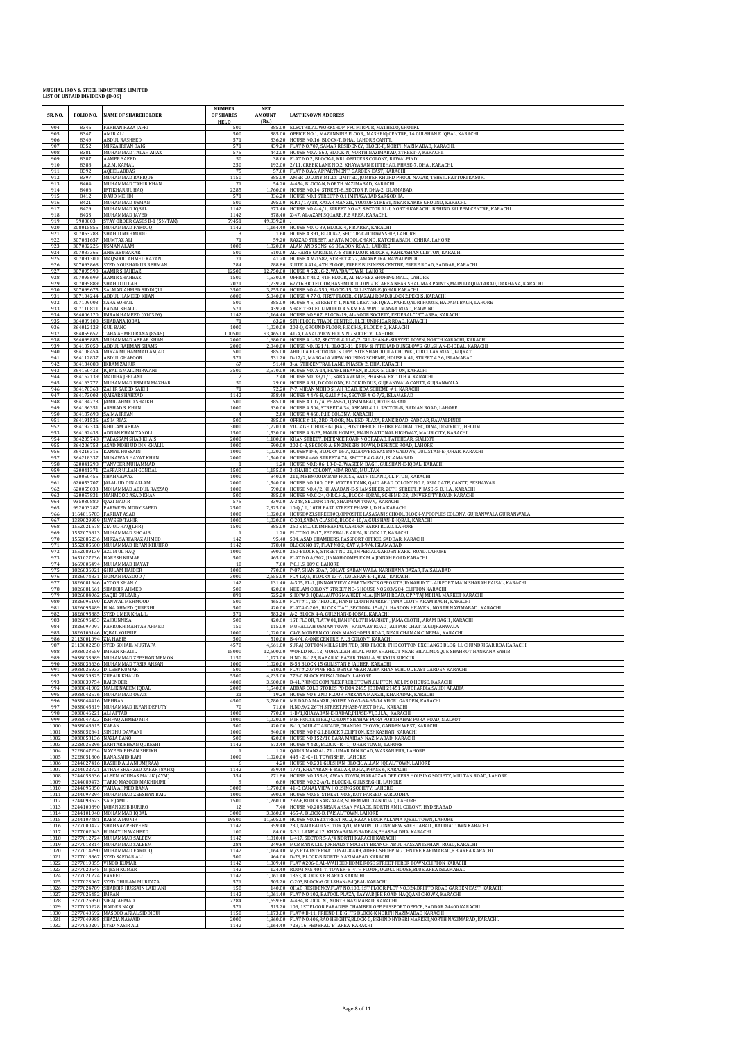**MUGHAL IRON & STEEL INDUSTRIES LIMITED**
**LIST OF UNPAID DIVIDEND (D-06)**

| SR. NO. | FOLIO NO. | NAME OF SHAREHOLDER | NUMBER OF SHARES HELD | NET AMOUNT (Rs.) | LAST KNOWN ADDRESS |
|---|---|---|---|---|---|
| 904 | 8346 | FARHAN RAZA JAFRI | 500 | 385.00 | ELECTRICAL WORKSHOP, FFC MIRPUR, MATHELO, GHOTKI. |
| 905 | 8347 | AMIR ALI | 500 | 385.00 | OFFICE NO.1, MAZANNINE FLOOR,, MASHRIQ CENTRE, 14 GULSHAN E IQBAL, KARACHI. |
| 906 | 8349 | ABDUL RASHEED | 571 | 336.20 | HOUSE NO.16, BLOCK-T, DHA,, LAHORE CANTT. |
| 907 | 8352 | MIRZA IRFAN BAIG | 571 | 439.20 | FLAT NO.707, SAMAR RESIDENCY, BLOCK-F, NORTH NAZIMABAD, KARACHI. |
| 908 | 8381 | MUHAMMAD TALAH AIJAZ | 575 | 442.00 | HOUSE NO.A-560, BLOCK-N, NORTH NAZIMABAD, STREET-7, KARACHI. |
| 909 | 8387 | AAMER SAEED | 50 | 38.00 | FLAT NO.2, BLOCK-1, KRL OFFICERS COLONY, RAWALPINDI. |
| 910 | 8388 | A.Z.M. KAMAL | 250 | 192.00 | 2/11, CREEK LANE NO.2, KHAYABAN E ITTEHAD, PHASE-7, DHA,, KARACHI. |
| 911 | 8392 | AQEEL ABBAS | 75 | 57.00 | FLAT NO.A6, APPARTMENT GARDEN EAST, KARACHI. |
| 912 | 8397 | MUHAMMAD RAFIQUE | 1150 | 885.00 | AMER COLONY MILLS LIMITED, JUMBER KHURD PHOOL NAGAR, TEHSIL PATTOKI KASUR. |
| 913 | 8404 | MUHAMMAD TAHIR KHAN | 71 | 54.20 | A-454, BLOCK-N, NORTH NAZIMABAD, KARACHI. |
| 914 | 8406 | IFTIKHAR UL HAQ | 2285 | 1,760.00 | HOUSE NO.14, STREET-8, SECTOR F, DHA-2, ISLAMABAD. |
| 915 | 8412 | DAUD MEHDI | 571 | 336.20 | HOUSE NO.1 STREET NO.1 IMTIAZABAD SARGODHA. |
| 916 | 8421 | MUHAMMAD USMAN | 500 | 295.00 | N.P.1/17/18, KASAR MANZIL, YOUSUF STREET, NEAR KAKRE GROUND, KARACHI. |
| 917 | 8429 | MUHAMMAD IQBAL | 1142 | 673.40 | HOUSE NO.A-4/1, STREET NO.42, SECTOR.11-I, NORTH KARACHI. BEHIND SALEEM CENTRE, KARACHI. |
| 918 | 8433 | MUHAMMAD JAVED | 1142 | 878.40 | X-47, AL-AZAM SQUARE, F.B AREA, KARACHI. |
| 919 | 9900003 | STAY ORDER CASES B-1 (5% TAX) | 59451 | 49,939.20 | |
| 920 | 208015855 | MUHAMMAD FAROOQ | 1142 | 1,164.40 | HOUSE NO. C-89, BLOCK-4, F.B.AREA, KARACHI |
| 921 | 307063283 | SHAHID MEHMOOD | 3 | 1.60 | HOUSE # 391, BLOCK-2, SECTOR-C-II,TOWNSHIP, LAHORE |
| 922 | 307081657 | MUMTAZ ALI | 71 | 59.20 | RAZZAQ STREET, AHATA MOOL CHAND, KATCHI ABADI, ICHHRA, LAHORE |
| 923 | 307082226 | USMAN ALAM | 1000 | 1,020.00 | ALAM AND SONS, 66 BEADON ROAD, LAHORE |
| 924 | 307087365 | ANIS ABUBAKAR | 500 | 510.00 | AL-HABIB GARDEN, A-6 3TH FLOOR, BLOCK 9, KAHKASHAN CLIFTON, KARACHI |
| 925 | 307091300 | MAQSOOD AHMED KAYANI | 71 | 41.20 | HOUSE # M-1582, STREET # 77, AMARPURA, RAWALPINDI |
| 926 | 307093868 | SYED NOUSHAD UR REHMAN | 284 | 288.80 | SUITE # 414, 4TH FLOOR, FRERE BUSINESS CENTRE, FRERE ROAD, SADDAR, KARACHI |
| 927 | 307095590 | AAMIR SHAHBAZ | 12500 | 12,750.00 | HOUSE # 520, G-2, WAPDA TOWN, LAHORE |
| 928 | 307095699 | AAMIR SHAHBAZ | 1500 | 1,530.00 | OFFICE # 402, 4TH FLOOR, AL HAFEEZ SHOPING MALL, LAHORE |
| 929 | 307095889 | SHAHID ULLAH | 2071 | 1,739.20 | 67/16,3RD FLOOR,HASHMI BUILDING,'B' AREA NEAR SHALIMAR PAINTS,MAIN LIAQUATABAD, DAKHANA, KARACHI |
| 930 | 307099675 | SALMAN AHMED SIDDIQUI | 3500 | 3,255.00 | HOUSE NO A-350, BLOCK-15, GULISTAN-E-JOHAR KARACHI |
| 931 | 307104244 | ABDUL HAMEED KHAN | 6000 | 5,040.00 | HOUSE # 77 Q, FIRST FLOOR,, GHAZALI ROAD,BLOCK 2,PECHS, KARACHI |
| 932 | 307109003 | SARA SOHAIL | 500 | 385.00 | HOUSE # 5, STREET # 1, NEAR GREATER IQBAL PARK,QADRI HOUSE, BADAMI BAGH, LAHORE |
| 933 | 307110811 | FAISAL KHALIL | 571 | 439.20 | SHAFITEXCEL LIMITED. 4.5 KM RAIWIND MANGA ROAD, RAIWIND |
| 934 | 364006120 | IMRAN HAMEED (010326) | 1142 | 1,164.40 | HOUSE NO.907, BLOCK-19, AL-NOOR SOCIETY, FEDERAL ""B"" AREA, KARACHI |
| 935 | 364009108 | SHABANA IQBAL | 71 | 63.20 | 5TH FLOOR, TRADE CENTRE , I.I.CHUNDRIGAR ROAD, KARACHI |
| 936 | 364012128 | GUL BANO | 1000 | 1,020.00 | 203-Q, GROUND FLOOR, P.E.C.H.S, BLOCK # 2, KARACHI |
| 937 | 364059657 | TAHA AHMED RANA (8546) | 100500 | 93,465.00 | 41-A, CANAL VIEW HOUSING SOCIETY, LAHORE |
| 938 | 364099885 | MUHAMMAD ABRAR KHAN | 2000 | 1,680.00 | HOUSE # L-57, SECTOR # 11-C/2, GULSHAN-E-SIRSYED TOWN, NORTH KARACHI, KARACHI |
| 939 | 364107050 | ABDUL RAHMAN SHAMS | 2000 | 2,040.00 | HOUSE NO. B21/1, BLOCK-11, ERUM & ITTEHAD BUNGLOWS, GULSHAN-E-IQBAL, KARACHI |
| 940 | 364108454 | MIRZA MUHAMMAD AMJAD | 500 | 385.00 | ABDULA ELECTRONICS, OPPOSITE SHAHDOULA CHOWKI, CIRCULAR ROAD, GUJRAT |
| 941 | 364112837 | ABDUL GHAFOOR | 571 | 531.20 | D-17/2, MARGALA VIEW HOUSING SCHEME, HOUSE # 41, STREET # 36, ISLAMABAD |
| 942 | 364136088 | IKRAM ZAHUR | 67 | 51.40 | 3-A, 6TH CENTRAL LANE, PHASE# 2, DHA, KARACHI |
| 943 | 364150423 | IQBAL ISMAIL MIRWANI | 3500 | 3,570.00 | HOUSE NO. A-14, PEARL HEAVEN, BLOCK-5, CLIFTON, KARACHI |
| 944 | 364162139 | MADIHA JEELANI | 2 | 2.40 | HOUSE NO. 33/1/1, SABA AVENUE, PHASE-V EXT. D.H.A. KARACHI |
| 945 | 364163772 | MUHAMMAD USMAN MAZHAR | 50 | 29.00 | HOUSE # 81, DC COLONY, BLOCK INDUS, GUJRANWALA CANTT, GUJRANWALA |
| 946 | 364170363 | ZAHIR SAEED SAKHI | 71 | 72.20 | P-7, MIRAN MOHD SHAH ROAD, KDA SCHEME # 1, KARACHI |
| 947 | 364173003 | QAISAR SHAHZAD | 1142 | 958.40 | HOUSE # 4/6-B, GALI # 16, SECTOR # G-7/2, ISLAMABAD |
| 948 | 364184273 | JAMIL AHMED SHAIKH | 500 | 385.00 | HOUSE # 107/A, PHASE-1, QASIMABAD, HYDERABAD |
| 949 | 364186351 | ARSHAD S. KHAN | 1000 | 930.00 | HOUSE # 504, STREET # 34, ASKARI # 11, SECTOR-B, BADIAN ROAD, LAHORE |
| 950 | 364187698 | SAIMA IRFAN | 4 | 2.80 | HOUSE # 468, P.I.B COLONY, KARACHI |
| 951 | 364191526 | ASIM RIAZ | 500 | 385.00 | OFFICE # 19, 3RD FLOOR, MAJEED PLAZA, BANK ROAD, SADDAR, RAWALPINDI |
| 952 | 364192334 | GHULAM ABBAS | 3000 | 1,770.00 | VILLAGE. DHOKE GUJRAL, POST OFFICE. DHOKE PADHAL TEC, DINA, DISTRICT, JHELUM |
| 953 | 364192433 | ADNAN KHAN TANOLI | 1500 | 1,530.00 | HOUSE # R-23, MALIR HOMES, MAIN NATIONAL HIGHWAY, MALIR CITY, KARACHI |
| 954 | 364205748 | TABASSAM SHAB KHAIS | 2000 | 1,180.00 | KHAN STREET, DEFENCE ROAD, NOORABAD, FATEHGAR, SIALKOT |
| 955 | 364206753 | ASAD MOHI UD DIN KHALIL | 1000 | 590.00 | 202-C-3, SECTOR-A, ENGINEERS TOWN, DEFENCE ROAD, LAHORE |
| 956 | 364216315 | KAMAL HUSSAIN | 1000 | 1,020.00 | HOUSE# D-6, BLOCK# 16-A, KDA OVERSEAS BUNGALOWS, GULISTAN-E-JOHAR, KARACHI |
| 957 | 364218337 | MUNAWAR HAYAT KHAN | 2000 | 1,540.00 | HOUSE# 460, STREET# 74, SECTOR# G-8/1, ISLAMABAD |
| 958 | 620041298 | TANVEER MUHAMMAD | 1 | 1.20 | HOUSE NO.R-86, 13-D-2, WASEEM BAGH, GULSHAN-E-IQBAL, KARACHI |
| 959 | 620041371 | ZAFFAR ULLAH GONDAL | 1500 | 1,155.00 | 3-SHAHID COLONY, MDA ROAD, MULTAN |
| 960 | 620050455 | SHAHNAWAZ | 1000 | 840.00 | 211, MEHMOODABAD HOUSE, BATH ISLAND, CLIFTON, KARACHI |
| 961 | 620053707 | JALAL UD DIN ASLAM | 2000 | 1,540.00 | JALAL HOUSE NO.100, OPP: WATER TANK, QAID ABAD COLONY NO.2, ASIA GATE, CANTT, PESHAWAR |
| 962 | 620055033 | MOHAMMAD ABDUL RAZZAQ | 1000 | 590.00 | HOUSE NO.4/2, KHAYABAN-E-SHAMSHEER, 28TH STREET, PHASE-5, D.H.A., KARACHI |
| 963 | 620057831 | MAHMOOD ASAD KHAN | 500 | 385.00 | HOUSE NO.C-24, O.R.C.H.S., BLOCK- IQBAL, SCHEME-33, UNIVERSITY ROAD, KARACHI |
| 964 | 935030880 | QAZI NADIR | 575 | 339.00 | A-348, SECTOR 14/B, SHADMAN TOWN, KARACHI |
| 965 | 992003287 | PARWEEN MODY SAEED | 2500 | 2,325.00 | 10 Q / II, 10TH EAST STREET PHASE I, D H A KARACHI |
| 966 | 1164016783 | FARHAT ASAD | 1000 | 1,020.00 | HOUSE#23,STREET#Q,OPPOSITE LASASANI SCHOOL,BLOCK-Y,PEOPLES COLONY, GUJRANWALA GUJRANWALA |
| 967 | 1339029959 | NAVEED TAHIR | 1000 | 1,020.00 | C-201,SAIMA CLASSIC, BLOCK-10/A,GULSHAN-E-IQBAL, KARACHI |
| 968 | 1552021678 | ZIA-UL-HAQ(LHR) | 1500 | 885.00 | 260 S BLOCK IMPEARIAL GARDEN BARKI ROAD. LAHORE |
| 969 | 1552076813 | MUHAMMAD SHOAIB | 1 | 1.20 | PLOT NO. B-17, FEDERAL B AREA, BLOCK 17, KARACHI |
| 970 | 1552085236 | MIRZA SARFARAZ AHMED | 142 | 95.40 | 504, ASAD CHAMBERS, PASSPORT OFFICE, SADDAR, KARACHI |
| 971 | 1552085608 | MUHAMMAD IRFAN KHUHRO | 1142 | 878.40 | BLOCK NO 17, FLAT NO 2, CAT V, I-9/4, ISLAMABAD |
| 972 | 1552089139 | AZUM UL HAQ | 1000 | 590.00 | 260-BLOCK S, STREET NO 21, IMPERIAL GARDEN BARKI ROAD. LAHORE |
| 973 | 1651027236 | HARESH KUMAR | 500 | 465.00 | FLAT NO A/302, JINNAH COMPLEX M.A.JINNAH ROAD KARACHI |
| 974 | 1669006494 | MUHAMMAD HAYAT | 10 | 7.00 | P.C.H.S. 189 C LAHORE |
| 975 | 1826036921 | GHULAM HAIDER | 1000 | 770.00 | P-87, SHAN SOAP, GOLWE SABAN WALA, KARKHANA BAZAR, FAISALABAD |
| 976 | 1826074831 | NOMAN MASOOD / | 3000 | 2,655.00 | FL# 13/5, BLOCK# 13-A , GULSHAN-E-IQBAL , KARACHI |
| 977 | 1826081646 | AYOOB KHAN / | 142 | 131.40 | A-305, FL-3, JINNAH VIEW APARTMENTS OPPOSITE JINNAH INT'L AIRPORT MAIN SHARAH FAISAL, KARACHI |
| 978 | 1826081661 | SHABBIR AHMED | 500 | 420.00 | NEELAM COLONY STREET NO-6 HOUSE NO 283/284, CLIFTON KARACHI |
| 979 | 1826084962 | SAQIB GULZAR / | 891 | 525.20 | SHOP# 3, IQBAL AUTOS MARKET M. A. JINNAH ROAD, OPP TAJ MEHAL MARKET KARACHI |
| 980 | 1826095190 | KANWAL MEHMOOD | 500 | 465.00 | FLAT# 1 , 1ST FLOOR , HANIF CLOTH MARKET JAMA CLOTH ARAM BAGH , KARACHI |
| 981 | 1826095489 | HINA AHMED QURESHI | 500 | 420.00 | FLAT# C-206 , BLOCK ""A"" ,SECTOR# 15-A/1, HAROON HEAVEN , NORTH NAZIMABAD , KARACHI |
| 982 | 1826095885 | SYED UMER KHALIL | 571 | 583.20 | A-2, BLOCK 4-A, GULSHAN-E-IQBAL, KARACHI |
| 983 | 1826096453 | ZAIBUNNISA | 500 | 420.00 | 1ST FLOOR,FLAT# 01,HANIF CLOTH MARKET , JAMA CLOTH , ARAM BAGH , KARACHI |
| 984 | 1826097097 | FARRUKH MAHTAB AHMED | 150 | 115.00 | MUHALLAH USMAN TOWN , RAILWAY ROAD , ALI PUR CHATTA GUJRANWALA |
| 985 | 1826106146 | IQBAL YOUSUF | 1000 | 1,020.00 | C4/8 MODERN COLONY MANGHOPIR ROAD, NEAR CHAMAN CINEMA , KARACHI |
| 986 | 2113001094 | ZIA HABIB | 500 | 510.00 | B-4/4, A-ONE CENTRE, P.I.B COLONY, KARACHI |
| 987 | 2113002258 | SYED SOHAIL MUSTAFA | 4570 | 4,661.00 | SURAJ COTTON MILLS LIMITED, 3RD FLOOR, THE COTTON EXCHANGE BLDG, I.I. CHUNDRIGAR ROA KARACHI |
| 988 | 3038033559 | IMRAN KHALIL | 15000 | 12,600.00 | WORLD NO. 12, MOHALLAH BILAL PURA SHAHKOT NEAR BILAL MOSQUE SHAHKOT NANKANA SAHIB |
| 989 | 3038033989 | MUHAMMAD ZEESHAN MEMON | 1150 | 1,173.00 | H.NO. B-123, BABAR KI BAZAR THALLA, SUKKUR SUKKUR |
| 990 | 3038036636 | MUHAMMAD YASIR AHSAN | 1000 | 1,020.00 | B-58 BLOCK 15 GULISTAN E JAUHER KARACHI |
| 991 | 3038036933 | DILEEP KUMAR | 500 | 510.00 | FLAT# 207 PINE RESIDENCY NEAR AGHA KHAN SCHOOL EAST GARDEN KARACHI |
| 992 | 3038039325 | ZUBAIR KHALID | 5500 | 4,235.00 | 776-C BLOCK FAISAL TOWN LAHORE |
| 993 | 3038039754 | RAJENDER | 4000 | 3,600.00 | B-41,PRINCE COMPLEX,FRERE TOWN,CLIFTON, ADJ. PSO HOUSE, KARACHI |
| 994 | 3038041982 | MALIK NAEEM IQBAL | 2000 | 1,540.00 | ABBAR COLD STORES PO BOX 2495 JEDDAH 21451 SAUDI ARBIA SAUDI ARABIA |
| 995 | 3038042576 | MUHAMMAD OVAIS | 21 | 19.20 | HOUSE NO 6 2ND FLOOR FARZANA MANZIL, KHARADAR, KARACHI |
| 996 | 3038044416 | MEHRAN | 4500 | 3,780.00 | MR DADA MANZIL,HOUSE NO 63-64-65-14 KHORI GARDEN, KARACHI |
| 997 | 3038045819 | MUHAMMAD IRFAN DEPUTY | 70 | 71.00 | H.NO.9/2 26TH STREET,PHASE-V,EXT DHA., KARACHI |
| 998 | 3038046221 | ALI AFTAB | 1000 | 770.00 | 1-B/1,KHAYABAN-E-BADAR,PHASE-VI,D.H.A., KARACHI |
| 999 | 3038047823 | ISHFAQ AHMED MIR | 1000 | 1,020.00 | MIR HOUSE ITFAQ COLONY SHAHAB PURA POB SHAHAB PURA ROAD, SIALKOT |
| 1000 | 3038048615 | KARAN | 500 | 420.00 | B-10,DAULAT ARCADE,CHANDNI CHOWK, GARDEN WEST, KARACHI |
| 1001 | 3038052641 | SINDHU DAWANI | 1000 | 840.00 | HOUSE NO F-21,BLOCK 7,CLIFTON, KEHKASHAN, KARACHI |
| 1002 | 3038053136 | NAZIA BANO | 500 | 420.00 | HOUSE NO 152/10 BARA MAIDAN NAZIMABAD KARACHI |
| 1003 | 3228035296 | AKHTAR EHSAN QURESHI | 1142 | 673.40 | HOUSE # 420, BLOCK - R - 1, JOHAR TOWN, LAHORE |
| 1004 | 3228047234 | NAVEED EHSAN SHEIKH | 1 | 1.20 | QADIR MANZAL, 71 - UMAR DIN ROAD, WASSAN PUR, LAHORE |
| 1005 | 3228051806 | RANA SAJID RAFI | 1000 | 1,020.00 | 445 - 2 -C - II, TOWNSHIP, LAHORE |
| 1006 | 3244027416 | RASHID ALI ANJUM(RAA) | 6 | 4.20 | HOUSE NO.231,GULSHAN BLOCK, ALLAM IQBAL TOWN, LAHORE |
| 1007 | 3244032721 | ATHAR SHAHZAD ZAFAR (8AHZ) | 1142 | 959.40 | 17/1, KHAYABAN-E-BADAR, D.H.A, PHASE 6, KARACHI |
| 1008 | 3244053636 | ALEEM YOUNAS MALIK (AYM) | 354 | 271.80 | HOUSE NO.153-H, AWAN TOWN, MARAGZAR OFFICERS HOUSING SOCIETY, MULTAN ROAD, LAHORE |
| 1009 | 3244089473 | TARIQ MASOOD MAKHDUMI | 9 | 6.80 | HOUSE NO.32-A/1, BLOCK-L, GULBERG-III, LAHORE |
| 1010 | 3244095850 | TAHA AHMED RANA | 3000 | 1,770.00 | 41-C, CANAL VIEW HOUSING SOCIETY, LAHORE |
| 1011 | 3244097294 | MUHAMMAD ZEESHAN BAIG | 1000 | 590.00 | HOUSE NO.55, STREET NO.8, KOT FAREED, SARGODHA |
| 1012 | 3244098623 | SAIF JAMIL | 1500 | 1,260.00 | 292-F,BLOCK SABZAZAR, SCHEM MULTAN ROAD, LAHORE |
| 1013 | 3244100890 | JAHAN ZEIB BURIRO | 12 | 7.40 | HOUSE NO.288,NEAR AHSAN PALACE, NORTH AMIL COLONY, HYDERABAD |
| 1014 | 3244101948 | MOHAMMAD IQBAL | 3000 | 3,060.00 | 465-A, BLOCK-B, FAISAL TOWN, LAHORE |
| 1015 | 3244107481 | RABBIA MUNIR | 19500 | 11,505.00 | HOUSE NO.162,STREET NO.2, RAZA BLOCK ALLAMA IQBAL TOWN, LAHORE |
| 1016 | 3277000422 | SHAHNAZ PERVEEN | 1142 | 959.40 | 230, NAIABADI SECTOR 4/D, MEMON COLONY NEW SAEEDABAD , BALDIA TOWN KARACHI |
| 1017 | 3277002043 | HUMAYUN WAHEED | 100 | 84.00 | S-31, LANE # 12, KHAYABAN-E-BADBAN,PHASE-4 DHA, KARACHI |
| 1018 | 3277012724 | MUHAMMAD SALEEM | 1142 | 1,010.40 | L-417, SECTOR 5-A/4 NORTH KARACHI KARACHI |
| 1019 | 3277013314 | MUHAMMAD SALEEM | 284 | 249.80 | MCB BANK LTD JORNALIST SOCIETY BRANCH ABUL HASSAN ISPHANI ROAD, KARACHI |
| 1020 | 3277014290 | MUHAMMAD FAROOQ | 1142 | 1,164.40 | M/S FTA INTERNATIONAL # 409, ADEEL SHOPPING CENTRE,KARIMABAD,F.B AREA KARACHI |
| 1021 | 3277018867 | SYED SAFDAR ALI | 500 | 464.00 | D-79, BLOCK-B NORTH NAZIMABAD KARACHI |
| 1022 | 3277019055 | VINOD KUMAR | 1142 | 1,009.40 | FLAT #206-B,AL-WAHEED HOME,ROSE STREET FERER TOWN,CLIFTON KARACHI |
| 1023 | 3277020645 | NIJESH KUMAR | 142 | 124.40 | ROOM NO: 404-T, TOWER-B ,4TH FLOOR, OGDCL HOUSE,BLUE AREA ISLAMABAD |
| 1024 | 3277021224 | FAREED | 1142 | 1,061.40 | 1363, BLOCK 3 F.B.AREA KARACHI |
| 1025 | 3277023067 | SYED GHULAM MURTAZA | 571 | 505.20 | C-203,BLOCK-6 GULSHAN-E-IQBAL KARACHI |
| 1026 | 3277024789 | SHABBIR HUSSAIN LAKHANI | 150 | 140.00 | OHAD RESIDENCY,FLAT NO.103, 1ST FLOOR,PLOT NO.324,BRITTO ROAD GARDEN EAST, KARACHI |
| 1027 | 3277026452 | IMRAN | 1142 | 1,061.40 | FLAT NO 102, BATOOL PLAZA, TAYYAB JEE ROAD, HAQQANI CHOWK, KARACHI |
| 1028 | 3277026950 | SIRAJ AHMAD | 2284 | 1,659.80 | A-484, BLOCK 'N', NORTH NAZIMABAD, KARACHI |
| 1029 | 3277030228 | HAIDER NAQI | 571 | 515.20 | 109, 1ST FLOOR PARADISE CHAMBER OFF PASSPORT OFFICE, SADDAR 74400 KARACHI |
| 1030 | 3277040692 | MASOOD AFZAL SIDDIQUI | 1150 | 1,173.00 | FLAT# B-11, FRIEND HEIGHTS BLOCK-K NORTH NAZIMABAD KARACHI |
| 1031 | 3277049985 | SHAZIA NAWAID | 2000 | 1,860.00 | FLAT NO.406,RAO HEIGHTS,BLOCK-G, BEHIND HYDERI MARKET,NORTH NAZIMABAD, KARACHI. |
| 1032 | 3277050207 | SYED NASIR ALI | 1142 | 1,164.40 | 728/16, FEDERAL 'B' AREA KARACHI |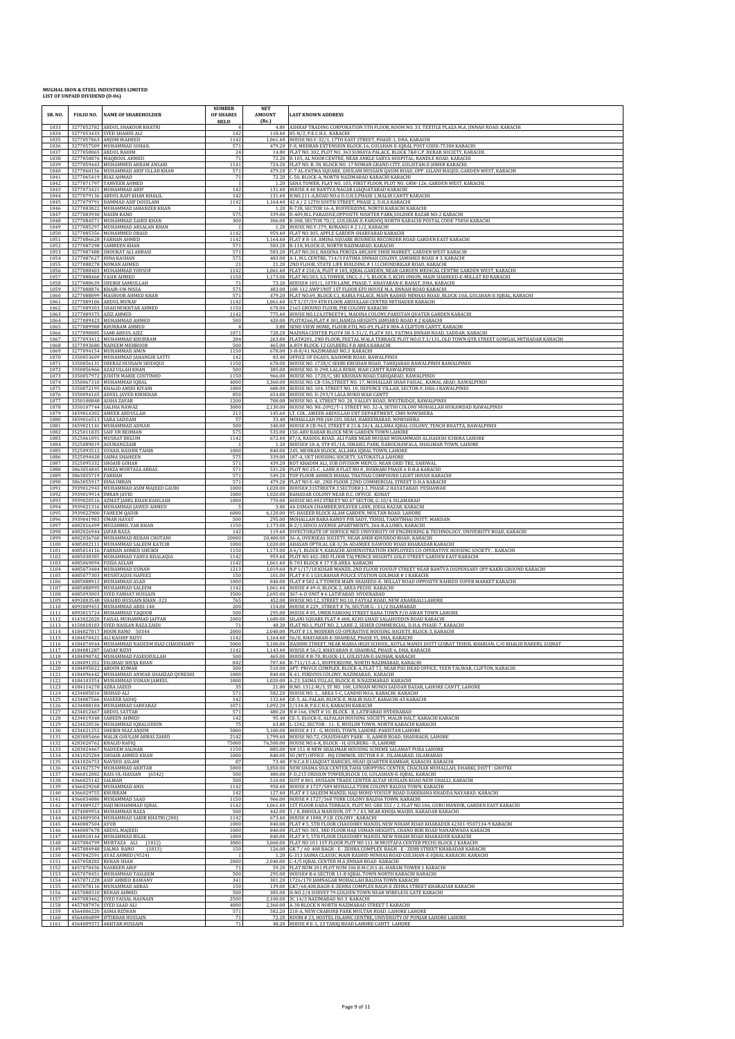**MUGHAL IRON & STEEL INDUSTRIES LIMITED**
**LIST OF UNPAID DIVIDEND (D-06)**

| SR. NO. | FOLIO NO. | NAME OF SHAREHOLDER | NUMBER OF SHARES HELD | NET AMOUNT (Rs.) | LAST KNOWN ADDRESS |
|---|---|---|---|---|---|
| 1033 | 3277052782 | ABDUL SHAKOOR KHATRI | 4 | 4.80 | ASHRAF TRADING CORPORATION 5TH FLOOR, ROOM NO. 33, TEXTILE PLAZA M.A. JINNAH ROAD, KARACHI |
| 1034 | 3277053433 | SYED SHAHID ALI | 142 | 118.40 | 85-N/2, P.E.C.H.S. KARACHI |
| 1035 | 3277057063 | ANJUM WAHEED | 1142 | 1,061.40 | HOUSE NO.V-32/1, 17TH EAST STREET, PHASE-1, DHA, KARACHI |
| 1036 | 3277057509 | MUHAMMAD SOHAIL | 571 | 479.20 | F-8, MEHRAN EXTENSION BLOCK-16, GULSHAN-E-IQBAL POST CODE-75300 KARACHI |
| 1037 | 3277058065 | ABDUL RAHIM | 24 | 14.80 | FLAT NO. 302, PLOT NO. 363 SUMAYA PALACE, BLOCK 7&8 C.P. BERAR SOCIETY, KARACHI. |
| 1038 | 3277058876 | MAQBOOL AHMED | 71 | 72.20 | B-105, AL NOOR CENTRE, NEAR ANKLE SARYA HOSPITAL, RANDLE ROAD, KARACHI |
| 1039 | 3277059443 | MUHAMMED AKRAM ANSARI | 1141 | 724.20 | FLAT NO. B-38, BLOCK NO. 17 NOMAN GRAND CITY, GULISTAN-E-JOHER KARACHI. |
| 1040 | 3277060156 | MUHAMMAD ARIF ULLAH KHAN | 571 | 479.20 | C-7 AL-FATMA SQUARE, GHULAM HUSSAIN QASIM ROAD, OPP. GILANI MASJID, GARDEN WEST, KARACHI |
| 1041 | 3277065419 | RIAZ AHMAD | 71 | 72.20 | C-50, BLOCK-A, NORTH NAZIMABAD KARACHI KARACHI |
| 1042 | 3277071797 | TANVEER AHMED | 1 | 1.20 | SANA TOWER, FLAT NO. 103, FIRST FLOOR, PLOT NO. GRW-126, GARDEN WEST, KARACHI. |
| 1043 | 3277073421 | MOHAMMAD ARIF | 142 | 131.40 | HOUSE # 40 BANTVA NAGAR LIAQUATABAD KARACHI |
| 1044 | 3277079136 | ABDUL RAFI KHAN KHALIL | 142 | 131.40 | H.NO.211-A,ROAD NO.6 D.O.H.S,PHASE 1,MALIR CANTT KARACHI |
| 1045 | 3277079791 | HAMMAD ASIF DOSSLANI | 1142 | 1,164.40 | 42 A / 2 12TH SOUTH STREET, PHASE 2, D.H.A KARACHI |
| 1046 | 3277083822 | MUHAMMAD JAHANZEB KHAN | 1 | 1.20 | R-738, SECTOR 16-A, BUFFERZONE, NORTH KARACHI KARACHI |
| 1047 | 3277083930 | NASIM BANO | 575 | 339.00 | D-409,M.L PARADISE,OPPOSITE NISHTER PARK,SOLDIER BAZAR NO-2 KARACHI |
| 1048 | 3277084571 | MUHAMMAD ZAHID KHAN | 300 | 306.00 | R-308, SECTOR 7D/2, GULSHAN-E-FAROOQ NORTH KARACHI POSTAL CODE 75850 KARACHI |
| 1049 | 3277085297 | MUHAMMAD ARSALAN KHAN | 1 | 1.20 | HOUSE NO.Y-379, KORANGI # 2 1/2, KARACHI |
| 1050 | 3277085356 | MOHAMMED OBAID | 1142 | 959.40 | FLAT NO 305, APPLE GARDEN SHARFABAD KARACHI |
| 1051 | 3277086628 | FARHAN AHMED | 1142 | 1,164.40 | FLAT # B-10, AMINA SQUARE BUSINESS RECORDER ROAD GARDEN EAST KARACHI |
| 1052 | 3277087298 | SAMREEN KHAN | 571 | 583.20 | B-118, BLOCK-D, NORTH NAZIMABAD, KARACHI |
| 1053 | 3277087488 | SHOUKAT ALI ABBASI | 571 | 583.20 | FLAT NO.202, HASENA FEROZA ARCADE SHOE MARKET, GARDEN WEST KARACHI |
| 1054 | 3277087627 | HINA KASHAN | 575 | 483.00 | A-1, M.L CENTRE, 714/3 FATIMA JINNAH COLONY, JAMSHED ROAD # 3, KARACHI |
| 1055 | 3277088278 | NOMAN AHMED | 21 | 21.20 | 2ND FLOOR, STATE LIFE BUILDING # 1 I.I.CHUNDRIGAR ROAD, KARACHI |
| 1056 | 3277088403 | MUHAMMAD YOUSUF | 1142 | 1,061.40 | FLAT # 210/A, PLOT # 103, IQBAL GARDEN, NEAR GARDEN MEDICAL CENTRE GARDEN WEST, KARACHI |
| 1057 | 3277088468 | YASIR AHMED | 1150 | 1,173.00 | FLAT NO.503, S.S.TOWER, SNCC-3 / 5, BLOCK-3, KCHS UNION, MAIN SHAHEED-E-MILLAT RD KARACHI |
| 1058 | 3277088639 | SHEIKH SAMIULLAH | 71 | 73.20 | HOUSE# 103/1, 10TH LANE, PHASE-7, KHAYABAN-E-RAHAT, DHA, KARACHI |
| 1059 | 3277088876 | KHAIR-UN-NISSA | 575 | 483.00 | 108-112 AWP UNIT 1ST FLOOR EFU HOUSE M.A. JINNAH ROAD KARACHI |
| 1060 | 3277088899 | MASROOR AHMED KHAN | 571 | 479.20 | FLAT NO.69, BLOCK-C1, RABIA PALACE, MAIN RASHID MINHAS ROAD, BLOCK-10A, GULSHAN-E-IQBAL, KARACHI |
| 1061 | 3277089106 | ABDUL MUNAF | 1142 | 1,061.40 | O.T 5/37/59 4TH FLOOR ABDULLAH CENTRE MITHADER KARACHI |
| 1062 | 3277089303 | SHAH MUKHTAR AHMED | 1150 | 678.00 | 2165 GROUND FLOOR, PIB COLONY KARACHI |
| 1063 | 3277089375 | AZIZ AHMED | 1142 | 775.40 | HOUSE NO.124,STREET#1, MADINA COLONY,PAKISTAN QUATER GARDEN KARACHI |
| 1064 | 3277089423 | MUHAMMAD AHMED | 500 | 420.00 | PLOT#266,FLAT # 301,HAMZA HEIGHTS JAMSHED ROAD # 2 KARACHI |
| 1065 | 3277089988 | SHUMRAM AHMED | 4 | 3.80 | SEND VIEW HOME, FLOOR 8TH, NO-09, FLAT# 804-A CLIFTON CANTT, KARACHI |
| 1066 | 3277090085 | SAMI ABDUL AZIZ | 1071 | 728.20 | MADINA CENTER PLOT# SB-5-31/2, FLAT# 301, FATIMA JINNAH ROAD, SADDAR, KARACHI |
| 1067 | 3277092412 | MUHAMMAD KHURRAM | 284 | 263.80 | FLAT#201, 2ND FLOOR, PEETAL WALA TERRACE PLOT NO.O.T.3/131, OLD TOWN QTR STREET GOWGAL MITHADAR KARACHI |
| 1068 | 3277093680 | NADEEM MEHBOOB | 500 | 465.00 | A-859 BLOCK-12 GULBERG F.B AREA KARACHI |
| 1069 | 3277094154 | MUHAMMAD AMIN | 1150 | 678.00 | 3-H-8/41 NAZIMABAD NO.3 KARACHI |
| 1070 | 3350053609 | MUHAMMAD JAHANGIR SATTI | 142 | 83.40 | OFFICE OF DGADS, KASHMIR ROAD, RAWALPINDI |
| 1071 | 3350056131 | SHERAZ HUSSAIN SIDDIQUI | 1150 | 678.00 | HOUSE NO. 1728/C SEHRI KRISHAN ROAD, TARIQABAD RAWALPINDI RAWALPINDI |
| 1072 | 3350056966 | AZAZ ULLAH KHAN | 500 | 385.00 | HOUSE NO. D-298, LALA RUKH, WAH CANTT RAWALPINDI |
| 1073 | 3350057972 | JUDITH MARIE COUTINHO | 1150 | 966.00 | HOUSE NO. 1728/C, SRI KRISHAN ROAD,TARIQABAD, RAWALPINDI |
| 1074 | 3350067310 | MUHAMMAD IQBAL | 4000 | 3,360.00 | HOUSE NO. CB-536,STREET NO. 17, MOHALLAH SHAH FAISAL , KAMAL ABAD, RAWALPINDI |
| 1075 | 3350072195 | KHALID AMJID KIYANI | 1000 | 680.00 | HOUSE NO. 104, STREET NO. 10, DEFENCE VILLAH, SECTOR-F, DHA-I RAWALPINDI |
| 1076 | 3350094165 | ADEEL JAVED KHOKHAR | 850 | 654.00 | HOUSE NO. D-293/3 LALA RUKH WAH CANTT |
| 1077 | 3350108048 | AISHA ZAFAR | 1200 | 708.00 | HOUSE NO. 4, STREET NO. 28, VALLEY ROAD, WESTRIDGE, RAWALPINDI |
| 1078 | 3350107744 | SALMA NAWAZ | 3000 | 2,130.00 | HOUSE NO. NE-2092/T-1 STREET NO. 32-A, SETHI COLONY MOHALLAH HUKAMDAD RAWALPINDI |
| 1079 | 3459014302 | AMEER ABDULLAH | 213 | 145.60 | LT. COL. AMEER ABDULLAH ENT DEPARTMENT, CMH NOWSHERA |
| 1080 | 3459016513 | SARA SADDAM | 57 | 33.40 | MOHALLAH PIR JAN GUL SHAH, HAKEEMABAD, NOWSHERA |
| 1081 | 3459021141 | MUHAMMAD ADNAN | 500 | 340.00 | HOUSE # CB-963, STREET # 21 & 24/4, ALLAMA IQBAL COLONY, TENCH BHATTA, RAWALPINDI |
| 1082 | 3525011835 | SAIF UR REHMAN | 575 | 535.00 | 150-ABU BABAR BLOCK NEW GARDEN TOWN LAHORE |
| 1083 | 3525061091 | MUSRAT BEGUM | 1142 | 672.40 | 87/A, RASOOL ROAD, ALI PARK NEAR MUSJAD MUHAMMADI AL,HADISH ICHHRA LAHORE |
| 1084 | 3525089019 | AOURANGZAIB | 1 | 1.20 | HOUSE# 18-A, ST# 85/1A, ISMAIEL PARK, DAROGHAWALA, SHALIMAR TOWN, LAHORE |
| 1085 | 3525093512 | SUHAIL BASHIR TAHIR | 1000 | 840.00 | 245, MEHRAN BLOCK, ALLAMA IQBAL TOWN, LAHORE |
| 1086 | 3525094428 | SAIMA SHAHEEN | 575 | 339.00 | 187-A, UET HOUSING SOCIETY, SATOKATLA LAHORE |
| 1087 | 3525095332 | SHOAIB GOHAR | 571 | 439.20 | KOT KHADIM ALI, SUB DIVISION MEPCO, NEAR GRID TBZ, SAHIWAL |
| 1088 | 3863054845 | MIRZA MURTAZA ABBAS | 571 | 531.20 | PLOT NO 25-C , LANE 8 FLAT NO 8 , BUKHARI PHASE 6 D.H.A KARACHI |
| 1089 | 3863055719 | FARHAN | 571 | 549.20 | TOP FLOOR AHMED MAHAL THATHAI COMPOUND LIGHT HOUSE KARACHI |
| 1090 | 3863055917 | HINA IMRAN | 571 | 479.20 | FLAT NO E-40 , 2ND FLOOR 22ND COMMERCIAL STREET D.H.A KARACHI |
| 1091 | 3939012943 | MUHAMMAD ASIM MAJEED GAURI | 1000 | 1,020.00 | HOUSE#,31STREET#,3 SECTOR#,J-3, PHASE-2 HAYATABAD. PESHAWAR |
| 1092 | 3939019914 | IMRAN JAVID | 1000 | 1,020.00 | BAHADAR COLONY NEAR D.C. OFFICE. KOHAT |
| 1093 | 3939020516 | AZMAT JAMIL KHAN BANGASH | 1000 | 770.00 | HOUSE NO.492 STREET NO.47 SECTOR, G-10/4. ISLAMABAD |
| 1094 | 3939021316 | MUHAMMAD JAWED AHMED | 5 | 3.00 | 44-USMAN CHAMBER,WEAVER LANE, JODIA BAZAR, KARACHI |
| 1095 | 3939022900 | FAHEEM QADIR | 6000 | 6,120.00 | 95-HASEEB BLOCK ALAM GARDEN, MULTAN ROAD. LAHORE |
| 1096 | 3939041983 | UMAR HAYAT | 500 | 295.00 | MOHALLAH BARA KANDY PIR SADY, TEHSIL TAKHTBHAI DISTT. MARDAN |
| 1097 | 4002016499 | MUZAMMIL YAR KHAN | 1150 | 1,173.00 | B-2/1,SIDCO AVENUE APARTMENTS, 264-R.A.LINES, KARACHI |
| 1098 | 4002026944 | AFAR RAZA | 142 | 119.40 | DIRECTORATE OF SERVICE NED UNIVERSITY OF ENGINERING & TECHNOLOGY, UNIVERSITY ROAD, KARACHI |
| 1099 | 4002036760 | MUHAMMAD REHAN CHOTANI | 20000 | 20,400.00 | 36-A, OVERSEAS SOCIETY, NEAR AMIR KHUSROO ROAD, KARACHI |
| 1100 | 4085002111 | MUHAMMAD SALEEM KATCHI | 1000 | 1,020.00 | AHASAN OPTICAL GK-3/36 ADAMJEE DAWOOD ROAD KHARADAR KARACHI |
| 1101 | 4085014116 | FARHAN AHMED SHEIKH | 1150 | 1,173.00 | A 6/1, BLOCK 9, KARACHI ADMINISTRATION EMPLOYEES CO-OPERATIVE HOUSING SOCIETY, . KARACHI |
| 1102 | 4085030385 | MOHAMMAD YAHYA KHALAQIA | 1142 | 959.40 | PLOT NO 402-3RD FLOOR TAJ PRINCE HEIGHTS GOLD STREET GARDEN EAST KARACHI |
| 1103 | 4085069094 | FOZIA ASLAM | 1142 | 1,061.40 | R-703 BLOCK # 17 F.B.AREA KARACHI |
| 1104 | 4085073484 | MUHAMMAD USMAN | 1213 | 1,019.60 | K.P 1/17/18 KOSAR MANZIL 2ND FLOOR YOUSUF STREET NEAR BANTVA DISPENSARY OPP KAKRI GROUND KARACHI |
| 1105 | 4085077303 | MUSHTAQUE HAFEEZ | 150 | 101.00 | FLAT # E-1 GULBAHAR POLICE STATION GOLIMAR # 1 KARACHI |
| 1106 | 4085088912 | MUHAMMAD ASAD | 1000 | 840.00 | FLAT # 502 A.T TOWER MAIN SHAHEED-E- MILLAT ROAD OPPOSITE NAHEED SUPER MARKET KARACHI |
| 1107 | 4085088995 | MUHAMMAD SALEEM | 1142 | 1,061.40 | HOUSE # 49-0, BLOCK-2, AREA PECHS KARACHI |
| 1108 | 4085093003 | SYED FARHAT HUSSAIN | 3500 | 2,695.00 | 367-6-D UNIT # 6 LATIFABAD HYDERABAD |
| 1109 | 4093003548 | SHAHID HUSSAIN KHAN -323 | 765 | 452.00 | HOUSE NO.12, STREET NO.10, FAYYAZ ROAD, NEW ANARKALI LAHORE |
| 1110 | 4093009453 | MUHAMMAD ABID-148 | 200 | 154.00 | HOUSE # 229 , STREET # 76, SECTOR G - 11/2 ISLAMABAD |
| 1111 | 4093015724 | MUHAMMAD YAQOOB | 500 | 295.00 | HOUSE # 85, UMER FAROOQ STREET RANA TOWN P/O AWAN TOWN LAHORE |
| 1112 | 4143020020 | FAISAL MUHAMMAD JAFFAR | 2000 | 1,680.00 | SILANI SQUARE FLAT # 408, KCHS GHAZI SALAHUDDIN ROAD KARACHI |
| 1113 | 4150018183 | SYED HASSAN RAZA ZAIDI | 71 | 48.20 | FLAT NO.1, PLOT NO. 2, LANE-2, SEHER COMMERCIAL, D.H.A. PHASE-7, KARACHI |
| 1114 | 4184027017 | HOOR BANO 50344 | 2000 | 2,040.00 | PLOT # 13, MODERN CO-OPERATIVE HOUSING SOCIETY, BLOCK-3, KARACHI |
| 1115 | 4184070421 | ALI KASHIF RIZVI | 1142 | 1,164.40 | 56/II, KHAYABAN-E-SHAHBAZ, PHASE VI, DHA, KARACHI |
| 1116 | 4184074944 | MUHAMMAD NADEEM RIAZ CHAUDHARY | 5000 | 5,100.00 | HASHMI STREET, NEAR MARIA HIGH SCHOOL, KOTLA MANDI DISTT GUJRAT TEHSIL KHARIAN, C/O KHALID BAKERS, GUJRAT |
| 1117 | 4184081287 | SADAF RIZVI | 1142 | 1,143.40 | HOUSE # 56/2, KHAYABAN-E-SHAHBAZ, PHASE 6, DHA, KARACHI |
| 1118 | 4184090742 | MUHAMMAD FASEEHULLAH | 500 | 465.00 | HOUSE # B-70, BLOCK-13, GULISTAN-E-JAUHAR, KARACHI |
| 1119 | 4184091351 | DILSHAD SHUJA KHAN | 842 | 707.40 | R-711/15-A-1, BUFFERZONE, NORTH NAZIMABAD, KARACHI |
| 1120 | 4184095022 | AROON KUMAR | 500 | 510.00 | APT: PRIVCE COMPLEX, BLOCK-A, FLAT 72, NEAR PSO HEAD OFFICE, TEEN TALWAR, CLIFTON, KARACHI |
| 1121 | 4184096442 | MUHAMMAD ANWAR SHAHZAD QURESHI | 1000 | 840.00 | K-41, FIRDOUS COLONY, NAZIMABAD, KARACHI |
| 1122 | 4184103354 | MUHAMMAD USMAN JAMEEL | 1000 | 1,020.00 | A-23, SAIMA VILLAS, BLOCK-B, N.NAZIMABAD KARACHI |
| 1123 | 4184114278 | AZRA SAEED | 35 | 21.00 | H.NO. 1312-M/3, ST NO. 108, LUNIAN MUNDI SADDAR BAZAR, LAHORE CANTT, LAHORE |
| 1124 | 4234005016 | IRSHAD ALI | 571 | 582.20 | HOUSE NO. 1, , AREA 5-C, LANDHI NO.6, KARACHI. KARACHI |
| 1125 | 4234007566 | HASEEB SADIQ | 142 | 132.40 | CE-5, AL-FALAH, BLOCK-E, MALIR HALT, KARACHI-43 KARACHI |
| 1126 | 4234008184 | MUHAMMAD SARFARAZ | 1071 | 1,092.20 | 2/134-B, P.E.C.H.S, KARACHI KARACHI |
| 1127 | 4234012467 | ABDUL SATTAR | 571 | 480.20 | H # 166, UNIT # 10, BLOCK - B, LATIFABAD HYDERABAD |
| 1128 | 4234019348 | SABEEN AHMED | 142 | 95.40 | CE-5, BLOCK-E, ALFALAH HOUSING SOCIETY, MALIR HALT, KARACHI KARACHI |
| 1129 | 4234020536 | MUHAMMAD IQBALUDDIN | 75 | 63.00 | L-1242, SECTOR - 11- E, MUSLIM TOWN, NORTH KARACHI KARACHI |
| 1130 | 4234021252 | SHEIKH NIAZ ANJUM | 5000 | 5,100.00 | HOUSE # 13 - G, MODEL TOWN, LAHORE-PAKISTAN LAHORE |
| 1131 | 4283085466 | MALIK GHULAM ABBAS ZAHID | 2142 | 1,799.40 | HOUSE NO.72, CHAUDHARY PARK - II, AMMIR ROAD, SHADBAGH, LAHORE |
| 1132 | 4283020762 | KHALID RAFIQ | 75000 | 76,500.00 | HOUSE NO.6-K, BLOCK - H, GULBERG - II, LAHORE |
| 1133 | 4283024467 | NADEEM ASGHAR | 1150 | 885.00 | H# 151-B NEW SHALIMAR HOUSING SCHEME SALAMAT PURA LAHORE |
| 1134 | 4341025284 | SHOAIB AHMED KHAN | 1000 | 840.00 | 50 (MT) OFFICE - HQ COMNOR, SECTOR E-8 , ISLAMABAD. ISLAMABAD |
| 1135 | 4341026753 | NAVEED ASLAM | 87 | 73.40 | P.N.C.A II LIAQUAT BARICKS, HEAD QUARTER KAMKAR, KARACHI. KARACHI |
| 1136 | 4341027579 | MUHAMMAD AKHTAR | 5000 | 3,850.00 | NEW SHAMA SILK CENTER,TAHA SHOPPING CENTER, CHACHAR MUHALLAH, DHARKI, DISTT : GHOTKI |
| 1137 | 4366012082 | RAIS-UL-HASSAN (6542) | 500 | 480.00 | F-D,215 ORISION TOWER,BLOCK 10, GULSHAN-E-IQBAL. KARACHI |
| 1138 | 4366025142 | SALMAN | 500 | 510.00 | SUIT # 801, HUSSAIN TRADE CENTER ALTAF HUSSAIN ROAD NEW CHALLI, KARACHI |
| 1139 | 4366029260 | MUHAMMAD ANIS | 1142 | 958.40 | HOUSE # 1727/589 MUHALLA TURK COLONY BALDIA TOWN. KARACHI |
| 1140 | 4366029755 | KHURRAM | 142 | 127.40 | FLAT # 3 SALEEM MANZIL HAJI MOHD YOUSUF ROAD DAKKHANA KHADDA NAYABAD. KARACHI |
| 1141 | 4366034086 | MUHAMMAD SAAD | 1150 | 966.00 | HOUSE # 1727/368 TURK COLONY BALDIA TOWN. KARACHI |
| 1142 | 4374009327 | HAJI MOHAMMAD IQBAL | 1142 | 1,061.40 | 1ST FLOOR DADA TERRACE, PLOT NO. GRE 552 / 2, FLAT NO.106, GURU MANDIR, GARDEN EAST KARACHI |
| 1143 | 4374009954 | MUHAMMAD RAZA | 500 | 442.00 | 5 / 8, BHOOLA MANSION, OT-7 / 43, NEAR KHOJA MASJID, KARADAR KARACHI |
| 1144 | 4424009304 | MUHAMMAD SABIR KHATRI (200) | 1142 | 673.40 | HOUSE # 1808, P.I.B. COLONY , KARACHI |
| 1145 | 4440007504 | AYUB | 1000 | 840.00 | FLAT # 5, 5TH FLOOR CHAUDHRY MANZIL NEW NIHAM ROAD KHARADER 42301-9507134-9 KARACHI |
| 1146 | 4440007678 | ABDUL MAJEED | 1000 | 840.00 | FLAT NO-303, 3RD FLOOR HAJI USMAN HEIGHTS, CHAND BIBI ROAD NANAKWADA KARACHI |
| 1147 | 4440010144 | MUHAMMAD BILAL | 1000 | 840.00 | FLAT # 5, 5TH FLOOR CHAUDHRY MANZIL NEW NIHAM ROAD KHARADER KARACHI |
| 1148 | 4457004799 | MURTAZA ALI (1812) | 3000 | 3,060.00 | FLAT NO 101 1ST FLOOR PLOT NO 111-M MUSTAFA CENTER PECHS BLOCK 2 KARACHI |
| 1149 | 4457004948 | SALMA BANO (1813) | 150 | 126.00 | GK 7 / 60 408 BAGH - E - ZEHRA COMPLEX BAGH - E - ZEHR STREET KHARADAR KARACHI |
| 1150 | 4457042591 | AYAZ AHMED (9524) | 1 | 1.20 | G-313 SAIMA CLASSIC MAIN RASHID MINHAS ROAD GULSHAN-E-IQBAL KARACHI. KARACHI |
| 1151 | 4457058282 | REHAN SHAH | 2000 | 2,040.00 | C-4/5 IQBAL CENTER M.A JINNAH ROAD KARACHI |
| 1152 | 4457070436 | NASREEN ARIF | 71 | 59.20 | FLAT NUM 201 PLOT NUM 106 B.M.C.H.S AL-HARAM TOWER 1 KARACHI |
| 1153 | 4457070451 | MUHAMMAD TASLEEM | 500 | 295.00 | HOUSE# R-6 SECTOR 11-B IQBAL TOWN NORTH KARACHI KARACHI |
| 1154 | 4457071228 | ASIF AHMED BAWANY | 341 | 301.20 | 1726/170 JAMNAGAR MOHALLAH BALDIA TOWN KARACHI |
| 1155 | 4457078116 | MUHAMMAD ABBAS | 150 | 139.00 | GK7/60,408,BAGH-E-ZEHRA COMPLEX BAGH-E ZEHRA STREET KHARADAR KARACHI |
| 1156 | 4457080310 | REHAN AHMED | 500 | 385.00 | H-NO 2/4 SURVEY 79 GOLDEN TOWN NEAR WIRELESS GATE KARACHI |
| 1157 | 4457083462 | SYED FAISAL HASNAIN | 2500 | 2,100.00 | 3C 14/3 NAZIMABAD NO 3 KARACHI |
| 1158 | 4457087976 | SYED SAAD ALI | 4000 | 2,360.00 | A-38 BLOCK N NORTH NAZIMABAD STREET 5 KARACHI |
| 1159 | 4564006220 | ASMA RIZWAN | 571 | 582.20 | 218-A, NEW CHABURJI PARK MULTAN ROAD, LAHORE LAHORE |
| 1160 | 4564006099 | IFTIKHAR HUSSAIN | 71 | 72.20 | ROOM # 23, HOSTEL ISLAMIC CENTRE, UNIVERSITY OF PUNJAB LAHORE LAHORE |
| 1161 | 4564009372 | AKHTAR HUSSAIN | 71 | 48.20 | HOUSE # E-1, 23 TARIQ ROAD LAHORE CANTT LAHORE |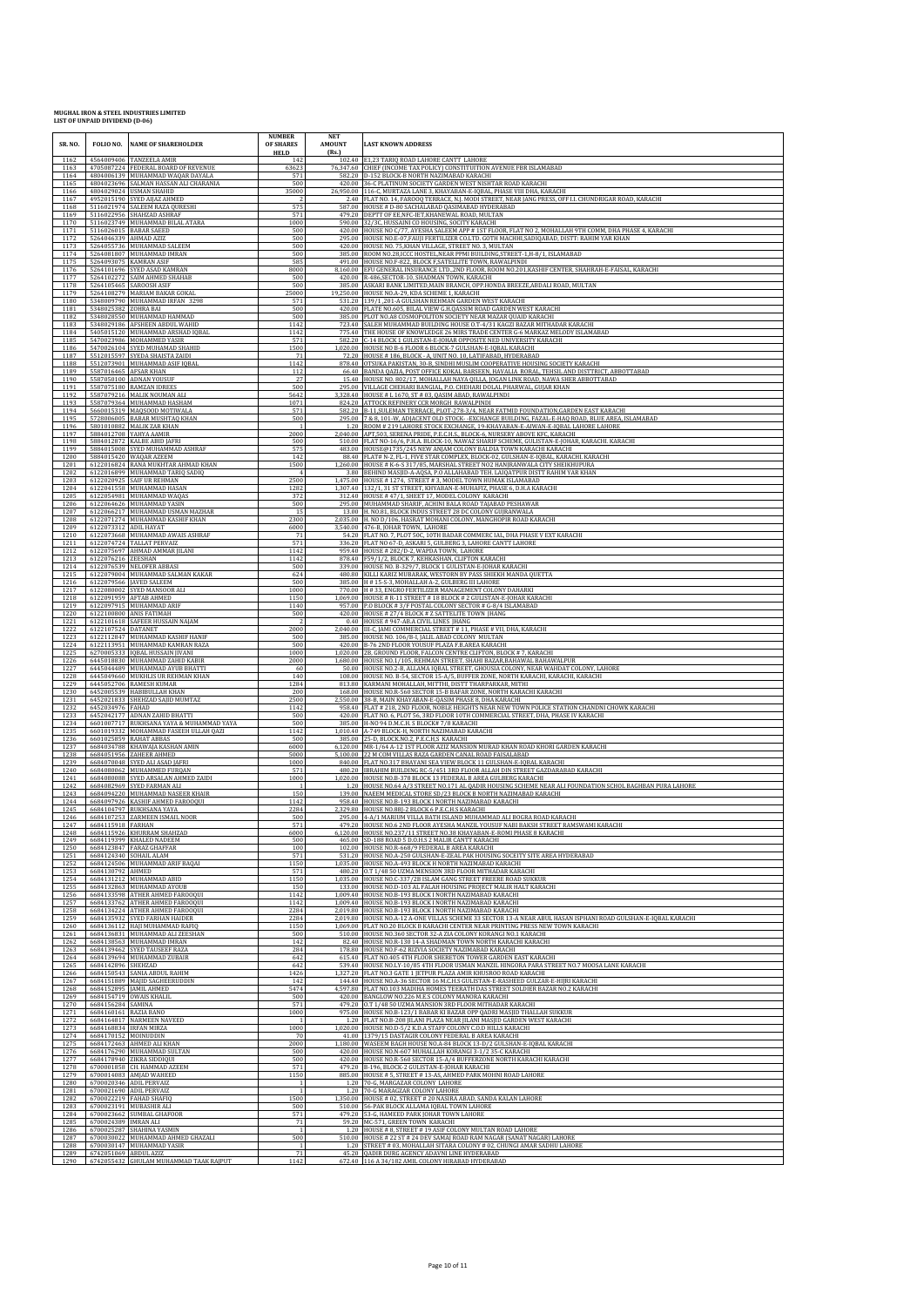# MUGHAL IRON & STEEL INDUSTRIES LIMITED
## LIST OF UNPAID DIVIDEND (D-06)

| SR. NO. | FOLIO NO. | NAME OF SHAREHOLDER | NUMBER OF SHARES HELD | NET AMOUNT (Rs.) | LAST KNOWN ADDRESS |
|---|---|---|---|---|---|
| 1162 | 4564009406 | TANZEELA AMIR | 142 | 102.40 | E1,23 TARIQ ROAD LAHORE CANTT LAHORE |
| 1163 | 4705087224 | FEDERAL BOARD OF REVENUE | 63623 | 76,347.60 | CHIEF (INCOME TAX POLICY) CONSTITUTION AVENUE FBR ISLAMABAD |
| 1164 | 4804006139 | MUHAMMAD WAQAR DAYALA | 571 | 582.20 | D-152 BLOCK-B NORTH NAZIMABAD KARACHI |
| 1165 | 4804023696 | SALMAN HASSAN ALI CHARANIA | 500 | 420.00 | 36-C PLATINUM SOCIETY GARDEN WEST NISHTAR ROAD KARACHI |
| 1166 | 4804029024 | USMAN SHAHID | 35000 | 26,950.00 | 116-C, MURTAZA LANE 3, KHAYABAN-E-IQBAL, PHASE VIII DHA, KARACHI |
| 1167 | 4952015190 | SYED AIJAZ AHMED | 2 | 2.40 | FLAT NO. 14, FAROOQ TERRACE, N.J. MODI STREET, NEAR JANG PRESS, OFF I.I. CHUNDRIGAR ROAD, KARACHI |
| 1168 | 5116021974 | SALEEM RAZA QURESHI | 575 | 587.00 | HOUSE # D-80 SACHALABAD QASIMABAD HYDERABAD |
| 1169 | 5116022956 | SHAHZAD ASHRAF | 571 | 479.20 | DEPTT OF EE,NFC-IET,KHANEWAL ROAD, MULTAN |
| 1170 | 5116023749 | MUHAMMAD BILAL ATARA | 1000 | 590.00 | 32/3C, HUSSAINI CO HOUSING, SOCITY KARACHI |
| 1171 | 5116026015 | BABAR SAEED | 500 | 420.00 | HOUSE NO C/77, AYESHA SALEEM APP # 1ST FLOOR, FLAT NO 2, MOHALLAH 9TH COMM, DHA PHASE 4, KARACHI |
| 1172 | 5264046339 | AHMAD AZIZ | 500 | 295.00 | HOUSE NO.E-07,FAUJI FERTILIZER CO.LTD. GOTH MACHHI,SADIQABAD, DISTT: RAHIM YAR KHAN |
| 1173 | 5264055736 | MUHAMMAD SALEEM | 500 | 420.00 | HOUSE NO. 75,KHAN VILLAGE, STREET NO. 3, MULTAN |
| 1174 | 5264081807 | MUHAMMAD IMRAN | 500 | 385.00 | ROOM NO.28,ICCC HOSTEL,NEAR PPMI BUILDING,STREET-1,H-8/1, ISLAMABAD |
| 1175 | 5264093075 | KAMRAN ASIF | 585 | 491.00 | HOUSE NO.F-822, BLOCK F,SATELLITE TOWN, RAWALPINDI |
| 1176 | 5264101696 | SYED ASAD KAMRAN | 8000 | 8,160.00 | EFU GENERAL INSURANCE LTD.,2ND FLOOR, ROOM NO.201,KASHIF CENTER, SHAHRAH-E-FAISAL, KARACHI |
| 1177 | 5264102272 | SAIM AHMED SHAHAB | 500 | 420.00 | R-486,SECTOR-10, SHADMAN TOWN, KARACHI |
| 1178 | 5264105465 | SAROOSH ASIF | 500 | 385.00 | ASKARI BANK LIMITED,MAIN BRANCH, OPP.HONDA BREEZE,ABDALI ROAD, MULTAN |
| 1179 | 5264108279 | MARIAM BAKAR GOKAL | 25000 | 19,250.00 | HOUSE NO.A-29, KDA SCHEME 1, KARACHI |
| 1180 | 5348009790 | MUHAMMAD IRFAN 3298 | 571 | 531.20 | 139/1 ,201-A GULSHAN REHMAN GARDEN WEST KARACHI |
| 1181 | 5348025382 | ZOHRA BAI | 500 | 420.00 | FLATE NO.605, BILAL VIEW G.H.QASSIM ROAD GARDEN WEST KARACHI |
| 1182 | 5348028530 | MUHAMMAD HAMMAD | 500 | 385.00 | PLOT NO.A8 COSMOPOLITON SOCIETY NEAR MAZAR QUAID KARACHI |
| 1183 | 5348029186 | AFSHEEN ABDUL WAHID | 1142 | 723.40 | SALEH MUHAMMAD BUILDING HOUSE O.T-4/31 KAGZI BAZAR MITHADAR KARACHI |
| 1184 | 5405015120 | MUHAMMAD ARSHAD IQBAL | 1142 | 775.40 | THE HOUSE OF KNOWLEDGE 26 MIRS TRADE CENTER G-6 MARKAZ MELODY ISLAMABAD |
| 1185 | 5470023986 | MOHAMMED YASIR | 571 | 582.20 | C-14 BLOCK 1 GULISTAN-E-JOHAR OPPOSITE NED UNIVERSITY KARACHI |
| 1186 | 5470026104 | SYED MUHAMAD SHAHID | 1500 | 1,020.00 | HOUSE NO B-6 FLOOR 6 BLOCK-7 GULSHAN-E-IQBAL KARACHI |
| 1187 | 5512015597 | SYEDA SHAISTA ZAIDI | 71 | 72.20 | HOUSE # 186, BLOCK - A, UNIT NO. 10, LATIFABAD, HYDERABAD |
| 1188 | 5512023901 | MUHAMMAD ASIF IQBAL | 1142 | 878.40 | OTSUKA PAKISTAN, 30-B, SINDHI MUSLIM COOPERATIVE HOUSING SOCIETY KARACHI |
| 1189 | 5587016465 | AFSAR KHAN | 112 | 66.40 | BANDA QAZIA, POST OFFICE KOKAL BARSEEN, HAVALIA ROBAL, TEHSIL AND DISTTRICT, ABBOTTABAD |
| 1190 | 5587050100 | ADNAN YOUSUF | 27 | 15.40 | HOUSE NO. 802/17, MOHALLAH NAYA QILLA, JOGAN LINK ROAD, NAWA SHER ABBOTTABAD |
| 1191 | 5587075180 | RAMZAN IDREES | 500 | 295.00 | VILLAGE CHEHARI BANGIAL, P.O. CHEHARI DOLAL PHARWAL, GUJAR KHAN |
| 1192 | 5587079216 | MALIK NOUMAN ALI | 5642 | 3,328.40 | HOUSE # L 1670, ST # 03, QASIM ABAD, RAWALPINDI |
| 1193 | 5587079364 | MUHAMMAD HASHAM | 1071 | 824.20 | ATTOCK REFINERY CCR MORGH RAWALPINDI |
| 1194 | 5660015319 | MAQSOOD MOTIWALA | 571 | 582.20 | B-11,SULEMAN TERRACE, PLOT-278-3/A, NEAR FATMID FOUNDATION,GARDEN EAST KARACHI |
| 1195 | 5728006005 | BABAR MUSHTAQ KHAN | 500 | 295.00 | 7 & 8, 101-W, ADJACENT OLD STOCK- -EXCHANGE BUILDING, FAZAL-E-HAQ ROAD, BLUE AREA, ISLAMABAD |
| 1196 | 5801010882 | MALIK ZAR KHAN | 1 | 1.20 | ROOM # 219 LAHORE STOCK EXCHANGE, 19-KHAYABAN-E-AIWAN-E-IQBAL LAHORE LAHORE |
| 1197 | 5884012708 | YAHYA AAMIR | 2000 | 2,040.00 | APT.503, SERENA PRIDE, P.E.C.H.S., BLOCK-6, NURSERY ABOVE KFC, KARACHI |
| 1198 | 5884012872 | KALBE ABID JAFRI | 500 | 510.00 | FLAT NO-16/6, P.H.A. BLOCK-10, NAWAZ SHARIF SCHEME, GULISTAN-E-JOHAR, KARACHI. KARACHI |
| 1199 | 5884015008 | SYED MUHAMMAD ASHRAF | 575 | 483.00 | HOUSE@1735/245 NEW ANJAM COLONY BALDIA TOWN KARACHI KARACHI |
| 1200 | 5884015420 | WAQAR AZEEM | 142 | 88.40 | FLAT# N-2, FL-1, FIVE STAR COMPLEX, BLOCK-02, GULSHAN-E-IQBAL, KARACHI. KARACHI |
| 1201 | 6122016824 | RANA MUKHTAR AHMAD KHAN | 1500 | 1,260.00 | HOUSE # K-6-S 317/85, MARSHAL STREET NO2 HANJRANWALA CITY SHEIKHUPURA |
| 1202 | 6122016899 | MUHAMMAD TARIQ SADIQ | 4 | 3.80 | BEHIND MASJID-A-AQSA, P.O ALLAHABAD TEH. LAIQATPUR DISTT RAHIM YAR KHAN |
| 1203 | 6122020925 | SAIF UR REHMAN | 2500 | 1,475.00 | HOUSE # 1274, STREET # 3, MODEL TOWN HUMAK ISLAMABAD |
| 1204 | 6122041558 | MUHAMMAD HASAN | 1282 | 1,307.40 | 132/1, 31 ST STREET, KHYABAN-E-MUHAFIZ, PHASE 6, D.H.A KARACHI |
| 1205 | 6122054981 | MUHAMMAD WAQAS | 372 | 312.40 | HOUSE # 47/1, SHEET 17, MODEL COLONY KARACHI |
| 1206 | 6122064626 | MUHAMMAD YASIN | 500 | 295.00 | MUHAMMAD SHARIF, ACHINI BALA ROAD TAJABAD PESHAWAR |
| 1207 | 6122066217 | MUHAMMAD USMAN MAZHAR | 15 | 13.00 | H. NO.81, BLOCK INDUS STREET 28 DC COLONY GUJRANWALA |
| 1208 | 6122071274 | MUHAMMAD KASHIF HAYAT | 2300 | 2,035.00 | H. NO D/106, HASRAT MOHANI COLONY, MANGHOPIR ROAD KARACHI |
| 1209 | 6122073312 | ADIL HAYAT | 6000 | 3,540.00 | 476-B, JOHAR TOWN, LAHORE |
| 1210 | 6122073668 | MUHAMMAD AWAIS ASHRAF | 71 | 54.20 | FLAT NO. 7, PLOT 50C, 10TH BADAR COMMERCIAL, DHA PHASE V EXT KARACHI |
| 1211 | 6122074724 | TALLAT PERVAIZ | 571 | 336.20 | FLAT NO 67-D, ASKARI 5, GULBERG 3, LAHORE CANTT LAHORE |
| 1212 | 6122075697 | AHMAD AMMAR JILANI | 1142 | 959.40 | HOUSE # 282/D-2, WAPDA TOWN, LAHORE |
| 1213 | 6122076216 | ZEESHAN | 1142 | 878.40 | F59/1/2, BLOCK 7, KEHKASHAN, CLIFTON KARACHI |
| 1214 | 6122076539 | NELOFER ABBASI | 500 | 339.00 | HOUSE NO. B-329/7, BLOCK 1 GULISTAN-E-JOHAR KARACHI |
| 1215 | 6122079004 | MUHAMMAD SALMAN KAKAR | 624 | 480.80 | KILLI KARIZ MUBARAK, WESTORN BY PASS SHIEKH MANDA QUETTA |
| 1216 | 6122079566 | JAVED SALEEM | 500 | 385.00 | H # 15-S-3, MOHALLAH A-2, GULBERG III LAHORE |
| 1217 | 6122080002 | SYED MANSOOR ALI | 1000 | 770.00 | H # 33, ENGRO FERTILIZER MANAGEMENT COLONY DAHARKI |
| 1218 | 6122091959 | AFTAB AHMED | 1150 | 1,069.00 | HOUSE # R-11 STREET # 18 BLOCK # 2 GULISTAN-E-JOHAR KARACHI |
| 1219 | 6122097515 | MUHAMMAD ARIF | 1140 | 957.00 | P.O BLOCK # 3/F POSTAL COLONY SECTOR # G-8/4 ISLAMABAD |
| 1220 | 6122100800 | ANIS FATIMAH | 500 | 420.00 | HOUSE # 27/4 BLOCK # Z SATTELITE TOWN JHANG |
| 1221 | 6122101618 | SAFEER HUSSAIN NAJAM | 2 | 0.40 | HOUSE # 947-AB,A CIVIL LINES JHANG |
| 1222 | 6122107524 | DATANET | 2000 | 2,040.00 | III-C, JAMI COMMERCIAL STREET # 11, PHASE # VII, DHA, KARACHI |
| 1223 | 6122112847 | MUHAMMAD KASHIF HANIF | 500 | 385.00 | HOUSE NO. 106/B-1, JALIL ABAD COLONY MULTAN |
| 1224 | 6122113951 | MUHAMMAD KAMRAN RAZA | 500 | 420.00 | B-76 2ND FLOOR YOUSUF PLAZA F.B.AREA KARACHI |
| 1225 | 6270005333 | IQBAL HUSSAIN JIVANI | 1000 | 1,020.00 | 2B, GROUND FLOOR, FALCON CENTRE CLIFTON, BLOCK # 7, KARACHI |
| 1226 | 6445018830 | MUHAMMAD ZAHID KABIR | 2000 | 1,680.00 | HOUSE NO.1/105, REHMAN STREET, SHAHI BAZAR,BAHAWAL BAHAWALPUR |
| 1227 | 6445044489 | MUHAMMAD AYUB BHATTI | 60 | 50.00 | HOUSE NO.2-B, ALLAMA IQBAL STREET, GHOUSIA COLONY, NEAR WAHDAT COLONY, LAHORE |
| 1228 | 6445049660 | MUKHLIS UR REHMAN KHAN | 140 | 108.00 | HOUSE NO. B-54, SECTOR 15-A/5, BUFFER ZONE, NORTH KARACHI, KARACHI, KARACHI |
| 1229 | 6445052706 | RAMESH KUMAR | 1284 | 813.80 | KARMANI MOHALLAH, MITTHI, DISTT THARPARKAR, MITHI |
| 1230 | 6452005539 | HABIBULLAH KHAN | 200 | 168.00 | HOUSE NO.R-560 SECTOR 15-B BAFAR ZONE, NORTH KARACHI KARACHI |
| 1231 | 6452021833 | SHEHZAD SAJID MUMTAZ | 2500 | 2,550.00 | 38-B, MAIN KHAYABAN-E-QASIM PHASE 8, DHA KARACHI |
| 1232 | 6452034976 | FAHAD | 1142 | 958.40 | FLAT # 218, 2ND FLOOR, NOBLE HEIGHTS NEAR NEW TOWN POLICE STATION CHANDNI CHOWK KARACHI |
| 1233 | 6452042177 | ADNAN ZAHID BHATTI | 500 | 420.00 | FLAT NO. 6, PLOT 56, 3RD FLOOR 10TH COMMERCIAL STREET, DHA, PHASE IV KARACHI |
| 1234 | 6601007717 | RUKHSANA YAYA & MUHAMMAD YAYA | 500 | 385.00 | H-NO 94 D.M.C.H.S BLOCK# 7/8 KARACHI |
| 1235 | 6601019332 | MOHAMMAD FASEEH ULLAH QAZI | 1142 | 1,010.40 | A-7-49 BLOCK-H, NORTH NAZIMABAD KARACHI |
| 1236 | 6601025859 | RAHAT ABBAS | 500 | 385.00 | 25-D, BLOCK.NO.2, P.E.C.H.S KARACHI |
| 1237 | 6684034788 | KHAWAJA KASHAN AMIN | 6000 | 6,120.00 | MR-1/64 A-12 1ST FLOOR AZIZ MANSION MURAD KHAN ROAD KHORI GARDEN KARACHI |
| 1238 | 6684051956 | ZAHEER AHMED | 5000 | 5,100.00 | 22 M COM VILLAS RAZA GARDEN CANAL ROAD FAISALABAD |
| 1239 | 6684070048 | SYED ALI ASAD JAFRI | 1000 | 840.00 | FLAT NO.317 BHAYANI SEA VIEW BLOCK 11 GULSHAN-E-IQBAL KARACHI |
| 1240 | 6684080862 | MUHAMMED FURQAN | 571 | 480.20 | IBRAHIM BUILDING RC-5/451 3RD FLOOR ALLAH DIN STREET GAZDARABAD KARACHI |
| 1241 | 6684080888 | SYED ARSALAN AHMED ZAIDI | 1000 | 1,020.00 | HOUSE NO.B-378 BLOCK 13 FEDERAL B AREA GULBERG KARACHI |
| 1242 | 6684082969 | SYED FARMAN ALI | 1 | 1.20 | HOUSE NO.64 A/3 STREET NO.171 AL QADIR HOUSING SCHEME NEAR ALI FOUNDATION SCHOL BAGHBAN PURA LAHORE |
| 1243 | 6684094220 | MUHAMMAD NASEER KHAIR | 150 | 139.00 | NAEEM MEDICAL STORE SD/23 BLOCK B NORTH NAZIMABAD KARACHI |
| 1244 | 6684097926 | KASHIF AHMED FAROOQUI | 1142 | 958.40 | HOUSE NO.B-193 BLOCK I NORTH NAZIMABAD KARACHI |
| 1245 | 6684104797 | RUKHSANA YAYA | 2284 | 2,329.80 | HOUSE NO.88J-2 BLOCK 6 P.E.C.H.S KARACHI |
| 1246 | 6684107253 | ZARMEEN ISMAIL NOOR | 500 | 295.00 | 4-A/1 MARIUM VILLA BATH ISLAND MUHAMMAD ALI BOGRA ROAD KARACHI |
| 1247 | 6684115918 | FARHAN | 571 | 479.20 | HOUSE NO.6 2ND FLOOR AYESHA MANZIL YOUSUF NABI BAKSH STREET RAMSWAMI KARACHI |
| 1248 | 6684115926 | KHURRAM SHAHZAD | 6000 | 6,120.00 | HOUSE NO.237/11 STREET NO.38 KHAYABAN-E-ROMI PHASE 8 KARACHI |
| 1249 | 6684119399 | KHALED NADEEM | 500 | 465.00 | SD-188 ROAD 5 D.O.H.S 2 MALIR CANTT KARACHI |
| 1250 | 6684123847 | FARAZ GHAFFAR | 100 | 102.00 | HOUSE NO.R-668/9 FEDERAL B AREA KARACHI |
| 1251 | 6684124340 | SOHAIL ALAM | 571 | 531.20 | HOUSE NO.A-250 GULSHAN-E-ZEAL PAK HOUSING SOCEITY SITE AREA HYDERABAD |
| 1252 | 6684124506 | MUHAMMAD ARIF BAQAI | 1150 | 1,035.00 | HOUSE NO.A-493 BLOCK H NORTH NAZIMABAD KARACHI |
| 1253 | 6684130792 | AHMED | 571 | 480.20 | O.T 1/48 50 UZMA MENSION 3RD FLOOR MITHADAR KARACHI |
| 1254 | 6684131212 | MUHAMMAD ABID | 1150 | 1,035.00 | HOUSE NO.C-337/28 ISLAM GANG STREET FREERE ROAD SUKKUR |
| 1255 | 6684132863 | MUHAMMAD AYOUB | 150 | 133.00 | HOUSE NO.D-103 AL FALAH HOUSING PROJECT MALIR HALT KARACHI |
| 1256 | 6684133598 | ATHER AHMED FAROOQUI | 1142 | 1,009.40 | HOUSE NO.B-193 BLOCK I NORTH NAZIMABAD KARACHI |
| 1257 | 6684133762 | ATHER AHMED FAROOQUI | 1142 | 1,009.40 | HOUSE NO.B-193 BLOCK I NORTH NAZIMABAD KARACHI |
| 1258 | 6684134224 | ATHER AHMED FAROOQUI | 2284 | 2,019.80 | HOUSE NO.B-193 BLOCK I NORTH NAZIMABAD KARACHI |
| 1259 | 6684135932 | SYED FARHAN HAIDER | 2284 | 2,019.80 | HOUSE NO.A-12 A-ONE VILLAS SCHEME 33 SECTOR 13-A NEAR ABDUL HASAN ISPHANI ROAD GULSHAN-E-IQBAL KARACHI |
| 1260 | 6684136112 | HAJI MUHAMMAD RAFIQ | 1150 | 1,069.00 | FLAT NO.20 BLOCK B KARACHI CENTER NEAR PRINTING PRESS NEW TOWN KARACHI |
| 1261 | 6684136831 | MUHAMMAD ALI ZEESHAN | 500 | 510.00 | HOUSE NO.360 SECTOR 32-A ZIA COLONY KORANGI NO.1 KARACHI |
| 1262 | 6684138563 | MUHAMMAD IMRAN | 142 | 82.40 | HOUSE NO.R-130 14-A SHADMAN TOWN NORTH KARACHI KARACHI |
| 1263 | 6684139462 | SYED TAUSEEF RAZA | 284 | 178.80 | HOUSE NO.F-62 RIZVIA SOCIETY NAZIMABAD KARACHI |
| 1264 | 6684139694 | MUHAMMAD ZUBAIR | 642 | 615.40 | FLAT NO.405 4TH FLOOR SHERETON TOWER GARDEN EAST KARACHI |
| 1265 | 6684142896 | SHEHZAD | 642 | 539.40 | HOUSE NO.LY-10/85 4TH FLOOR USMAN MANZIL HINGORA PARA STREET NO.7 MOOSA LANE KARACHI |
| 1266 | 6684150543 | SANIA ABDUL RAHIM | 1426 | 1,327.20 | FLAT NO.3 GATE 1 JETPUR PLAZA AMIR KHUSROO ROAD KARACHI |
| 1267 | 6684151889 | MAJID SAGHEERUDDIN | 142 | 144.40 | HOUSE NO.A-36 SECTOR 16 M.C.H.S GULISTAN-E-RASHEED GULZAR-E-HIJRI KARACHI |
| 1268 | 6684152895 | JAMIL AHMED | 5474 | 4,597.80 | FLAT NO.103 MADIHA HOMES TEERATH DAS STREET SOLDIER BAZAR NO.2 KARACHI |
| 1269 | 6684154719 | OWAIS KHALIL | 500 | 420.00 | BANGLOW NO.226 M.E.S COLONY MANORA KARACHI |
| 1270 | 6684156284 | SAMINA | 571 | 479.20 | O.T 1/48 50 UZMA MANSION 3RD FLOOR MITHADAR KARACHI |
| 1271 | 6684160161 | RAZIA BANO | 1000 | 975.00 | HOUSE NO.B-123/1 BABAR KI BAZAR OPP QADRI MASJID THALLAH SUKKUR |
| 1272 | 6684164817 | NARMEEN NAVEED | 1 | 1.20 | FLAT NO.B-208 JILANI PLAZA NEAR JILANI MASJID GARDEN WEST KARACHI |
| 1273 | 6684168834 | IRFAN MIRZA | 1000 | 1,020.00 | HOUSE NO.D-5/2 K.D.A STAFF COLONY C.O.D HILLS KARACHI |
| 1274 | 6684170152 | MOINUDDIN | 70 | 41.00 | 1379/15 DASTAGIR COLONY FEDERAL B AREA KARACHI |
| 1275 | 6684172463 | AHMED ALI KHAN | 2000 | 1,180.00 | WASEEM BAGH HOUSE NO.A-84 BLOCK 13-D/2 GULSHAN-E-IQBAL KARACHI |
| 1276 | 6684176290 | MUHAMMAD SULTAN | 500 | 420.00 | HOUSE NO.N-607 MUHALLAH KORANGI 3-1/2 35-C KARACHI |
| 1277 | 6684178940 | ZIKRA SIDDIQUI | 500 | 420.00 | HOUSE NO.R-560 SECTOR 15-A/4 BUFFERZONE NORTH KARACHI KARACHI |
| 1278 | 6700001858 | CH. HAMMAD AZEEM | 571 | 479.20 | B-196, BLOCK-2 GULISTAN-E-JOHAR KARACHI |
| 1279 | 6700014083 | AMJAD WAHEED | 1150 | 885.00 | HOUSE # 5, STREET # 13-A5, AHMED PARK MOHNI ROAD LAHORE |
| 1280 | 6700020346 | ADIL PERVAIZ | 1 | 1.20 | 70-G, MARGAZAR COLONY LAHORE |
| 1281 | 6700021690 | ADIL PERVAIZ | 1 | 1.20 | 70-G MARAGZAR COLONY LAHORE |
| 1282 | 6700022219 | FAHAD SHAFIQ | 1500 | 1,350.00 | HOUSE # 02, STREET # 20 NASIRA ABAD, SANDA KALAN LAHORE |
| 1283 | 6700023191 | MUBASHIR ALI | 500 | 510.00 | 56-PAK BLOCK ALLAMA IQBAL TOWN LAHORE |
| 1284 | 6700023662 | SUMBAL GHAFOOR | 571 | 479.20 | 53-G, HAMEED PARK JOHAR TOWN LAHORE |
| 1285 | 6700024389 | IMRAN ALI | 71 | 59.20 | MC-571, GREEN TOWN KARACHI |
| 1286 | 6700025287 | SHAHNA YASMIN | 1 | 1.20 | HOUSE # 8, STREET # 19 ASIF COLONY MULTAN ROAD LAHORE |
| 1287 | 6700030022 | MUHAMMAD AHMED GHAZALI | 500 | 510.00 | HOUSE # 22 ST # 24 DEV SAMAJ ROAD RAM NAGAR (SANAT NAGAR) LAHORE |
| 1288 | 6700030147 | MUHAMMAD YASIR | 1 | 1.20 | STREET # 03, MOHALLAH SITARA COLONY # 02, CHUNGI AMAR SADHU LAHORE |
| 1289 | 6742051069 | ABDUL AZIZ | 71 | 45.20 | QADIR DURG AGENCY ADAVNI LINE HYDERABAD |
| 1290 | 6742055432 | GHULAM MUHAMMAD TAAK RAJPUT | 1142 | 672.40 | 116 A 34/182 AMIL COLONY HIRABAD HYDERABAD |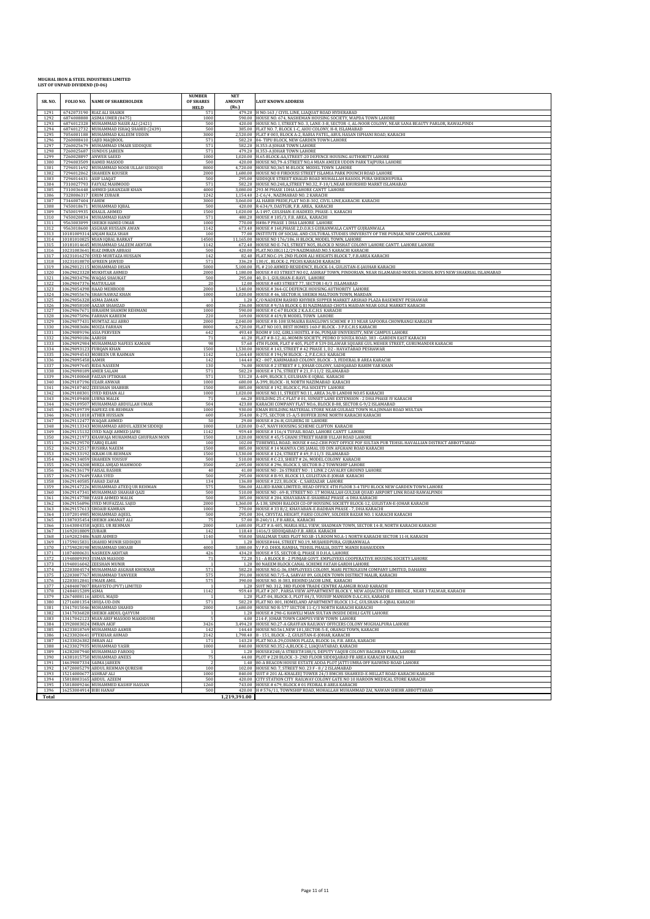**MUGHAL IRON & STEEL INDUSTRIES LIMITED**
**LIST OF UNPAID DIVIDEND (D-06)**

| SR. NO. | FOLIO NO. | NAME OF SHAREHOLDER | NUMBER OF SHARES HELD | NET AMOUNT (Rs.) | LAST KNOWN ADDRESS |
|---|---|---|---|---|---|
| 1291 | 6742073190 | RIAZ ALI SHAIKH | 571 | 479.20 | H NO:163 / CIVIL LINE, LIAQUAT ROAD HYDERABAD |
| 1292 | 6874008888 | ASIMA UMER (0475) | 1000 | 590.00 | HOUSE NO. 674, NASHEMAN HOUSING SOCIETY, WAPDA TOWN LAHORE |
| 1293 | 6874012328 | MUHAMMAD NASIR ALI (2421) | 500 | 420.00 | HOUSE NO. 1, STREET NO. 3, LANE-3-B, SECTOR -I, AL-NOOR COLONY, NEAR SANA BEAUTY PARLOR, RAWALPINDI |
| 1294 | 6874012732 | MUHAMMAD ISHAQ SHAHID (2439) | 500 | 385.00 | FLAT NO. 7, BLOCK 1-C, AIOU COLONY, H-8, ISLAMABAD |
| 1295 | 7054001188 | MUHAMMAD KALEEM UDDIN | 3000 | 2,520.00 | FLAT # 003, BLOCK A-2, RABIA PATEL, ABUL HASAN ISPHANI ROAD, KARACHI |
| 1296 | 7260008410 | SAJID MAQBOOL | 571 | 582.20 | 84- TIPU BLOCK, NEW GARDEN TOWN LAHORE |
| 1297 | 7260025679 | MUHAMMAD UMAIR SIDDIQUE | 571 | 582.20 | H.353-A JOHAR TOWN LAHORE |
| 1298 | 7260025687 | SUNDUS JABEEN | 571 | 479.20 | H.353-A JOHAR TOWN LAHORE |
| 1299 | 7260028897 | ANWER SAEED | 1000 | 1,020.00 | H.65:BLOCK-AA,STREET-20 DEFENCE HOUSING AUTHORITY LAHORE |
| 1300 | 7294003509 | HAMID MASOOD | 500 | 420.00 | HOUSE NO,79-A STREET NO,4 MIAN AMEER UDDIN PARK TAJPURA LAHORE |
| 1301 | 7294011692 | MUHAMMAD NOOR ULLAH SIDDIQUI | 8000 | 4,720.00 | HOUSE NO,365 M-BLOCK MODEL TOWN LAHORE |
| 1302 | 7294012062 | SHAHEEN KOUSER | 2000 | 1,680.00 | HOUSE NO 8 FIRDOUSI STREET ISLAMIA PARK POUNCH ROAD LAHORE |
| 1303 | 7294014431 | ASIF LIAQAT | 500 | 295.00 | SIDDIQUE STREET KHALID ROAD MUHALLAH RASOOL PURA SHEIKHUPURA |
| 1304 | 7310027793 | FAYYAZ MAHMOOD | 571 | 582.20 | HOUSE NO.248,A,STREET NO.32, F-10/1,NEAR KHURSHID MARKT ISLAMABAD |
| 1305 | 7310036448 | AHMED JAHANZAIB KHAN | 4000 | 3,080.00 | 293-M PHASE 1DHA LAHORE CANTT LAHORE |
| 1306 | 7328006317 | ERUM ZUBAIR | 1242 | 1,154.40 | 2-C 6/4, NAZIMABAD NO. 2 KARACHI |
| 1307 | 7344007404 | FAHIM | 3000 | 3,060.00 | AL HABIB PRIDE,FLAT NO.B-302, CIVIL LINE,KARACHI. KARACHI |
| 1308 | 7450018671 | MUHAMMAD IQBAL | 500 | 420.00 | R-634/9, DASTGIR, F.B. AREA, KARACHI |
| 1309 | 7450019935 | KHALIL AHMED | 1500 | 1,020.00 | A-1497, GULSHAN-E-HADEED, PHASE-1, KARACHI |
| 1310 | 7450020834 | MUHAMMAD HANIF | 571 | 480.20 | HOUSE # 105/3, F.B. AREA, KARACHI |
| 1311 | 9563003099 | SHEIKH HAMID UMAR | 1000 | 770.00 | H#86 P PHASE 1 DHA LAHORE LAHORE |
| 1312 | 9563018600 | ASGHAR HUSSAIN AWAN | 1142 | 673.40 | HOUSE # 160,PHASE 2,D.O.H.S GUJRANWALA CANTT GUJRANWALA |
| 1313 | 10181009314 | ANJAM RAZA SHAH | 100 | 77.00 | INSTITUTE OF SOCIAL AND CULTURAL STUDIES UNIVERSTY OF THE PUNJAB, NEW CAMPUS, LAHORE |
| 1314 | 10181010825 | MIAN IQBAL BARKAT | 14500 | 11,165.00 | HOUSE NO 176/186, H BLOCK, MODEL TOWN, LAHORE |
| 1315 | 10181014645 | MUHAMMAD SALEEM AKHTAR | 1142 | 672.40 | HOUSE NO E-743, STREET NO5, BLOCK D NISHAT COLONY LAHORE CANTT. LAHORE LAHORE |
| 1316 | 10231003641 | RIAZ IMRAN ABBASI | 500 | 420.00 | FLAT.NO.HG112/29 NAZIMABAD.NO.5 KARACHI KARACHI |
| 1317 | 10231016270 | SYED MURTAZA HUSSAIN | 142 | 82.40 | FLAT.NO.C-19, 2ND FLOOR ALI HEIGHTS BLOCK 7, F.B.AREA KARACHI |
| 1318 | 10231018870 | AFREEN JAWEID | 571 | 336.20 | 130/C, BLOCK-2, PECHS KARACHI KARACHI |
| 1319 | 10629012115 | MOHAMMAD IHSAN | 5000 | 5,100.00 | FL # 210 AHMED RESIDENCY, BLOCK-14, GULISTAN-E-JAUHAR KARACHI |
| 1320 | 10629023328 | MUKHTAR AHMED | 2000 | 1,180.00 | HOUSE # 03 STREET NO 02, ASHRAF TOWN, PINDORIAN, NEAR ISLAMABAD MODEL SCHOOL BOYS NEW SHAKRIAL ISLAMABAD |
| 1321 | 10629034796 | WAQAS SHAUKAT | 500 | 295.00 | 40, D-1, GULSHAN-E-RAVI, LAHORE |
| 1322 | 10629047376 | MATIULLAH | 20 | 12.00 | HOUSE # 683 STREET 77, SECTOR I-8/3 ISLAMABAD |
| 1323 | 10629054398 | HAAD MEHBOOB | 2000 | 1,540.00 | HOUSE # 364-CC DEFENCE HOUSING AUTHORITY LAHORE |
| 1324 | 10629055676 | SHAH NAWAZ KHAN | 1000 | 1,020.00 | HOUSE # 46, SECTOR H, SHEIKH MALTOON TOWN, MARDAN |
| 1325 | 10629056328 | ASMA ZAMAN | 1 | 1.20 | C/O NADEEM RASHID KHYBER SUPPER MARKET ARSHAD PLAZA BASEMENT PESHAWAR |
| 1326 | 10629058100 | AAZAR SHAHZAD | 400 | 236.00 | HOUSE # 9/3A BLOCK G III NAZIMABAD CHOTA MAIDAN NEAR GOLE MARKET KARACHI |
| 1327 | 10629067671 | IBRAHIM SHAMIM REHMANI | 1000 | 590.00 | HOUSE # C-67 BLOCK 2 K.A.E.C.H.S KARACHI |
| 1328 | 10629075096 | FARHAN KAREEM | 220 | 169.00 | HOUSE # 419/R MODEL TOWN LAHORE |
| 1329 | 10629077431 | MUMTAZ ALI ABRO | 2000 | 2,040.00 | HOUSE # R-108 SUMAIRA BANGLOWS SCHEME # 33 NEAR SAFOORA CHOWRANGI KARACHI |
| 1330 | 10629083686 | MOIZA FARHAN | 8000 | 6,720.00 | FLAT NO 103, BEST HOMES 160-F BLOCK -3 P.E.C.H.S KARACHI |
| 1331 | 10629089196 | ASIA PERVEEN | 642 | 493.40 | ROOM # 102, GIRLS HOSTEL # 06, PUNJAB UNIVERSITY, NEW CAMPUS LAHORE |
| 1332 | 10629090186 | AARISH | 71 | 41.20 | FLAT # B-12, AL-MOMIN SOCIETY, PEDRO D'SOUZA ROAD, 383 - GARDEN EAST KARACHI |
| 1333 | 10629092984 | MUHAMMAD NAFEES KAMANI | 98 | 57.60 | 4TH FLOOR, FLAT # 405, PLOT # 539 DILAWAR SQUARE GUL MEHER STREET, GURUMANDIR KARACHI |
| 1334 | 10629093123 | FURQAN KHAN | 1500 | 1,530.00 | HOUSE # 143, STREET # 42 PHASE 1, D2 - HAYATABAD PESHAWAR |
| 1335 | 10629094543 | MOBEEN UR RAHMAN | 1142 | 1,164.40 | HOUSE # 194/M BLOCK - 2, P.E.C.H.S KARACHI |
| 1336 | 10629095458 | AAMIR | 142 | 144.40 | K2 - 007, KARIMABAD COLONY, BLOCK - 3, FEDERAL B AREA KARACHI |
| 1337 | 10629097645 | HIDA NASEEM | 130 | 76.00 | HOUSE # 2 STREET # 1, JOHAR COLONY, SADIQABAD RAHIM YAR KHAN |
| 1338 | 10629098189 | AMER SALAM | 571 | 582.20 | HOUSE # 176, STREET # 21, F-11/2 ISLAMABAD |
| 1339 | 10629100068 | FAIZAN IFTIKHAR | 571 | 531.20 | A-409, BLOCK 3, GULSHAN-E-IQBAL KARACHI |
| 1340 | 10629107196 | UZAIR ANWAR | 1000 | 680.00 | A-399, BLOCK - H, NORTH NAZIMABAD KARACHI |
| 1341 | 10629107402 | ZEESHAN SHABBIR | 1500 | 885.00 | HOUSE # 192, BLOCK C, PIA SOCIETY LAHORE |
| 1342 | 10629108301 | SYED REHAN ALI | 1000 | 1,020.00 | HOUSE NO.11, STREET NO.11, AREA 36/B LANDHI NO.05 KARACHI |
| 1343 | 10629109408 | LUBNA MALIK | 71 | 66.20 | BUILDING 25-C FLAT # 01, SUNSET LANE EXTENSION - 2 DHA PHASE IV KARACHI |
| 1344 | 10629109507 | MUHAMMAD ABDULLAH UMAR | 504 | 423.80 | KARACHI COMPANY FLAT NO.6, BLOCK B-88, SECTOR G-9/2 ISLAMABAD |
| 1345 | 10629109739 | HAFEEZ-UR-REHMAN | 1000 | 930.00 | EMAN BUILDING MATERIAL STORE NEAR GULRAIZ TOWN M.A.JINNAH ROAD MULTAN |
| 1346 | 10629111818 | ATHER HUSSAIN | 600 | 354.00 | R-275, SECTOR 15-A/5 BUFFER ZONE NORTH KARACHI KARACHI |
| 1347 | 10629112477 | WAQAR AHMED | 50 | 29.00 | HOUSE # 26-H, GULBERG III LAHORE |
| 1348 | 10629113343 | MOHAMMAD ABDUL AZEEM SIDDIQI | 1000 | 1,020.00 | D-67, NAVY HOUSING SCHEME CLIFTON KARACHI |
| 1349 | 10629115132 | SYED NAQI AHMED JAFRI | 1142 | 959.40 | HOUSE # 116/4 TUFAIL ROAD, LAHORE CANTT LAHORE |
| 1350 | 10629121973 | KHAWAJA MUHAMMAD GHUFRAN MOIN | 1500 | 1,020.00 | HOUSE # 45/5 GHANI STREET HABIB ULLAH ROAD LAHORE |
| 1351 | 10629129570 | TARIQ ELAHI | 100 | 102.00 | TUBEWELL ROAD, HOUSE # 662-CBH POST OFFICE POF SULTAN PUR TEHSIL HAVALLIAN DISTRICT ABBOTTABAD |
| 1352 | 10629132517 | BUSHRA NAEEM | 1500 | 885.00 | HOUSE # 14 MANIYA CHS JAMAL UD DIN AFGHANI ROAD KARACHI |
| 1353 | 10629133192 | IKRAM-UR-REHMAN | 1500 | 1,530.00 | HOUSE # 124, STREET # 49, F-11/3 ISLAMABAD |
| 1354 | 10629134059 | SHAHEEN YOUSUF | 500 | 510.00 | HOUSE # C-23, SHEET # 26, MODEL COLONY KARACHI |
| 1355 | 10629134208 | MIRZA AMJAD MAHMOOD | 3500 | 2,695.00 | HOUSE # 296, BLOCK 3, SECTOR B-2 TOWNSHIP LAHORE |
| 1356 | 10629136179 | FAISAL BASHIR | 40 | 41.00 | HOUSE NO : 26 STREET NO : 1 LINK 2 CAVALRY GROUND LAHORE |
| 1357 | 10629137649 | VARA SYED | 500 | 295.00 | HOUSE # B-93, BLOCK 13, GULISTAN-E-JOHAR KARACHI |
| 1358 | 10629140585 | FAHAD ZAFAR | 134 | 136.80 | HOUSE # 223, BLOCK - C, SABZAZAR LAHORE |
| 1359 | 10629147226 | MUHAMMAD ATEEQ UR REHMAN | 575 | 586.00 | ALLIED BANK LIMITED, HEAD OFFICE 4TH FLOOR 3-4 TIPU BLOCK NEW GARDEN TOWN LAHORE |
| 1360 | 10629147341 | MUHAMMAD SHAHAB QAZI | 500 | 510.00 | HOUSE NO : 69-B, STREET NO :17 MOHALLAH GULZAR QUAID AIRPORT LINK ROAD RAWALPINDI |
| 1361 | 10629147788 | YASIR AHMED MALIK | 500 | 385.00 | HOUSE # 204, KHAYABAN-E-SHAHBAZ PHASE -6 DHA KARACHI |
| 1362 | 10629156896 | SYED MUFAZZAL SAJID | 2000 | 1,560.00 | A-138, SINDH BALOCH CO-OP HOUSING SOCIETY BLOCK-12, GULISTAN-E-JOHAR KARACHI |
| 1363 | 10629157613 | SHOAIB KAMRAN | 1000 | 770.00 | HOUSE # 33 B/2, KHAYABAN-E-BADBAN PHASE - 7, DHA KARACHI |
| 1364 | 11072014985 | MOHAMMAD AQEEL | 500 | 295.00 | 304, CRYSTAL HEIGHT, PARSI COLONY, SOLDIER BAZAR NO. 1 KARACHI KARACHI |
| 1365 | 11387035454 | SHEIKH AMANAT ALI | 75 | 57.00 | B-240/11, F B AREA, KARACHI |
| 1366 | 11643004358 | AQEEL UR REHMAN | 2000 | 1,680.00 | FLAT # A-405, MARIA HILL VIEW, SHADMAN TOWN, SECTOR 14-B, NORTH KARACHI KARACHI |
| 1367 | 11692018809 | ZUBAIR | 142 | 118.40 | 1416/3 SIDDIQABAD F.B. AREA KARACHI |
| 1368 | 11692023486 | NABI AHMED | 1140 | 958.00 | SHALIMAR TARIS PLOT NO.SB-15,ROOM NO.A-1 NORTH KARACHI SECTOR 11-H, KARACHI |
| 1369 | 11759015831 | SHAHID MUNIR SIDDIQUI | 1 | 1.20 | HOUSE#444, STREET NO.19, MUJAHIDPURA, GUJRANWALA |
| 1370 | 11759028198 | MUHAMMAD SHOAIB | 4000 | 3,080.00 | V/ P.O. DHOL RANIHA, TEHSIL PHALIA, DISTT. MANDI BAHAUDDIN |
| 1371 | 11874000631 | NASREEN AKHTAR | 426 | 434.20 | HOUSE # 55, SECTOR Q, PHASE II D.H.A, LAHORE |
| 1372 | 11940009393 | USMAN MASOOD | 71 | 72.20 | 51 - A BLOCK B - 2 PUNJAB GOVT. EMPLOYEES COOPERATIVE HOUSING SOCIETY LAHORE |
| 1373 | 11940016042 | ZEESHAN MUNIR | 1 | 1.20 | 80 NAEEM BLOCK CANAL SCHEME FATAH GARDH LAHORE |
| 1374 | 12203004574 | MUHAMMAD ASGHAR KHOKHAR | 571 | 582.20 | HOUSE NO.G-36, EMPLOYEES COLONY, MARI PETROLEUM COMPANY LIMITED, DAHARKI |
| 1375 | 12203007767 | MUHAMMAD TANVEER | 575 | 391.00 | HOUSE NO.7/5-A, SARVAY 89, GOLDEN TOWN DISTRICT MALIR, KARACHI |
| 1376 | 12203012841 | UMAIR AMIL | 575 | 390.00 | HOUSE NO. H-383, BEHIND JACOB LINE, KARACHI |
| 1377 | 12484007807 | BRAVISTO (PVT) LIMITED | 1 | 1.20 | SUIT NO. 312, 3RD FLOOR TRADE CENTRE ALAMGIR ROAD KARACHI |
| 1378 | 12484015289 | ASMA | 1142 | 959.40 | FLAT # 207 , PARSA VIEW APPARTMENT BLOCK Y, NEW ADJACENT OLD BRIDGE , NEAR 3 TALWAR, KARACHI |
| 1379 | 12674008116 | ABDUL MAJID | 1 | 1.20 | FLAT-04, BLOCK-3, PLOT 84/3, YOUSIF MANSION D.A.C.H.S, KARACHI |
| 1380 | 12716001354 | SHUJA-UD-DIN | 571 | 582.20 | FLAT NO. 001, HOMELAND APARTMENT BLOCK 13-C, GULSHAN-E-IQBAL KARACHI |
| 1381 | 13417015046 | MOHAMMAD SHAHID | 2000 | 1,680.00 | HOUSE NO R-577 SECTOR 11-C/3 NORTH KARACHI KARACHI |
| 1382 | 13417036828 | SHEIKH ABDUL QAYYUM | 1 | 1.20 | HOUSE # 290-G HAWELI MIAN SULTAN INSIDE DEHLI GATE LAHORE |
| 1383 | 13417042123 | MIAN ARIF MASOOD MAKHDUMI | 5 | 4.00 | 214-F, JOHAR TOWN CAMPUS VIEW TOWN LAHORE |
| 1384 | 13920003024 | IMRAN AKIF | 3426 | 3,494.20 | HOUSE NO.27-A GRAYFAN RAILWAY OFFICERS COLONY MUGHALPURA LAHORE |
| 1385 | 14233018769 | MUHAMMAD AAMIR | 142 | 144.40 | HOUSE NO.561,NEW 101,SECTOR-5-E, ORANGI TOWN, KARACHI |
| 1386 | 14233020641 | IFTEKHAR AHMAD | 2142 | 1,798.40 | B - 151, BLOCK - 2, GULISTAN-E-JOHAR, KARACHI |
| 1387 | 14233026382 | IMRAN ALI | 171 | 143.20 | FLAT NO.A-29,COSMOS PLAZA, BLOCK-16, F.B. AREA, KARACHI |
| 1388 | 14233027935 | MUHAMMAD YASIR | 1000 | 840.00 | HOUSE NO.352-A,BLOCK-2, LIAQUATABAD, KARACHI |
| 1389 | 14282007940 | MUHAMMAD FAROOQ | 1 | 1.20 | HOUSE#248/A STREET#188/S, DEPUTY YAQUB COLONY BAGHBAN PURA, LAHORE |
| 1390 | 14381015750 | MUHAMMAD ANEES | 75 | 44.00 | PLOT # 228 BLOCK -3- 2ND FLOOR SIDDIQABAD FB AREA KARACHI KARACHI |
| 1391 | 14639007334 | SAIMA JABEEN | 2 | 1.40 | 80-A BEACON HOUSE ESTATE ADDA PLOT JATTI UMRA OFF RAIWIND ROAD LAHORE |
| 1392 | 14720005279 | ABDUL REHMAN QURESHI | 100 | 102.00 | HOUSE NO. 7, STREET NO. 23 F - 8 / 2 ISLAMABAD |
| 1393 | 15214000677 | ASHRAF ALI | 1000 | 840.00 | SUIT # 201 AL-KHALEEJ TOWER 24/3 BMCHS SHAHEED-E-MILLAT ROAD KARACHI KARACHI |
| 1394 | 15818003165 | ABDUL AZEEM | 500 | 420.00 | CITY STATION CITY RAILWAY COLONY GATE NO 10 HAROON MEDICAL STORE KARACHI |
| 1395 | 15818009246 | MUHAMMED KASHIF HASSAN | 1260 | 743.00 | HOUSE # 679, BLOCK # 01 FEDRAL B AREA KARACHI |
| 1396 | 16253004914 | BIBI HANAF | 500 | 420.00 | H # 576/11, TOWNSHIP ROAD, MOHALLAH MUHAMMAD ZAI, NAWAN SHEHR ABBOTTABAD |
| **Total** | | | | **1,219,391.00** | |